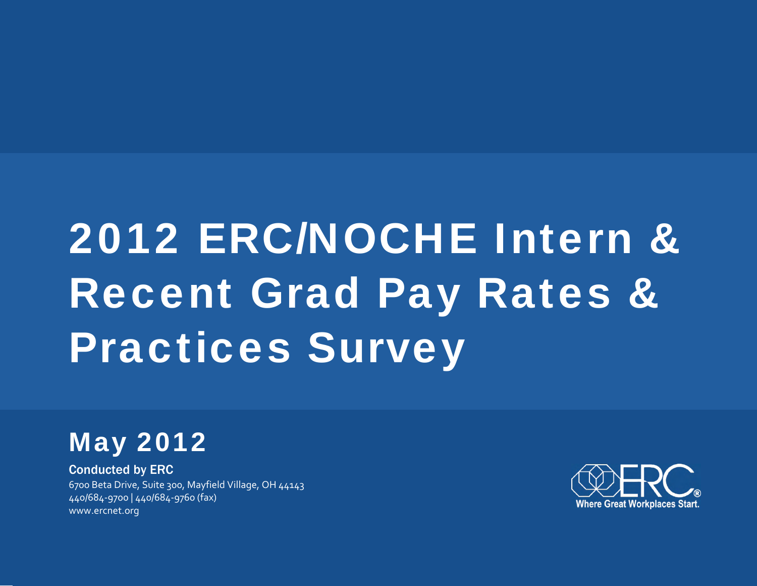# 2012 ERC/NOCHE Intern & Recent Grad Pay Rates & Practices Survey

## May 2012

**Conducted by ERC**

6700 Beta Drive, Suite 300, Mayfield Village, OH 44143
440/684-9700 | 440/684-9760 (fax)
www.ercnet.org

ERC® Where Great Workplaces Start.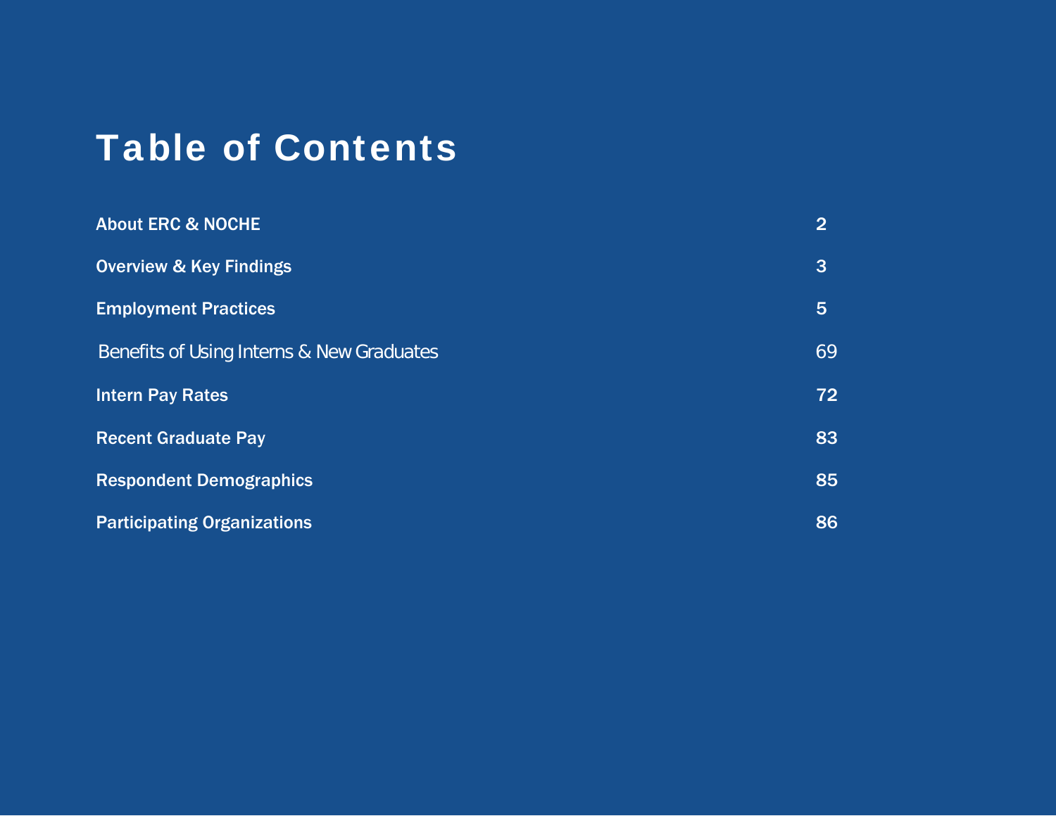# Table of Contents

| | |
|---|---|
| About ERC & NOCHE | 2 |
| Overview & Key Findings | 3 |
| Employment Practices | 5 |
| Benefits of Using Interns & New Graduates | 69 |
| Intern Pay Rates | 72 |
| Recent Graduate Pay | 83 |
| Respondent Demographics | 85 |
| Participating Organizations | 86 |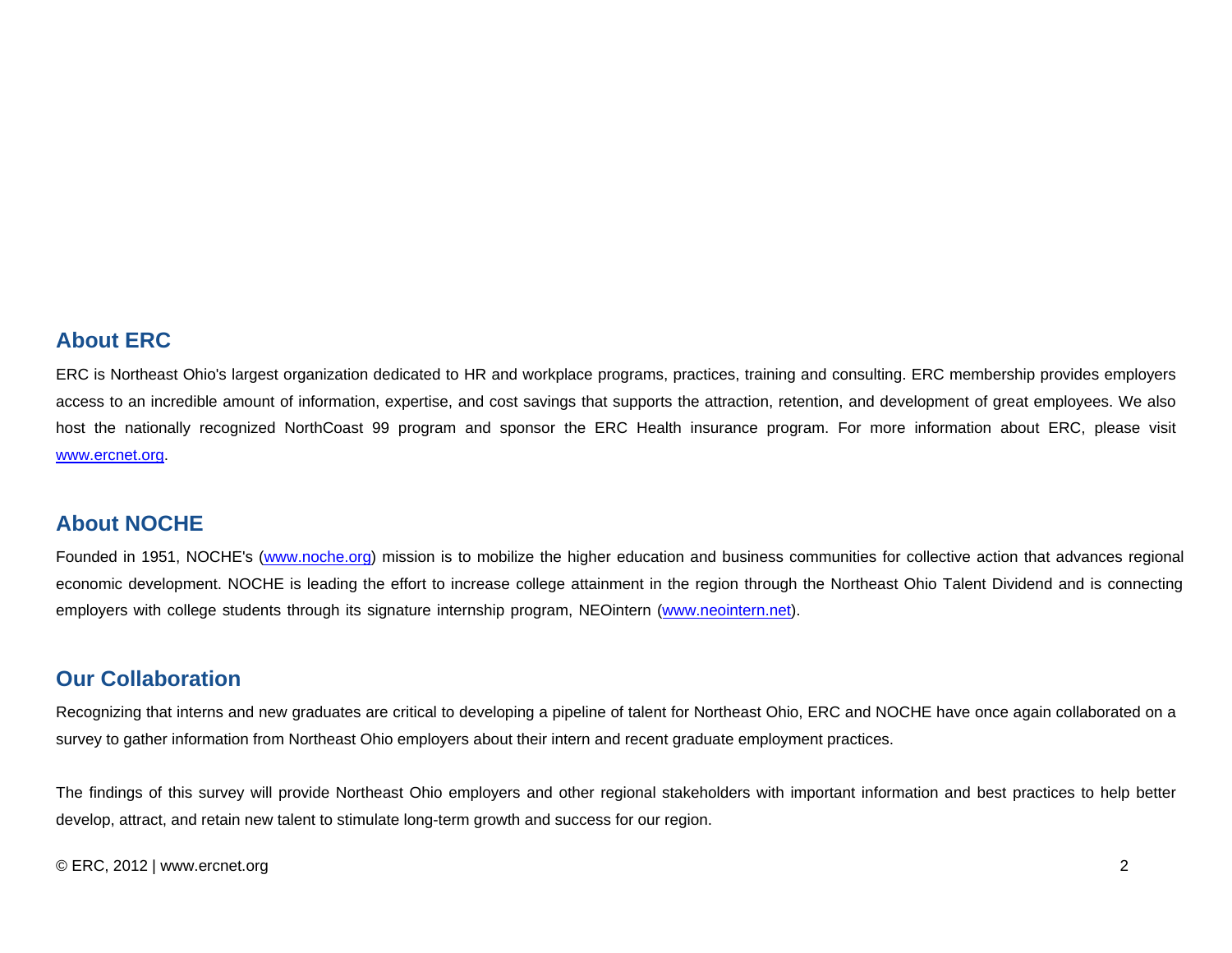## About ERC

ERC is Northeast Ohio's largest organization dedicated to HR and workplace programs, practices, training and consulting. ERC membership provides employers access to an incredible amount of information, expertise, and cost savings that supports the attraction, retention, and development of great employees. We also host the nationally recognized NorthCoast 99 program and sponsor the ERC Health insurance program. For more information about ERC, please visit www.ercnet.org.

## About NOCHE

Founded in 1951, NOCHE's (www.noche.org) mission is to mobilize the higher education and business communities for collective action that advances regional economic development. NOCHE is leading the effort to increase college attainment in the region through the Northeast Ohio Talent Dividend and is connecting employers with college students through its signature internship program, NEOintern (www.neointern.net).

## Our Collaboration

Recognizing that interns and new graduates are critical to developing a pipeline of talent for Northeast Ohio, ERC and NOCHE have once again collaborated on a survey to gather information from Northeast Ohio employers about their intern and recent graduate employment practices.

The findings of this survey will provide Northeast Ohio employers and other regional stakeholders with important information and best practices to help better develop, attract, and retain new talent to stimulate long-term growth and success for our region.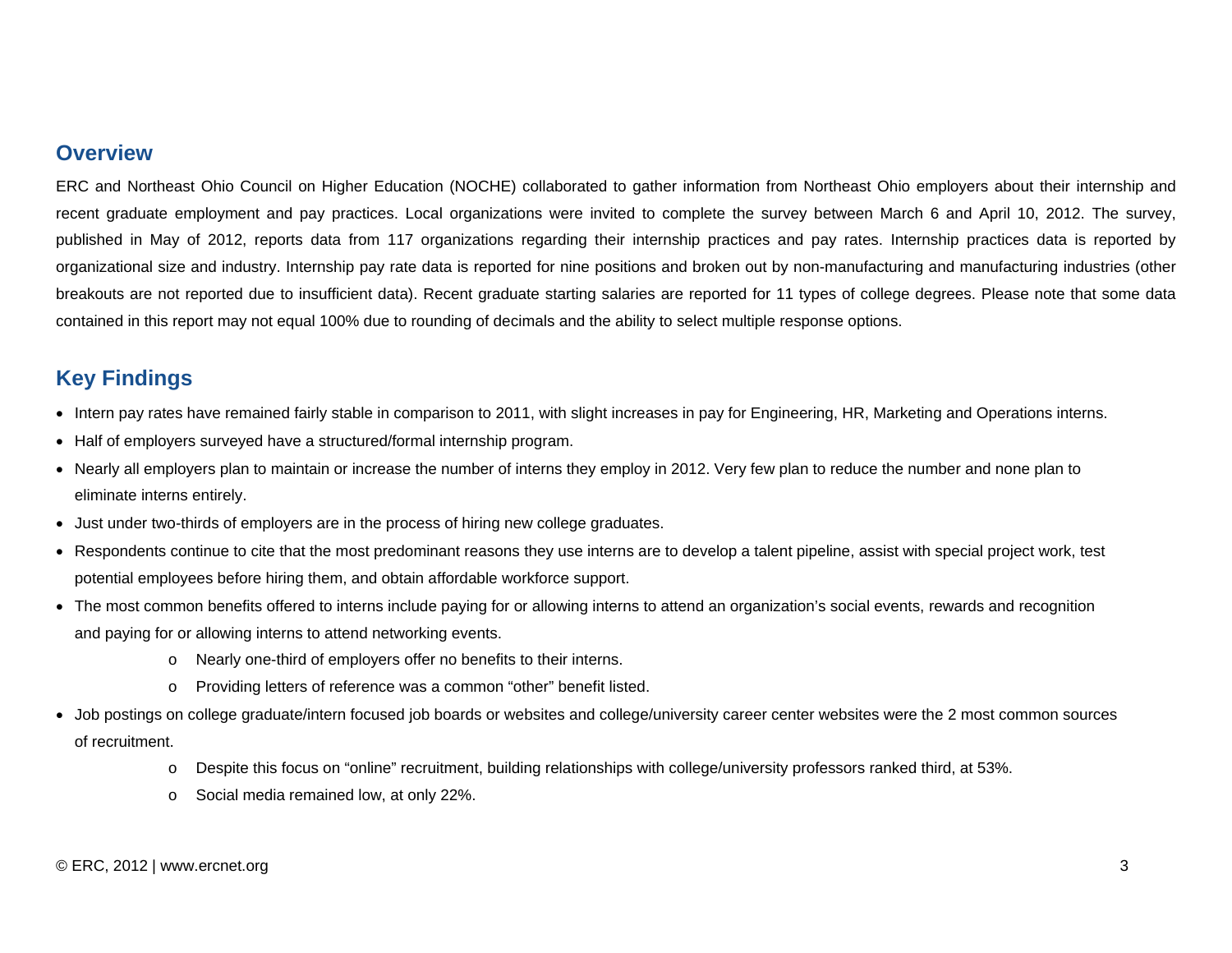## Overview

ERC and Northeast Ohio Council on Higher Education (NOCHE) collaborated to gather information from Northeast Ohio employers about their internship and recent graduate employment and pay practices. Local organizations were invited to complete the survey between March 6 and April 10, 2012. The survey, published in May of 2012, reports data from 117 organizations regarding their internship practices and pay rates. Internship practices data is reported by organizational size and industry. Internship pay rate data is reported for nine positions and broken out by non-manufacturing and manufacturing industries (other breakouts are not reported due to insufficient data). Recent graduate starting salaries are reported for 11 types of college degrees. Please note that some data contained in this report may not equal 100% due to rounding of decimals and the ability to select multiple response options.

## Key Findings

- Intern pay rates have remained fairly stable in comparison to 2011, with slight increases in pay for Engineering, HR, Marketing and Operations interns.
- Half of employers surveyed have a structured/formal internship program.
- Nearly all employers plan to maintain or increase the number of interns they employ in 2012. Very few plan to reduce the number and none plan to eliminate interns entirely.
- Just under two-thirds of employers are in the process of hiring new college graduates.
- Respondents continue to cite that the most predominant reasons they use interns are to develop a talent pipeline, assist with special project work, test potential employees before hiring them, and obtain affordable workforce support.
- The most common benefits offered to interns include paying for or allowing interns to attend an organization's social events, rewards and recognition and paying for or allowing interns to attend networking events.
  - Nearly one-third of employers offer no benefits to their interns.
  - Providing letters of reference was a common "other" benefit listed.
- Job postings on college graduate/intern focused job boards or websites and college/university career center websites were the 2 most common sources of recruitment.
  - Despite this focus on "online" recruitment, building relationships with college/university professors ranked third, at 53%.
  - Social media remained low, at only 22%.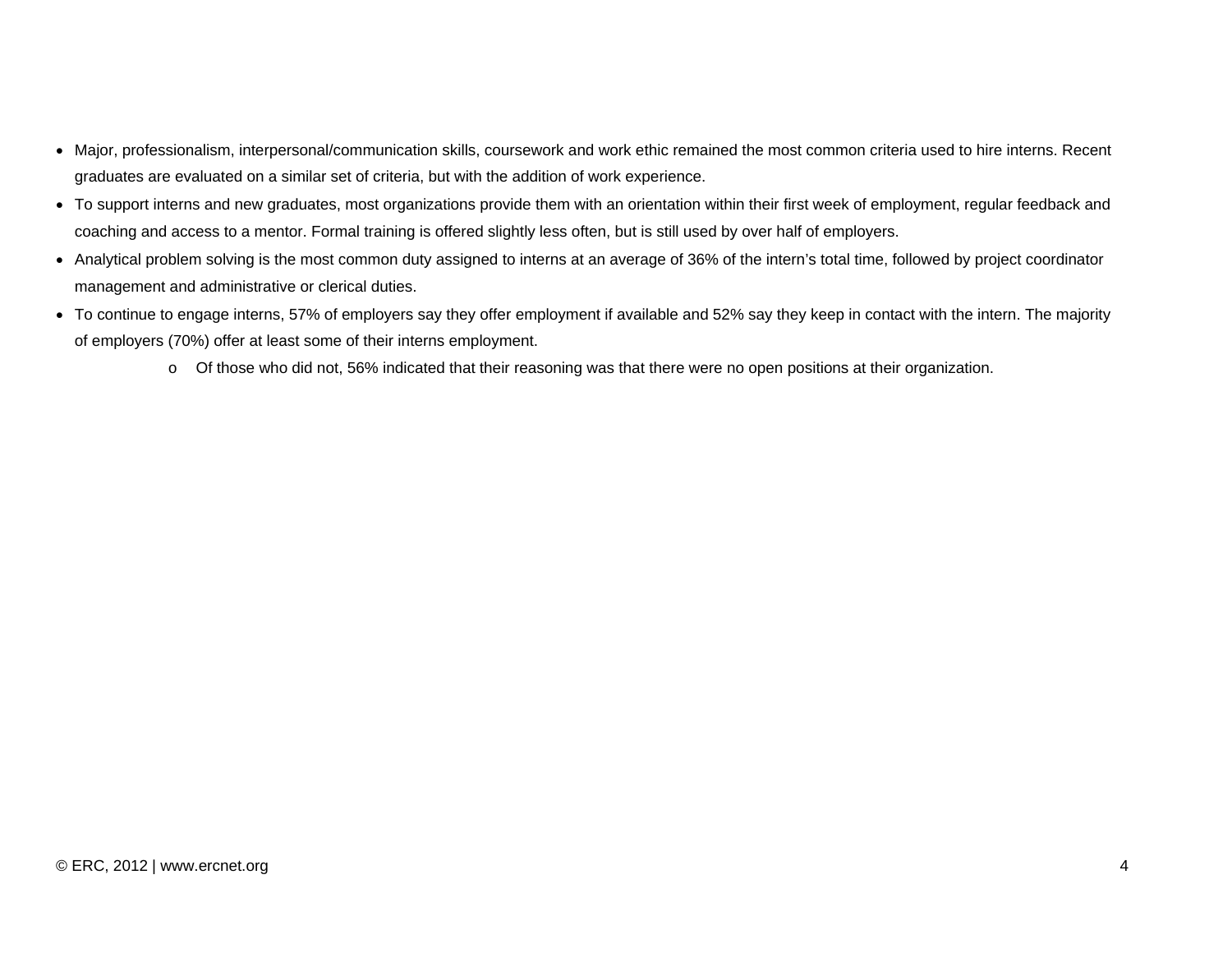- Major, professionalism, interpersonal/communication skills, coursework and work ethic remained the most common criteria used to hire interns. Recent graduates are evaluated on a similar set of criteria, but with the addition of work experience.
- To support interns and new graduates, most organizations provide them with an orientation within their first week of employment, regular feedback and coaching and access to a mentor. Formal training is offered slightly less often, but is still used by over half of employers.
- Analytical problem solving is the most common duty assigned to interns at an average of 36% of the intern's total time, followed by project coordinator management and administrative or clerical duties.
- To continue to engage interns, 57% of employers say they offer employment if available and 52% say they keep in contact with the intern. The majority of employers (70%) offer at least some of their interns employment.
    - Of those who did not, 56% indicated that their reasoning was that there were no open positions at their organization.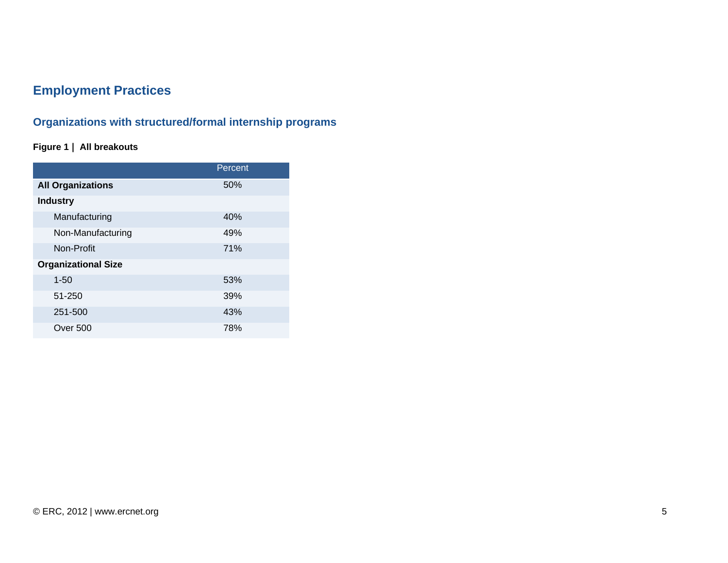# Employment Practices

## Organizations with structured/formal internship programs

**Figure 1 | All breakouts**

| | Percent |
|---|---|
| **All Organizations** | 50% |
| **Industry** | |
| Manufacturing | 40% |
| Non-Manufacturing | 49% |
| Non-Profit | 71% |
| **Organizational Size** | |
| 1-50 | 53% |
| 51-250 | 39% |
| 251-500 | 43% |
| Over 500 | 78% |

© ERC, 2012 | www.ercnet.org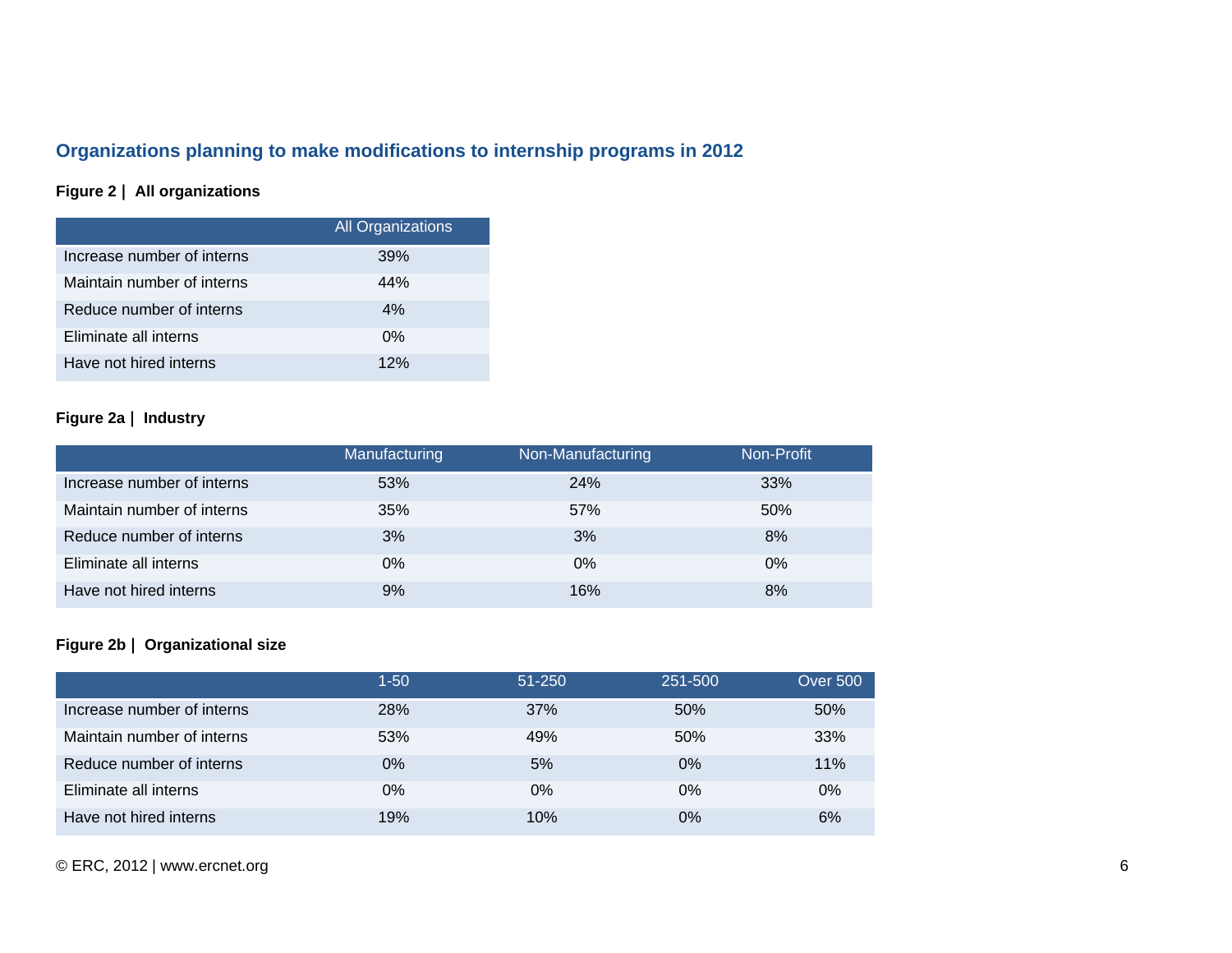## Organizations planning to make modifications to internship programs in 2012

**Figure 2 | All organizations**

| | All Organizations |
|---|---|
| Increase number of interns | 39% |
| Maintain number of interns | 44% |
| Reduce number of interns | 4% |
| Eliminate all interns | 0% |
| Have not hired interns | 12% |

**Figure 2a | Industry**

| | Manufacturing | Non-Manufacturing | Non-Profit |
|---|---|---|---|
| Increase number of interns | 53% | 24% | 33% |
| Maintain number of interns | 35% | 57% | 50% |
| Reduce number of interns | 3% | 3% | 8% |
| Eliminate all interns | 0% | 0% | 0% |
| Have not hired interns | 9% | 16% | 8% |

**Figure 2b | Organizational size**

| | 1-50 | 51-250 | 251-500 | Over 500 |
|---|---|---|---|---|
| Increase number of interns | 28% | 37% | 50% | 50% |
| Maintain number of interns | 53% | 49% | 50% | 33% |
| Reduce number of interns | 0% | 5% | 0% | 11% |
| Eliminate all interns | 0% | 0% | 0% | 0% |
| Have not hired interns | 19% | 10% | 0% | 6% |

© ERC, 2012 | www.ercnet.org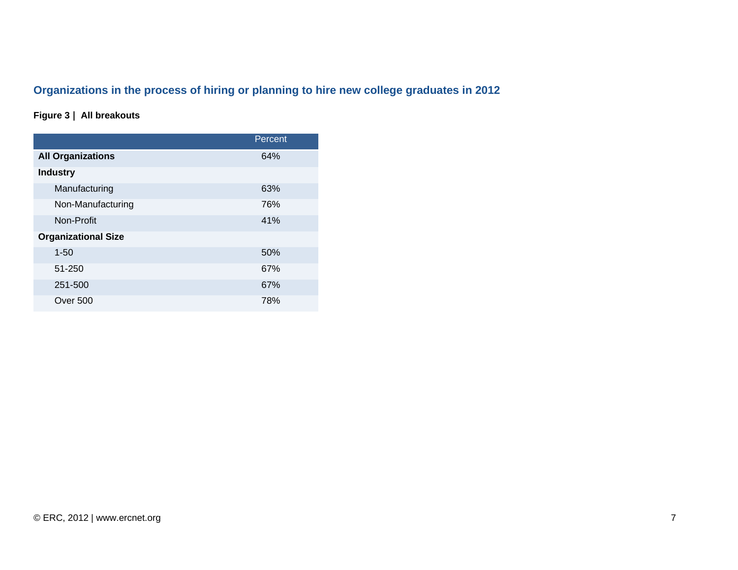## Organizations in the process of hiring or planning to hire new college graduates in 2012

**Figure 3 | All breakouts**

| | Percent |
|---|---|
| **All Organizations** | 64% |
| **Industry** | |
| Manufacturing | 63% |
| Non-Manufacturing | 76% |
| Non-Profit | 41% |
| **Organizational Size** | |
| 1-50 | 50% |
| 51-250 | 67% |
| 251-500 | 67% |
| Over 500 | 78% |

© ERC, 2012 | www.ercnet.org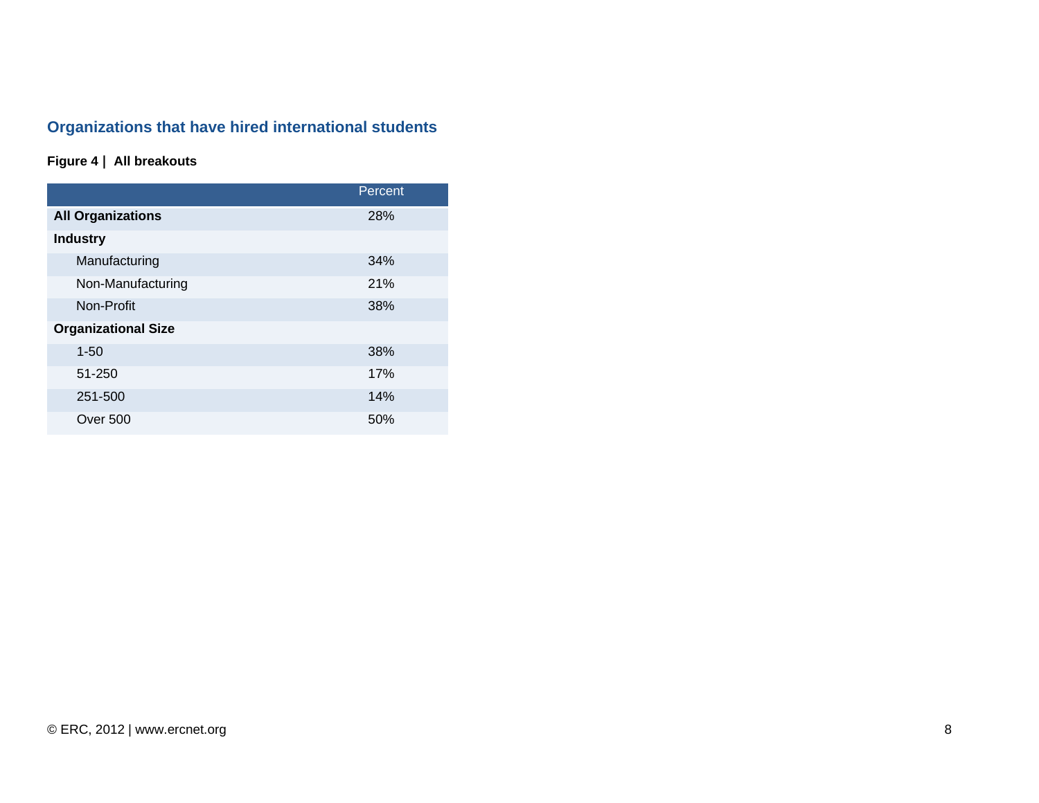## Organizations that have hired international students

**Figure 4 | All breakouts**

| | Percent |
|---|---|
| **All Organizations** | 28% |
| **Industry** | |
| Manufacturing | 34% |
| Non-Manufacturing | 21% |
| Non-Profit | 38% |
| **Organizational Size** | |
| 1-50 | 38% |
| 51-250 | 17% |
| 251-500 | 14% |
| Over 500 | 50% |

© ERC, 2012 | www.ercnet.org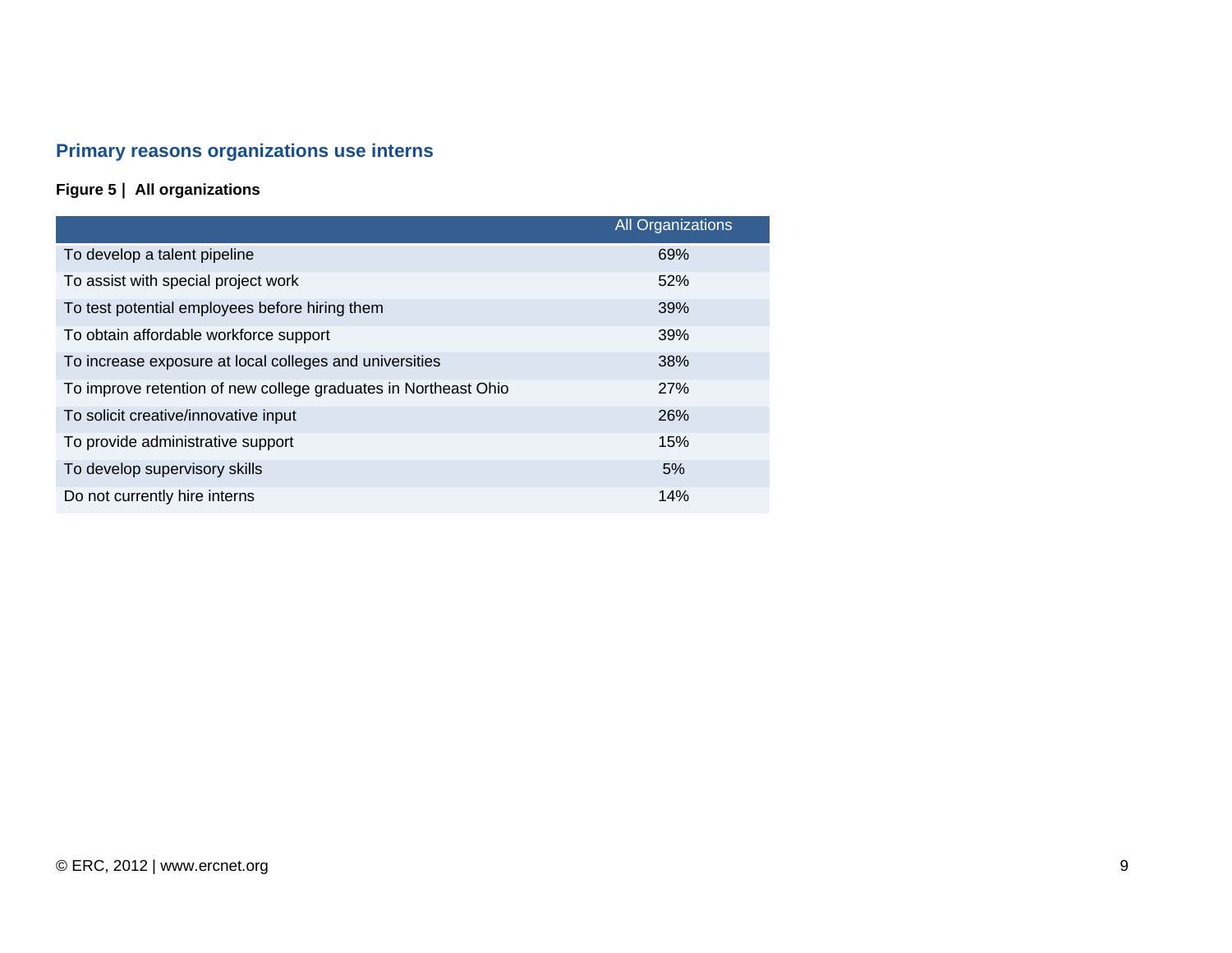## Primary reasons organizations use interns

**Figure 5 | All organizations**

| | All Organizations |
|---|---|
| To develop a talent pipeline | 69% |
| To assist with special project work | 52% |
| To test potential employees before hiring them | 39% |
| To obtain affordable workforce support | 39% |
| To increase exposure at local colleges and universities | 38% |
| To improve retention of new college graduates in Northeast Ohio | 27% |
| To solicit creative/innovative input | 26% |
| To provide administrative support | 15% |
| To develop supervisory skills | 5% |
| Do not currently hire interns | 14% |

© ERC, 2012 | www.ercnet.org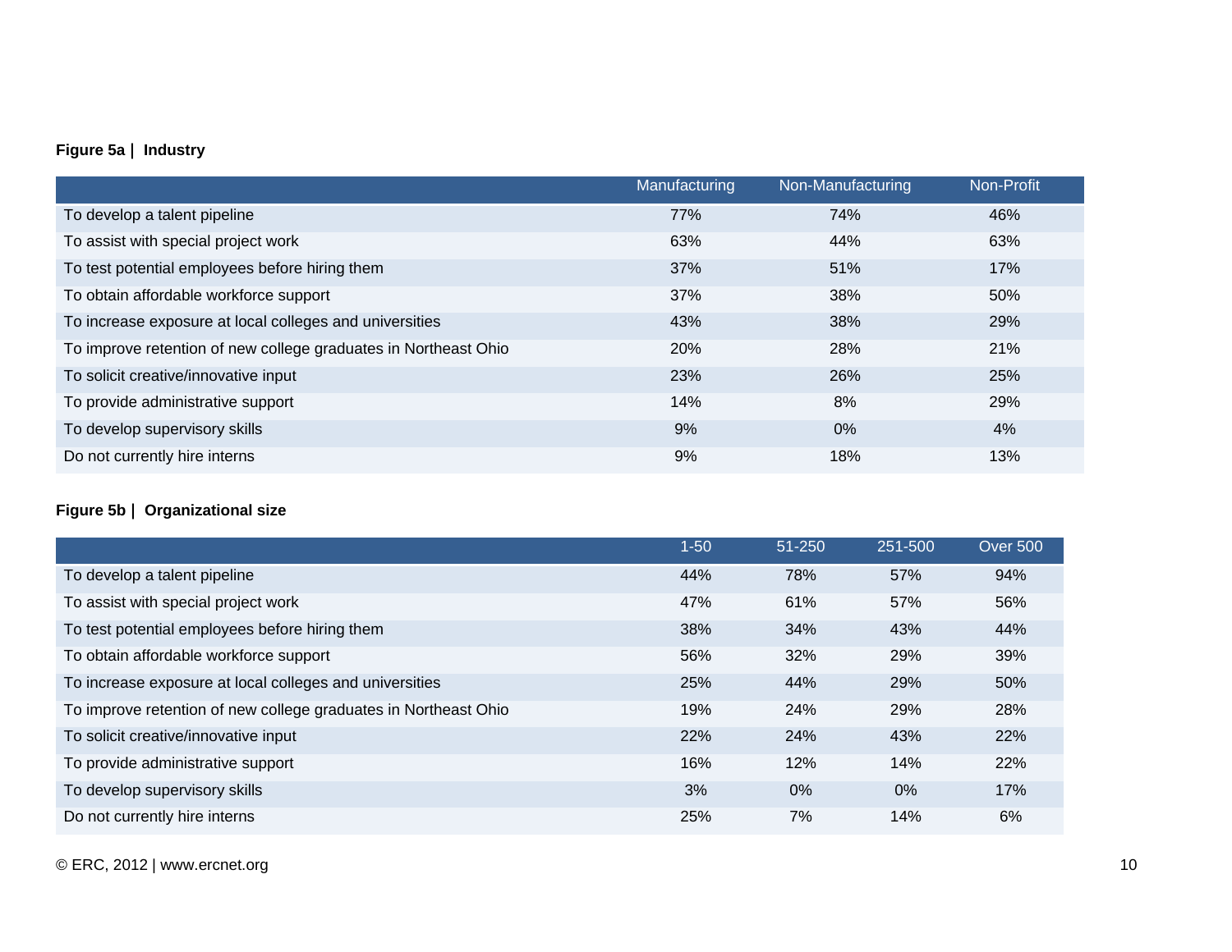**Figure 5a | Industry**

| | Manufacturing | Non-Manufacturing | Non-Profit |
|---|---|---|---|
| To develop a talent pipeline | 77% | 74% | 46% |
| To assist with special project work | 63% | 44% | 63% |
| To test potential employees before hiring them | 37% | 51% | 17% |
| To obtain affordable workforce support | 37% | 38% | 50% |
| To increase exposure at local colleges and universities | 43% | 38% | 29% |
| To improve retention of new college graduates in Northeast Ohio | 20% | 28% | 21% |
| To solicit creative/innovative input | 23% | 26% | 25% |
| To provide administrative support | 14% | 8% | 29% |
| To develop supervisory skills | 9% | 0% | 4% |
| Do not currently hire interns | 9% | 18% | 13% |

**Figure 5b | Organizational size**

| | 1-50 | 51-250 | 251-500 | Over 500 |
|---|---|---|---|---|
| To develop a talent pipeline | 44% | 78% | 57% | 94% |
| To assist with special project work | 47% | 61% | 57% | 56% |
| To test potential employees before hiring them | 38% | 34% | 43% | 44% |
| To obtain affordable workforce support | 56% | 32% | 29% | 39% |
| To increase exposure at local colleges and universities | 25% | 44% | 29% | 50% |
| To improve retention of new college graduates in Northeast Ohio | 19% | 24% | 29% | 28% |
| To solicit creative/innovative input | 22% | 24% | 43% | 22% |
| To provide administrative support | 16% | 12% | 14% | 22% |
| To develop supervisory skills | 3% | 0% | 0% | 17% |
| Do not currently hire interns | 25% | 7% | 14% | 6% |

© ERC, 2012 | www.ercnet.org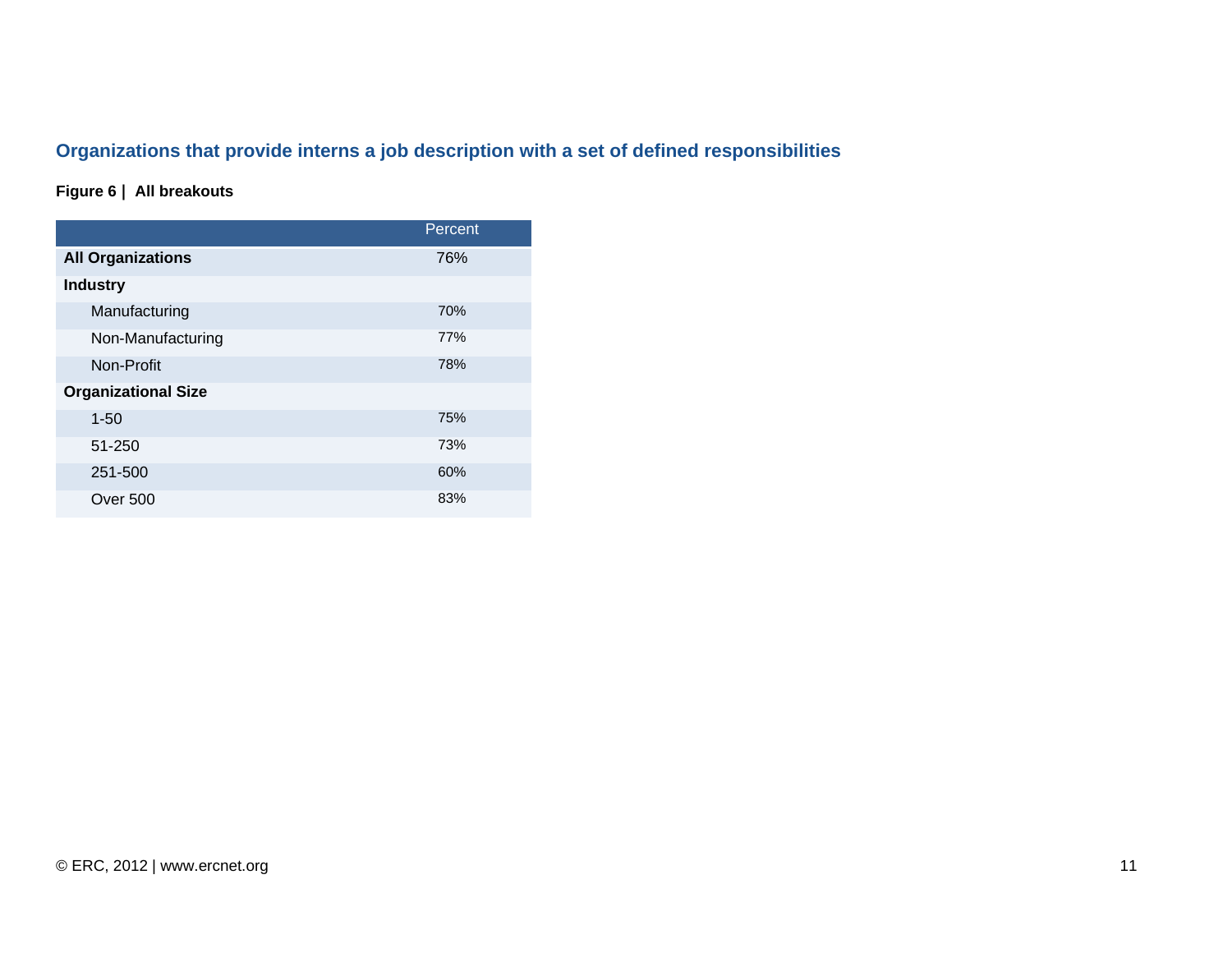## Organizations that provide interns a job description with a set of defined responsibilities

**Figure 6 | All breakouts**

| | Percent |
|---|---|
| **All Organizations** | 76% |
| **Industry** | |
| Manufacturing | 70% |
| Non-Manufacturing | 77% |
| Non-Profit | 78% |
| **Organizational Size** | |
| 1-50 | 75% |
| 51-250 | 73% |
| 251-500 | 60% |
| Over 500 | 83% |

© ERC, 2012 | www.ercnet.org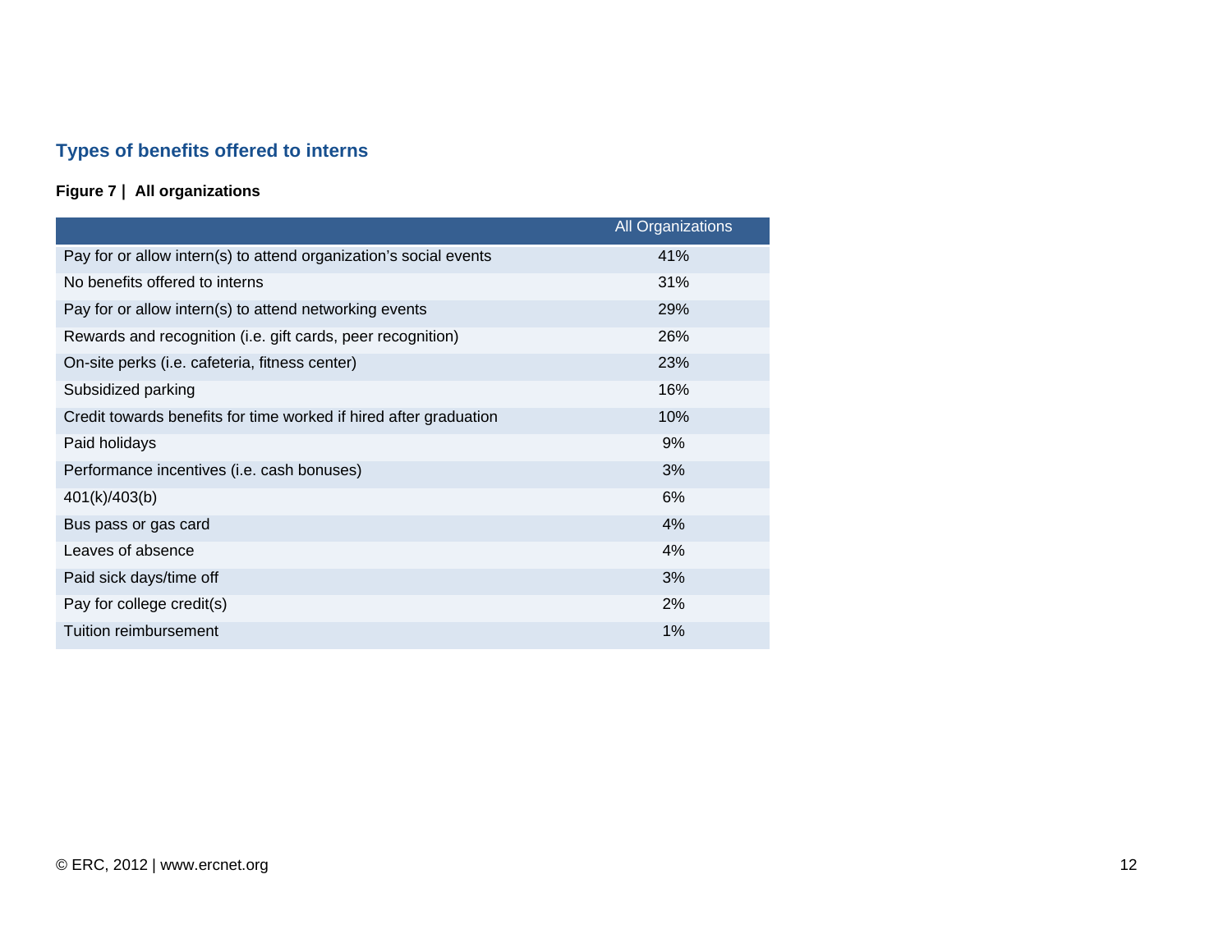## Types of benefits offered to interns

**Figure 7 | All organizations**

| | All Organizations |
|---|---|
| Pay for or allow intern(s) to attend organization's social events | 41% |
| No benefits offered to interns | 31% |
| Pay for or allow intern(s) to attend networking events | 29% |
| Rewards and recognition (i.e. gift cards, peer recognition) | 26% |
| On-site perks (i.e. cafeteria, fitness center) | 23% |
| Subsidized parking | 16% |
| Credit towards benefits for time worked if hired after graduation | 10% |
| Paid holidays | 9% |
| Performance incentives (i.e. cash bonuses) | 3% |
| 401(k)/403(b) | 6% |
| Bus pass or gas card | 4% |
| Leaves of absence | 4% |
| Paid sick days/time off | 3% |
| Pay for college credit(s) | 2% |
| Tuition reimbursement | 1% |

© ERC, 2012 | www.ercnet.org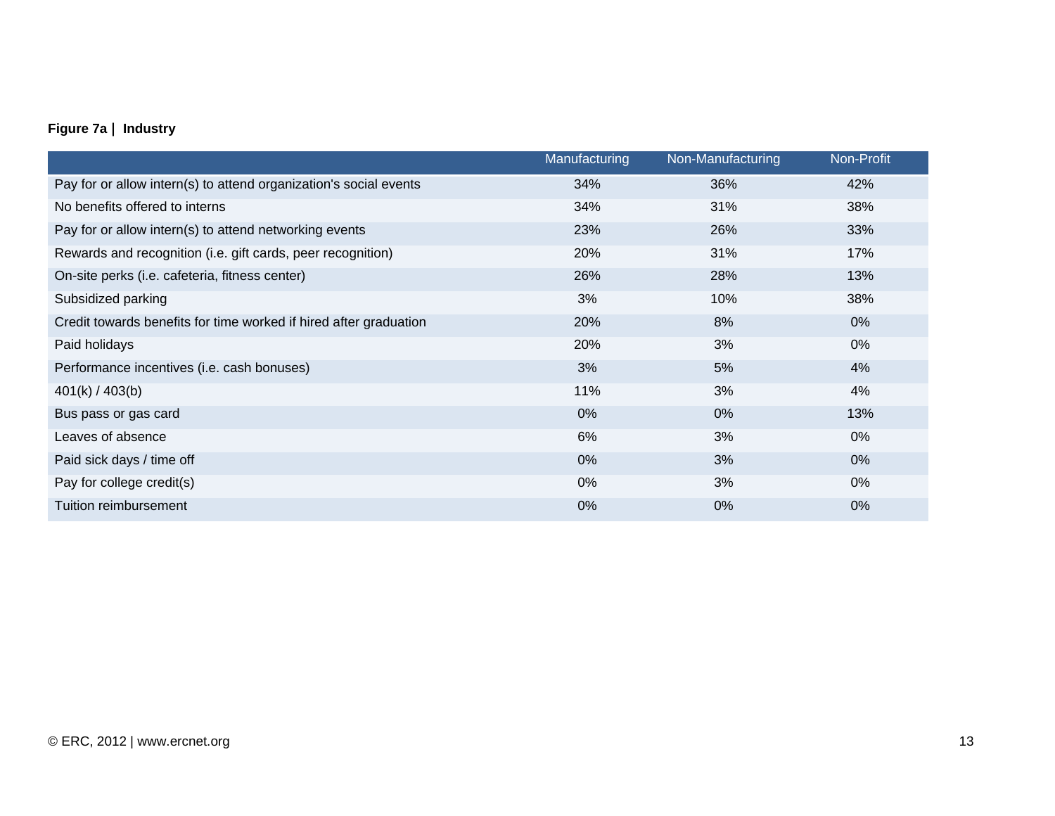**Figure 7a | Industry**

| | Manufacturing | Non-Manufacturing | Non-Profit |
|---|---|---|---|
| Pay for or allow intern(s) to attend organization's social events | 34% | 36% | 42% |
| No benefits offered to interns | 34% | 31% | 38% |
| Pay for or allow intern(s) to attend networking events | 23% | 26% | 33% |
| Rewards and recognition (i.e. gift cards, peer recognition) | 20% | 31% | 17% |
| On-site perks (i.e. cafeteria, fitness center) | 26% | 28% | 13% |
| Subsidized parking | 3% | 10% | 38% |
| Credit towards benefits for time worked if hired after graduation | 20% | 8% | 0% |
| Paid holidays | 20% | 3% | 0% |
| Performance incentives (i.e. cash bonuses) | 3% | 5% | 4% |
| 401(k) / 403(b) | 11% | 3% | 4% |
| Bus pass or gas card | 0% | 0% | 13% |
| Leaves of absence | 6% | 3% | 0% |
| Paid sick days / time off | 0% | 3% | 0% |
| Pay for college credit(s) | 0% | 3% | 0% |
| Tuition reimbursement | 0% | 0% | 0% |

© ERC, 2012 | www.ercnet.org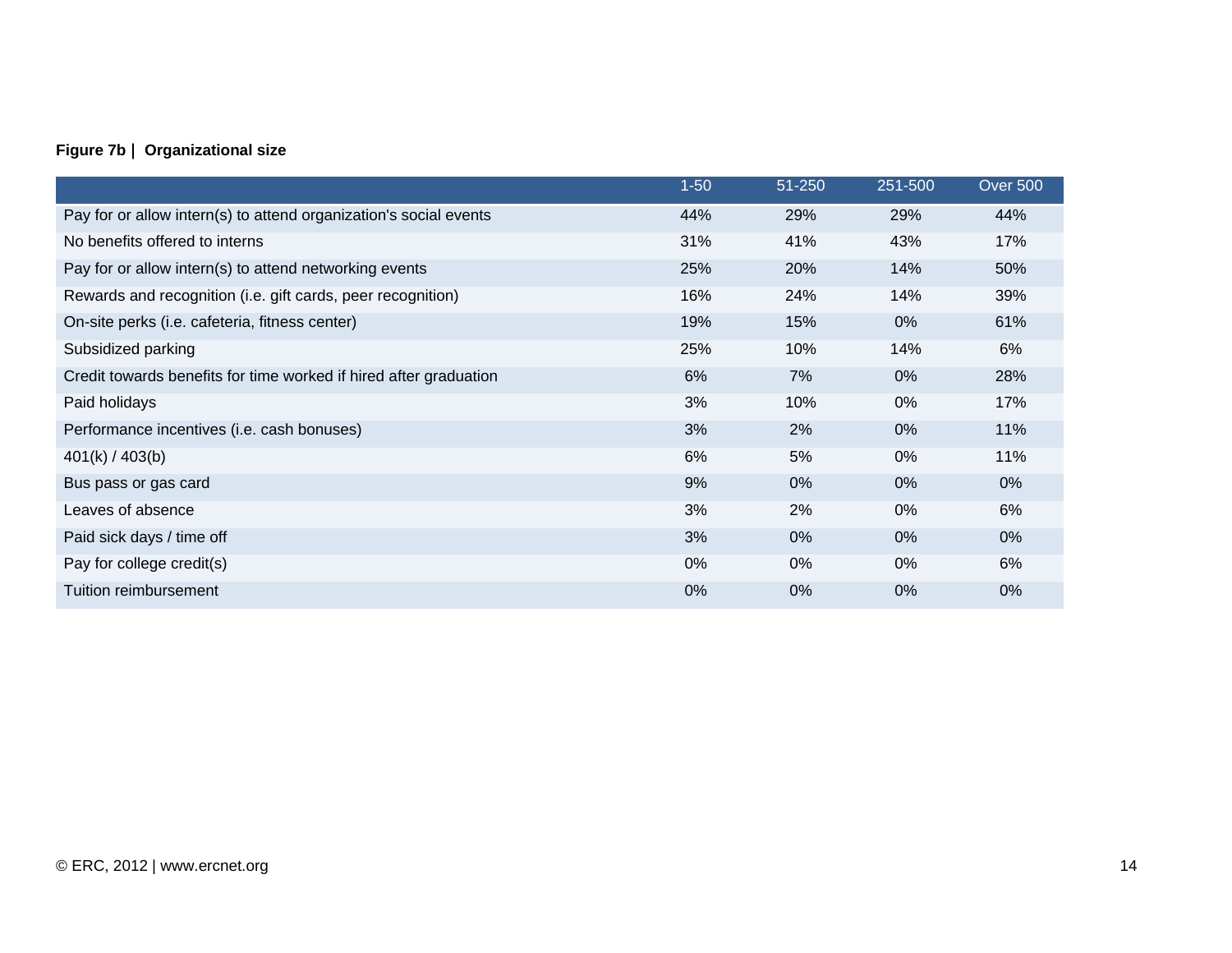**Figure 7b | Organizational size**

| | 1-50 | 51-250 | 251-500 | Over 500 |
|---|---|---|---|---|
| Pay for or allow intern(s) to attend organization's social events | 44% | 29% | 29% | 44% |
| No benefits offered to interns | 31% | 41% | 43% | 17% |
| Pay for or allow intern(s) to attend networking events | 25% | 20% | 14% | 50% |
| Rewards and recognition (i.e. gift cards, peer recognition) | 16% | 24% | 14% | 39% |
| On-site perks (i.e. cafeteria, fitness center) | 19% | 15% | 0% | 61% |
| Subsidized parking | 25% | 10% | 14% | 6% |
| Credit towards benefits for time worked if hired after graduation | 6% | 7% | 0% | 28% |
| Paid holidays | 3% | 10% | 0% | 17% |
| Performance incentives (i.e. cash bonuses) | 3% | 2% | 0% | 11% |
| 401(k) / 403(b) | 6% | 5% | 0% | 11% |
| Bus pass or gas card | 9% | 0% | 0% | 0% |
| Leaves of absence | 3% | 2% | 0% | 6% |
| Paid sick days / time off | 3% | 0% | 0% | 0% |
| Pay for college credit(s) | 0% | 0% | 0% | 6% |
| Tuition reimbursement | 0% | 0% | 0% | 0% |

© ERC, 2012 | www.ercnet.org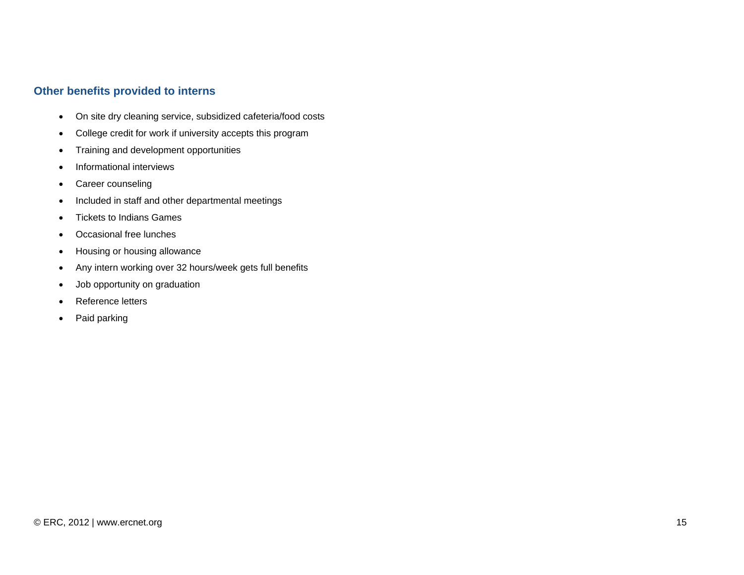### Other benefits provided to interns

- On site dry cleaning service, subsidized cafeteria/food costs
- College credit for work if university accepts this program
- Training and development opportunities
- Informational interviews
- Career counseling
- Included in staff and other departmental meetings
- Tickets to Indians Games
- Occasional free lunches
- Housing or housing allowance
- Any intern working over 32 hours/week gets full benefits
- Job opportunity on graduation
- Reference letters
- Paid parking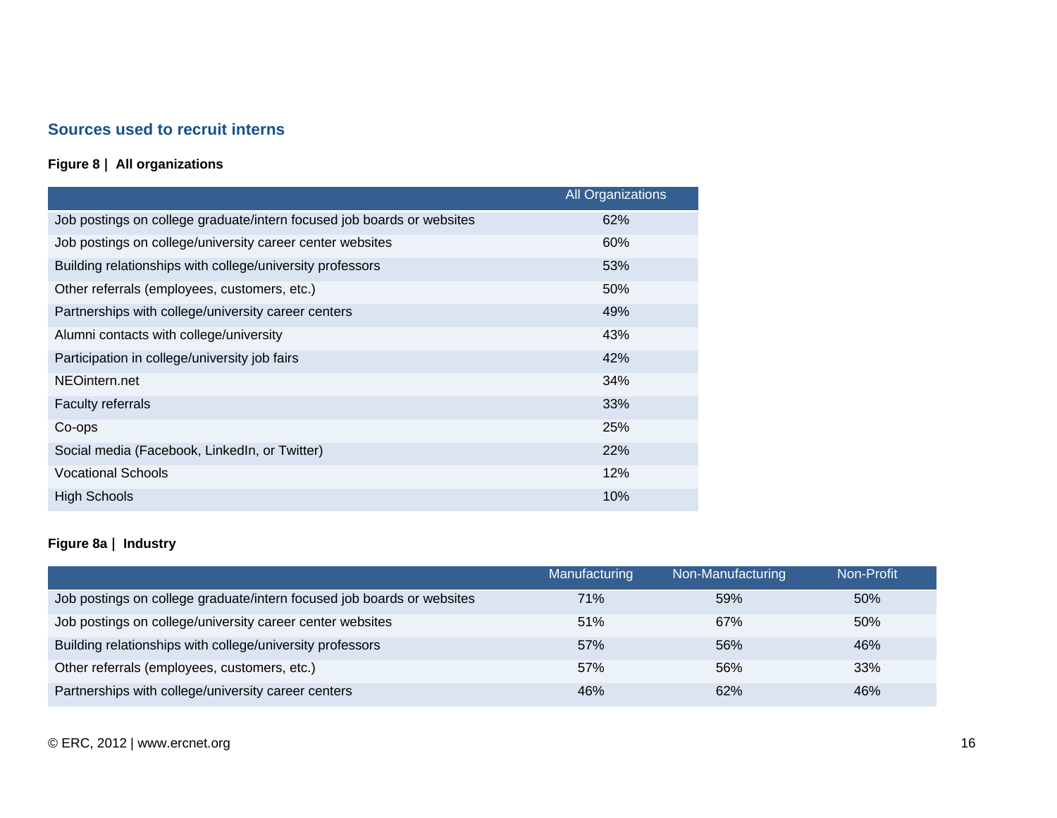## Sources used to recruit interns

**Figure 8 | All organizations**

| | All Organizations |
|---|---|
| Job postings on college graduate/intern focused job boards or websites | 62% |
| Job postings on college/university career center websites | 60% |
| Building relationships with college/university professors | 53% |
| Other referrals (employees, customers, etc.) | 50% |
| Partnerships with college/university career centers | 49% |
| Alumni contacts with college/university | 43% |
| Participation in college/university job fairs | 42% |
| NEOintern.net | 34% |
| Faculty referrals | 33% |
| Co-ops | 25% |
| Social media (Facebook, LinkedIn, or Twitter) | 22% |
| Vocational Schools | 12% |
| High Schools | 10% |

**Figure 8a | Industry**

| | Manufacturing | Non-Manufacturing | Non-Profit |
|---|---|---|---|
| Job postings on college graduate/intern focused job boards or websites | 71% | 59% | 50% |
| Job postings on college/university career center websites | 51% | 67% | 50% |
| Building relationships with college/university professors | 57% | 56% | 46% |
| Other referrals (employees, customers, etc.) | 57% | 56% | 33% |
| Partnerships with college/university career centers | 46% | 62% | 46% |

© ERC, 2012 | www.ercnet.org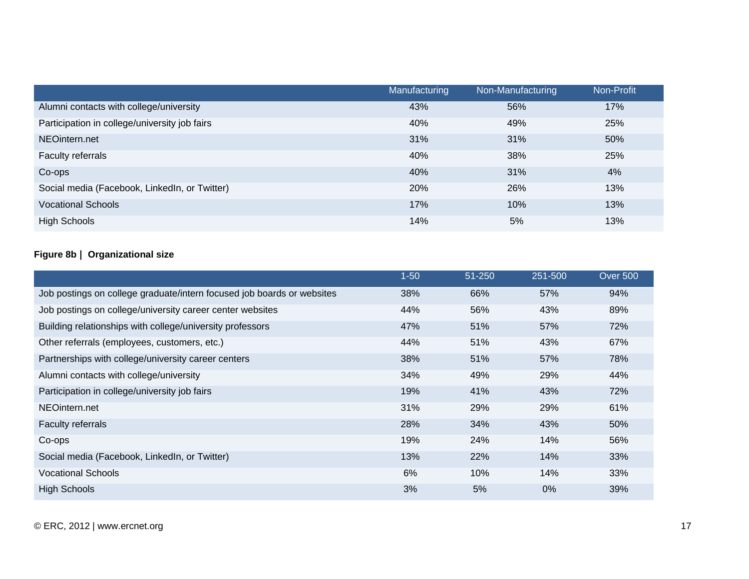| | Manufacturing | Non-Manufacturing | Non-Profit |
|---|---|---|---|
| Alumni contacts with college/university | 43% | 56% | 17% |
| Participation in college/university job fairs | 40% | 49% | 25% |
| NEOintern.net | 31% | 31% | 50% |
| Faculty referrals | 40% | 38% | 25% |
| Co-ops | 40% | 31% | 4% |
| Social media (Facebook, LinkedIn, or Twitter) | 20% | 26% | 13% |
| Vocational Schools | 17% | 10% | 13% |
| High Schools | 14% | 5% | 13% |

**Figure 8b | Organizational size**

| | 1-50 | 51-250 | 251-500 | Over 500 |
|---|---|---|---|---|
| Job postings on college graduate/intern focused job boards or websites | 38% | 66% | 57% | 94% |
| Job postings on college/university career center websites | 44% | 56% | 43% | 89% |
| Building relationships with college/university professors | 47% | 51% | 57% | 72% |
| Other referrals (employees, customers, etc.) | 44% | 51% | 43% | 67% |
| Partnerships with college/university career centers | 38% | 51% | 57% | 78% |
| Alumni contacts with college/university | 34% | 49% | 29% | 44% |
| Participation in college/university job fairs | 19% | 41% | 43% | 72% |
| NEOintern.net | 31% | 29% | 29% | 61% |
| Faculty referrals | 28% | 34% | 43% | 50% |
| Co-ops | 19% | 24% | 14% | 56% |
| Social media (Facebook, LinkedIn, or Twitter) | 13% | 22% | 14% | 33% |
| Vocational Schools | 6% | 10% | 14% | 33% |
| High Schools | 3% | 5% | 0% | 39% |

© ERC, 2012 | www.ercnet.org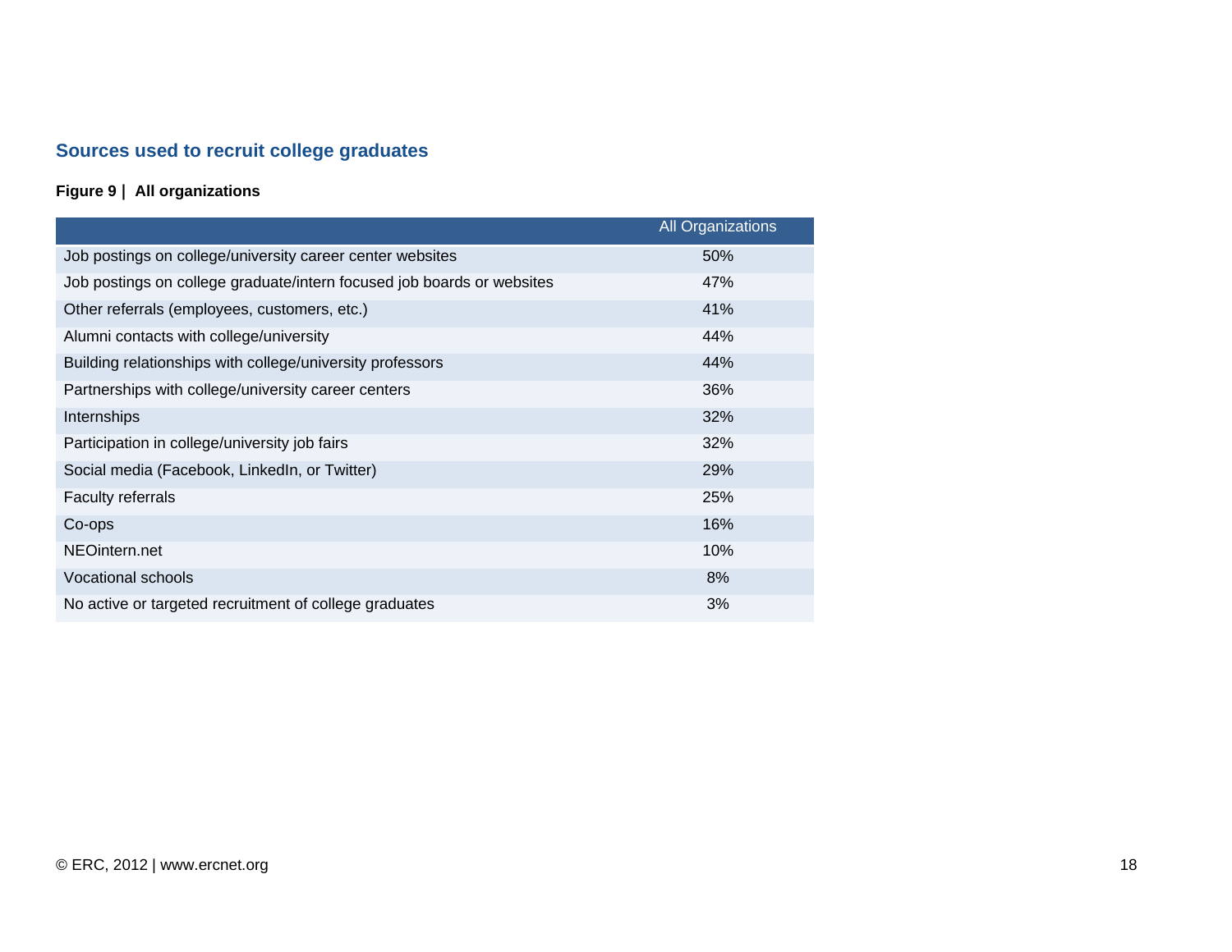## Sources used to recruit college graduates

**Figure 9 | All organizations**

| | All Organizations |
|---|---|
| Job postings on college/university career center websites | 50% |
| Job postings on college graduate/intern focused job boards or websites | 47% |
| Other referrals (employees, customers, etc.) | 41% |
| Alumni contacts with college/university | 44% |
| Building relationships with college/university professors | 44% |
| Partnerships with college/university career centers | 36% |
| Internships | 32% |
| Participation in college/university job fairs | 32% |
| Social media (Facebook, LinkedIn, or Twitter) | 29% |
| Faculty referrals | 25% |
| Co-ops | 16% |
| NEOintern.net | 10% |
| Vocational schools | 8% |
| No active or targeted recruitment of college graduates | 3% |

© ERC, 2012 | www.ercnet.org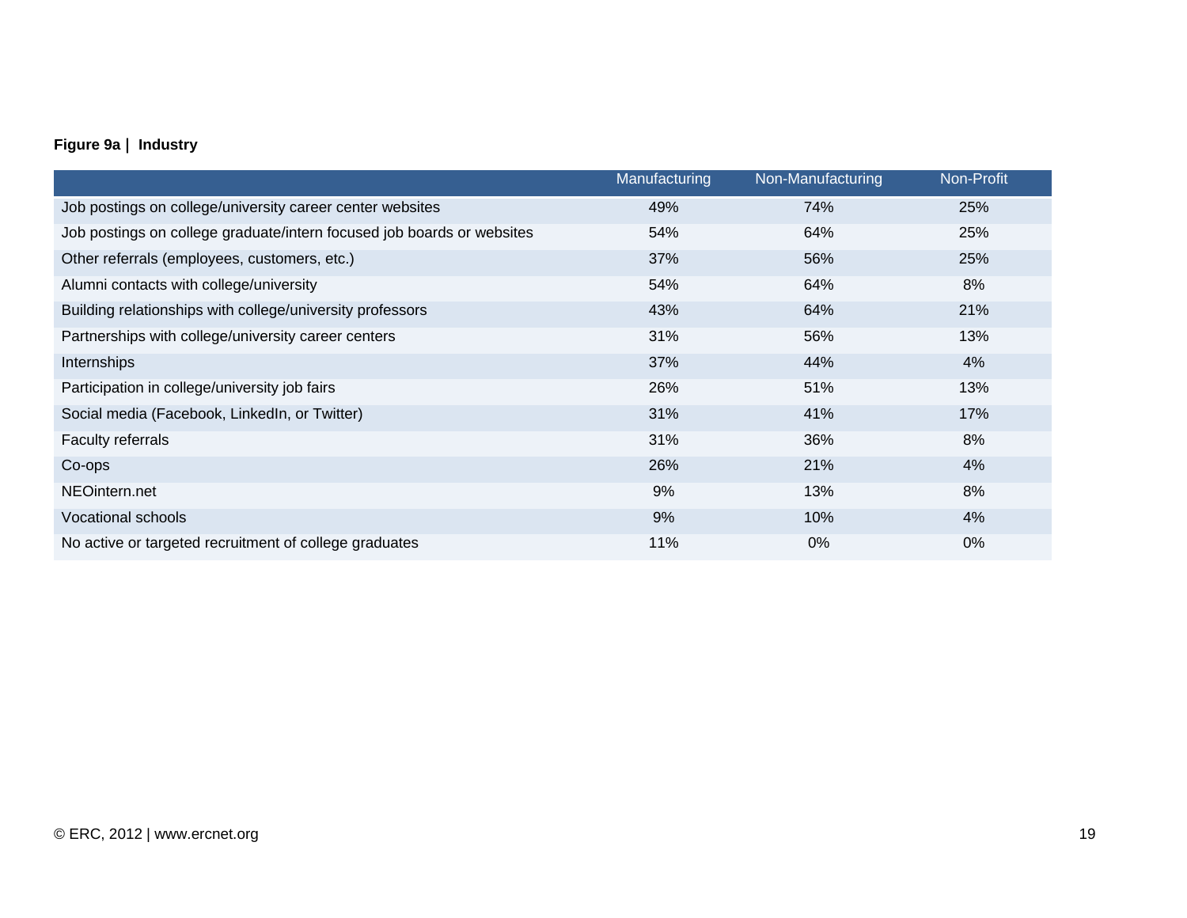**Figure 9a | Industry**

| | Manufacturing | Non-Manufacturing | Non-Profit |
|---|---|---|---|
| Job postings on college/university career center websites | 49% | 74% | 25% |
| Job postings on college graduate/intern focused job boards or websites | 54% | 64% | 25% |
| Other referrals (employees, customers, etc.) | 37% | 56% | 25% |
| Alumni contacts with college/university | 54% | 64% | 8% |
| Building relationships with college/university professors | 43% | 64% | 21% |
| Partnerships with college/university career centers | 31% | 56% | 13% |
| Internships | 37% | 44% | 4% |
| Participation in college/university job fairs | 26% | 51% | 13% |
| Social media (Facebook, LinkedIn, or Twitter) | 31% | 41% | 17% |
| Faculty referrals | 31% | 36% | 8% |
| Co-ops | 26% | 21% | 4% |
| NEOintern.net | 9% | 13% | 8% |
| Vocational schools | 9% | 10% | 4% |
| No active or targeted recruitment of college graduates | 11% | 0% | 0% |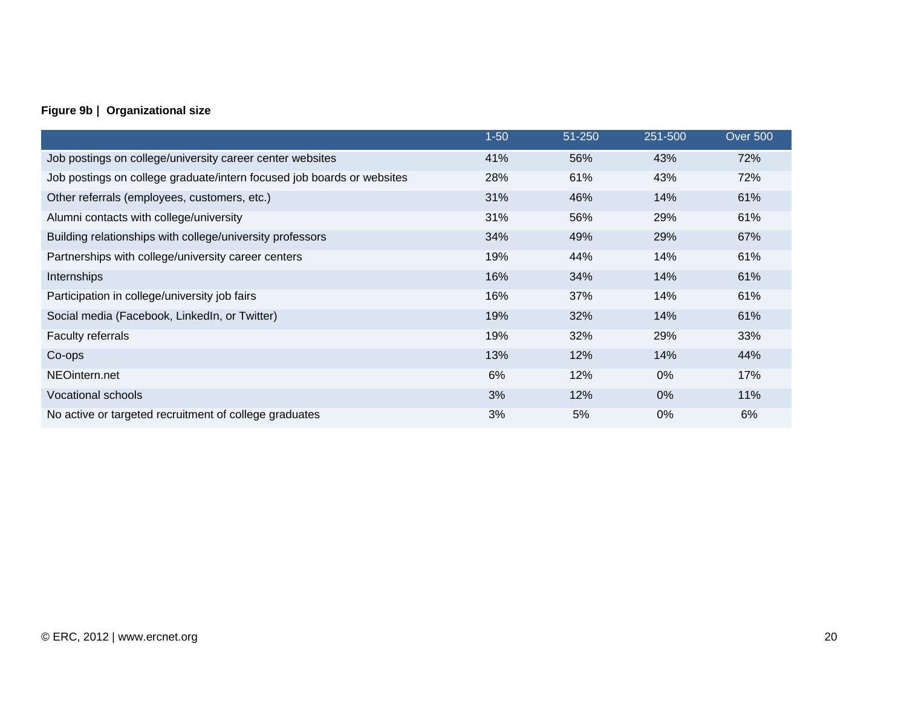**Figure 9b | Organizational size**

| | 1-50 | 51-250 | 251-500 | Over 500 |
|---|---|---|---|---|
| Job postings on college/university career center websites | 41% | 56% | 43% | 72% |
| Job postings on college graduate/intern focused job boards or websites | 28% | 61% | 43% | 72% |
| Other referrals (employees, customers, etc.) | 31% | 46% | 14% | 61% |
| Alumni contacts with college/university | 31% | 56% | 29% | 61% |
| Building relationships with college/university professors | 34% | 49% | 29% | 67% |
| Partnerships with college/university career centers | 19% | 44% | 14% | 61% |
| Internships | 16% | 34% | 14% | 61% |
| Participation in college/university job fairs | 16% | 37% | 14% | 61% |
| Social media (Facebook, LinkedIn, or Twitter) | 19% | 32% | 14% | 61% |
| Faculty referrals | 19% | 32% | 29% | 33% |
| Co-ops | 13% | 12% | 14% | 44% |
| NEOintern.net | 6% | 12% | 0% | 17% |
| Vocational schools | 3% | 12% | 0% | 11% |
| No active or targeted recruitment of college graduates | 3% | 5% | 0% | 6% |

© ERC, 2012 | www.ercnet.org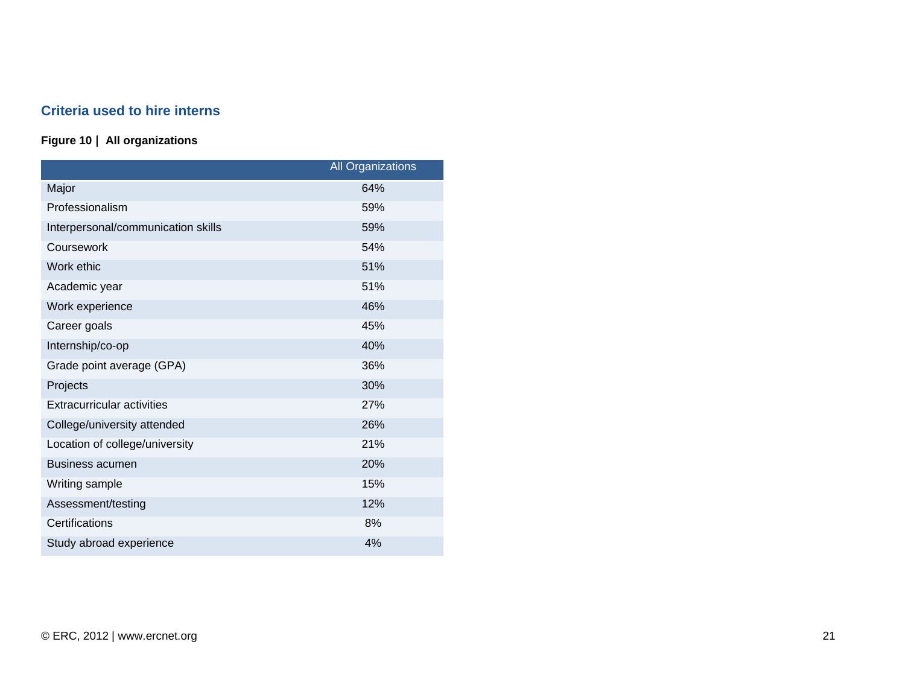## Criteria used to hire interns

**Figure 10 | All organizations**

| | All Organizations |
|---|---|
| Major | 64% |
| Professionalism | 59% |
| Interpersonal/communication skills | 59% |
| Coursework | 54% |
| Work ethic | 51% |
| Academic year | 51% |
| Work experience | 46% |
| Career goals | 45% |
| Internship/co-op | 40% |
| Grade point average (GPA) | 36% |
| Projects | 30% |
| Extracurricular activities | 27% |
| College/university attended | 26% |
| Location of college/university | 21% |
| Business acumen | 20% |
| Writing sample | 15% |
| Assessment/testing | 12% |
| Certifications | 8% |
| Study abroad experience | 4% |

© ERC, 2012 | www.ercnet.org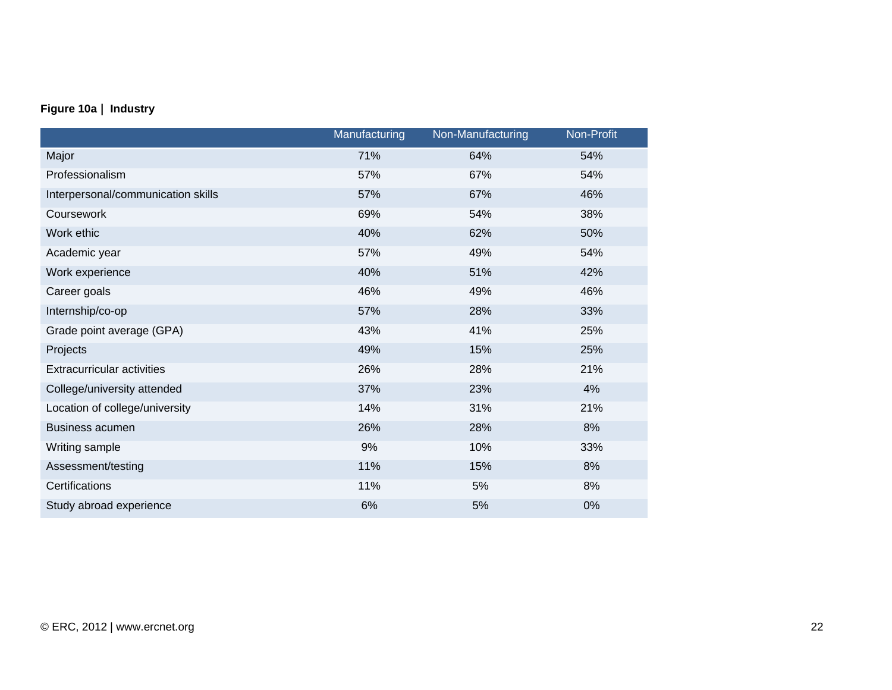**Figure 10a | Industry**

| | Manufacturing | Non-Manufacturing | Non-Profit |
|---|---|---|---|
| Major | 71% | 64% | 54% |
| Professionalism | 57% | 67% | 54% |
| Interpersonal/communication skills | 57% | 67% | 46% |
| Coursework | 69% | 54% | 38% |
| Work ethic | 40% | 62% | 50% |
| Academic year | 57% | 49% | 54% |
| Work experience | 40% | 51% | 42% |
| Career goals | 46% | 49% | 46% |
| Internship/co-op | 57% | 28% | 33% |
| Grade point average (GPA) | 43% | 41% | 25% |
| Projects | 49% | 15% | 25% |
| Extracurricular activities | 26% | 28% | 21% |
| College/university attended | 37% | 23% | 4% |
| Location of college/university | 14% | 31% | 21% |
| Business acumen | 26% | 28% | 8% |
| Writing sample | 9% | 10% | 33% |
| Assessment/testing | 11% | 15% | 8% |
| Certifications | 11% | 5% | 8% |
| Study abroad experience | 6% | 5% | 0% |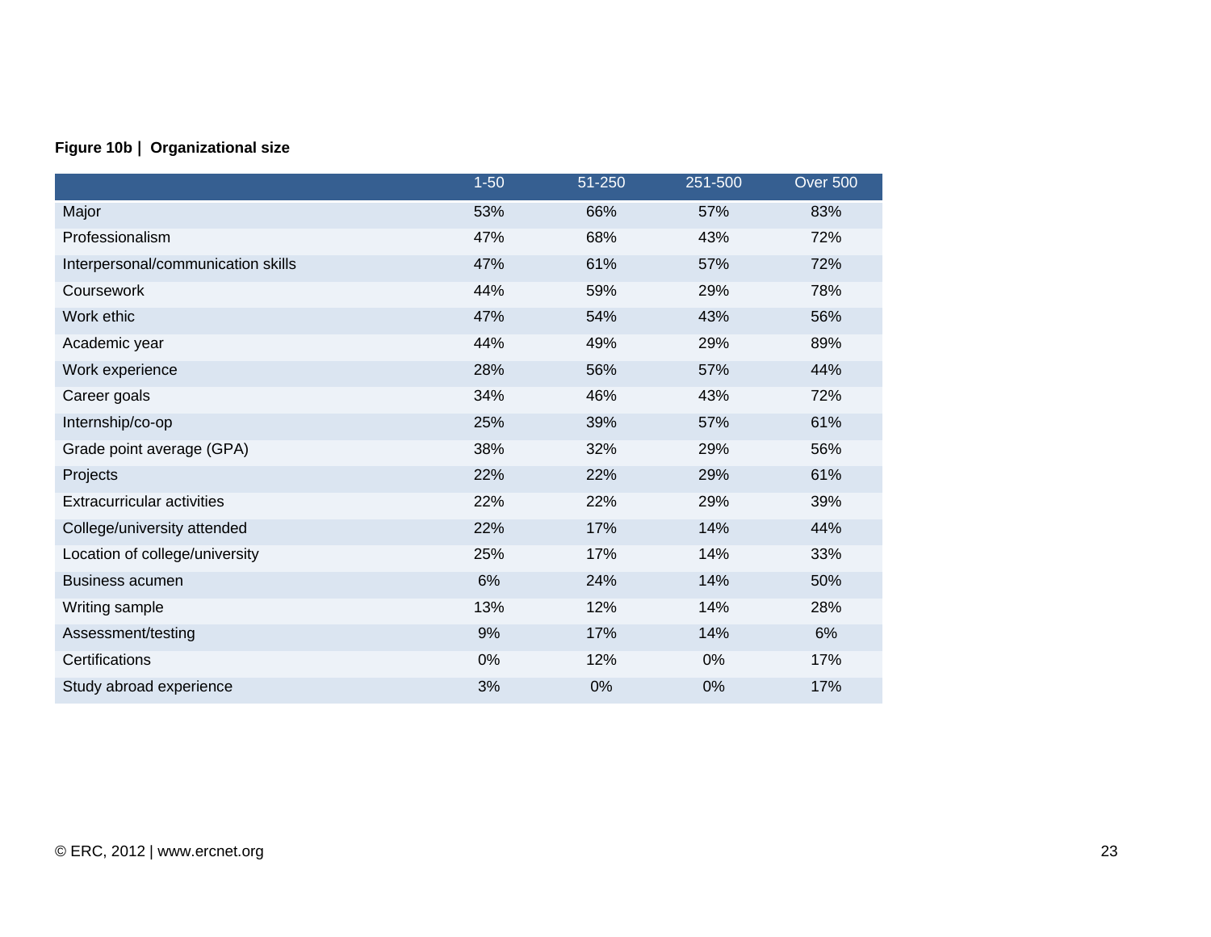**Figure 10b | Organizational size**

| | 1-50 | 51-250 | 251-500 | Over 500 |
|---|---|---|---|---|
| Major | 53% | 66% | 57% | 83% |
| Professionalism | 47% | 68% | 43% | 72% |
| Interpersonal/communication skills | 47% | 61% | 57% | 72% |
| Coursework | 44% | 59% | 29% | 78% |
| Work ethic | 47% | 54% | 43% | 56% |
| Academic year | 44% | 49% | 29% | 89% |
| Work experience | 28% | 56% | 57% | 44% |
| Career goals | 34% | 46% | 43% | 72% |
| Internship/co-op | 25% | 39% | 57% | 61% |
| Grade point average (GPA) | 38% | 32% | 29% | 56% |
| Projects | 22% | 22% | 29% | 61% |
| Extracurricular activities | 22% | 22% | 29% | 39% |
| College/university attended | 22% | 17% | 14% | 44% |
| Location of college/university | 25% | 17% | 14% | 33% |
| Business acumen | 6% | 24% | 14% | 50% |
| Writing sample | 13% | 12% | 14% | 28% |
| Assessment/testing | 9% | 17% | 14% | 6% |
| Certifications | 0% | 12% | 0% | 17% |
| Study abroad experience | 3% | 0% | 0% | 17% |

© ERC, 2012 | www.ercnet.org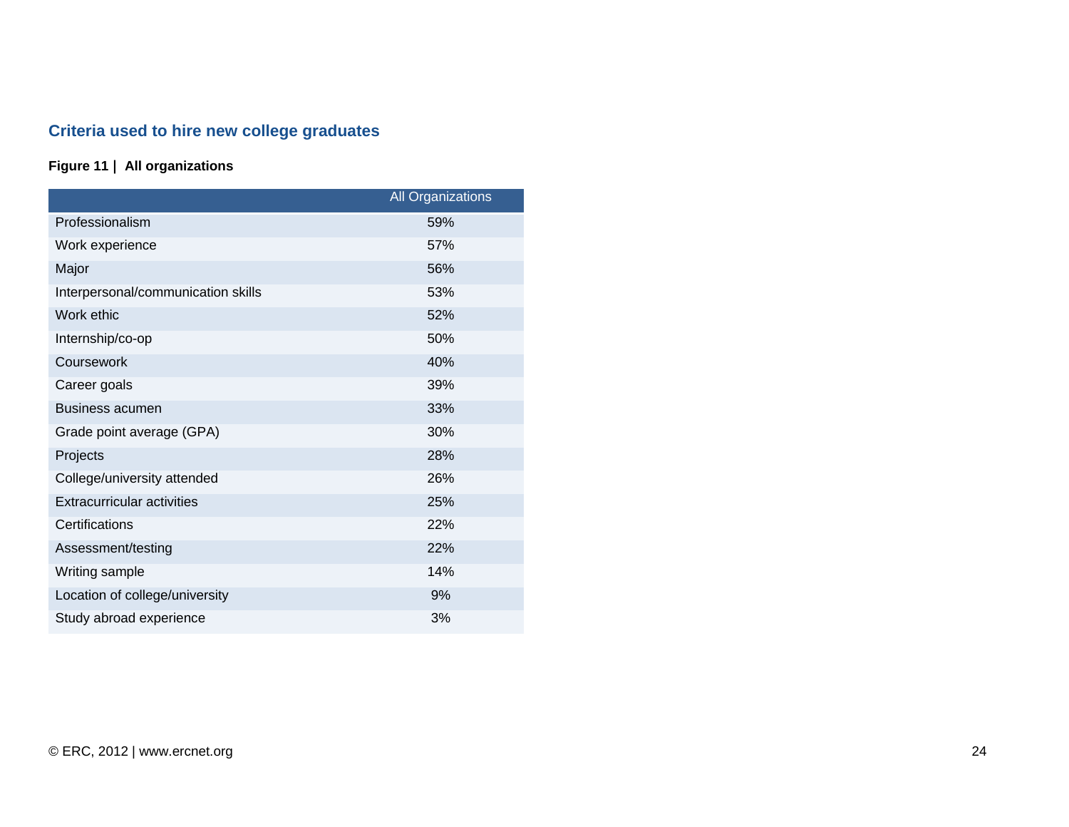## Criteria used to hire new college graduates

**Figure 11 | All organizations**

| | All Organizations |
|---|---|
| Professionalism | 59% |
| Work experience | 57% |
| Major | 56% |
| Interpersonal/communication skills | 53% |
| Work ethic | 52% |
| Internship/co-op | 50% |
| Coursework | 40% |
| Career goals | 39% |
| Business acumen | 33% |
| Grade point average (GPA) | 30% |
| Projects | 28% |
| College/university attended | 26% |
| Extracurricular activities | 25% |
| Certifications | 22% |
| Assessment/testing | 22% |
| Writing sample | 14% |
| Location of college/university | 9% |
| Study abroad experience | 3% |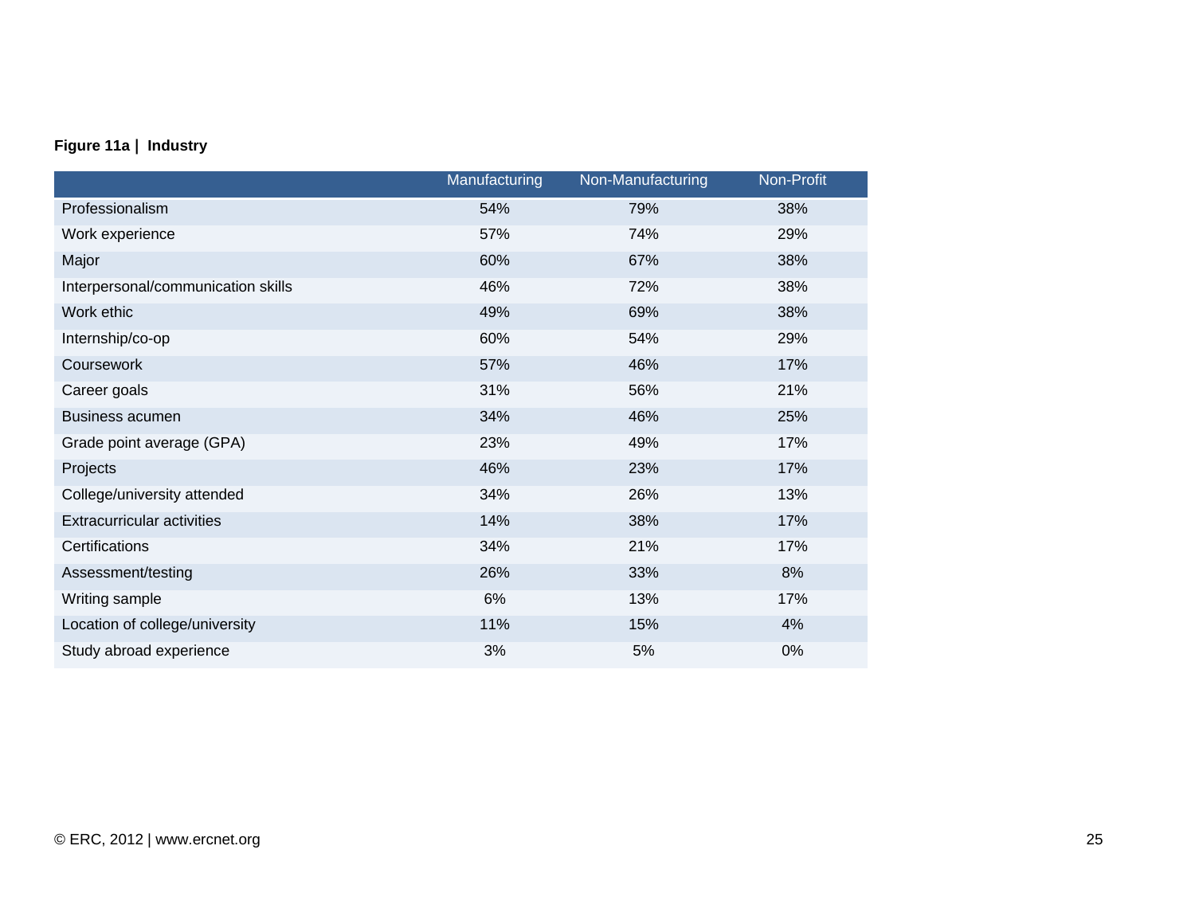**Figure 11a | Industry**

| | Manufacturing | Non-Manufacturing | Non-Profit |
|---|---|---|---|
| Professionalism | 54% | 79% | 38% |
| Work experience | 57% | 74% | 29% |
| Major | 60% | 67% | 38% |
| Interpersonal/communication skills | 46% | 72% | 38% |
| Work ethic | 49% | 69% | 38% |
| Internship/co-op | 60% | 54% | 29% |
| Coursework | 57% | 46% | 17% |
| Career goals | 31% | 56% | 21% |
| Business acumen | 34% | 46% | 25% |
| Grade point average (GPA) | 23% | 49% | 17% |
| Projects | 46% | 23% | 17% |
| College/university attended | 34% | 26% | 13% |
| Extracurricular activities | 14% | 38% | 17% |
| Certifications | 34% | 21% | 17% |
| Assessment/testing | 26% | 33% | 8% |
| Writing sample | 6% | 13% | 17% |
| Location of college/university | 11% | 15% | 4% |
| Study abroad experience | 3% | 5% | 0% |

© ERC, 2012 | www.ercnet.org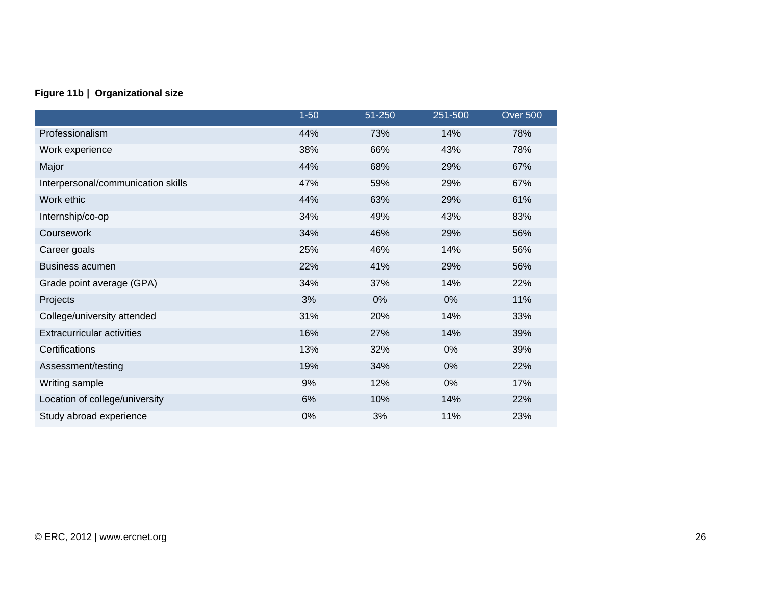**Figure 11b | Organizational size**

| | 1-50 | 51-250 | 251-500 | Over 500 |
|---|---|---|---|---|
| Professionalism | 44% | 73% | 14% | 78% |
| Work experience | 38% | 66% | 43% | 78% |
| Major | 44% | 68% | 29% | 67% |
| Interpersonal/communication skills | 47% | 59% | 29% | 67% |
| Work ethic | 44% | 63% | 29% | 61% |
| Internship/co-op | 34% | 49% | 43% | 83% |
| Coursework | 34% | 46% | 29% | 56% |
| Career goals | 25% | 46% | 14% | 56% |
| Business acumen | 22% | 41% | 29% | 56% |
| Grade point average (GPA) | 34% | 37% | 14% | 22% |
| Projects | 3% | 0% | 0% | 11% |
| College/university attended | 31% | 20% | 14% | 33% |
| Extracurricular activities | 16% | 27% | 14% | 39% |
| Certifications | 13% | 32% | 0% | 39% |
| Assessment/testing | 19% | 34% | 0% | 22% |
| Writing sample | 9% | 12% | 0% | 17% |
| Location of college/university | 6% | 10% | 14% | 22% |
| Study abroad experience | 0% | 3% | 11% | 23% |

© ERC, 2012 | www.ercnet.org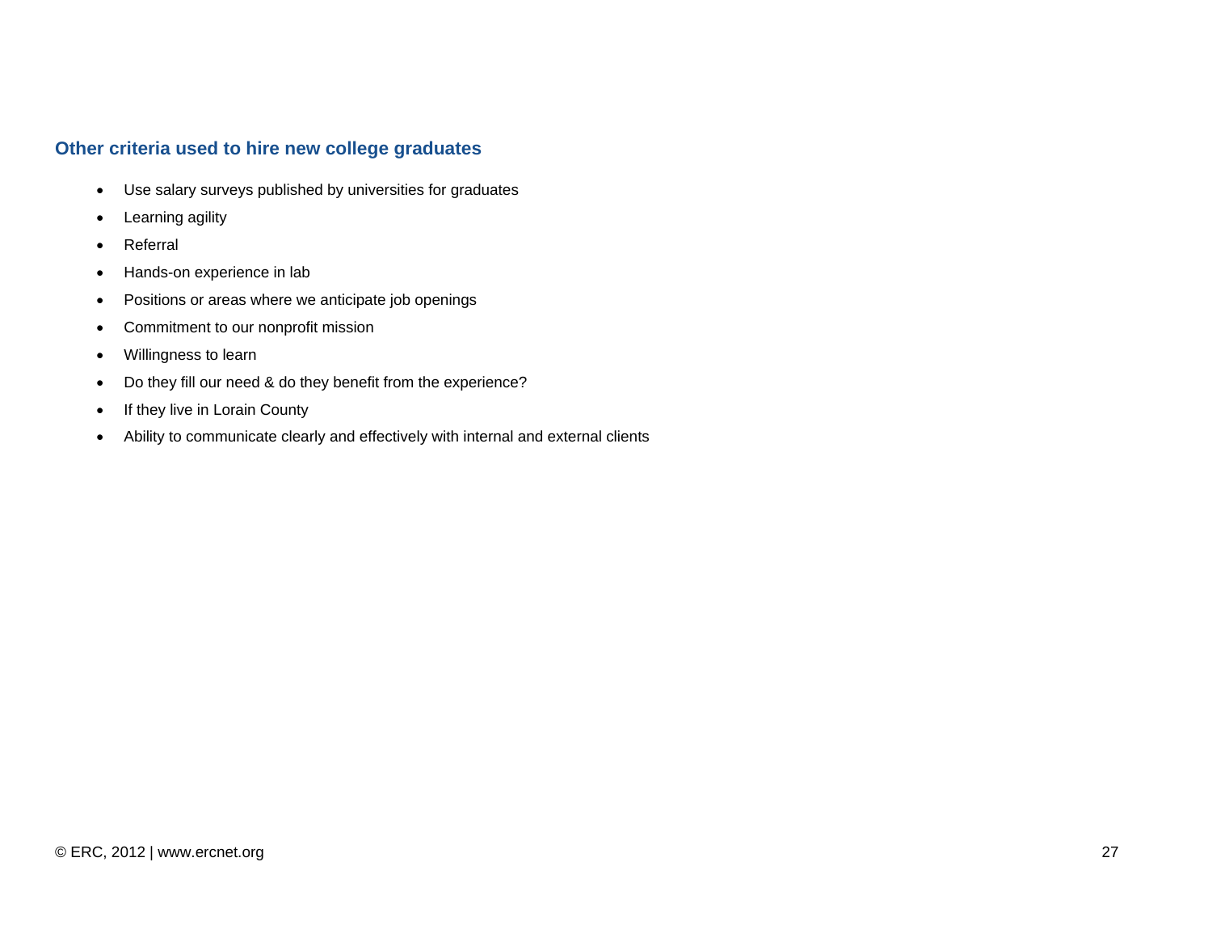### Other criteria used to hire new college graduates

- Use salary surveys published by universities for graduates
- Learning agility
- Referral
- Hands-on experience in lab
- Positions or areas where we anticipate job openings
- Commitment to our nonprofit mission
- Willingness to learn
- Do they fill our need & do they benefit from the experience?
- If they live in Lorain County
- Ability to communicate clearly and effectively with internal and external clients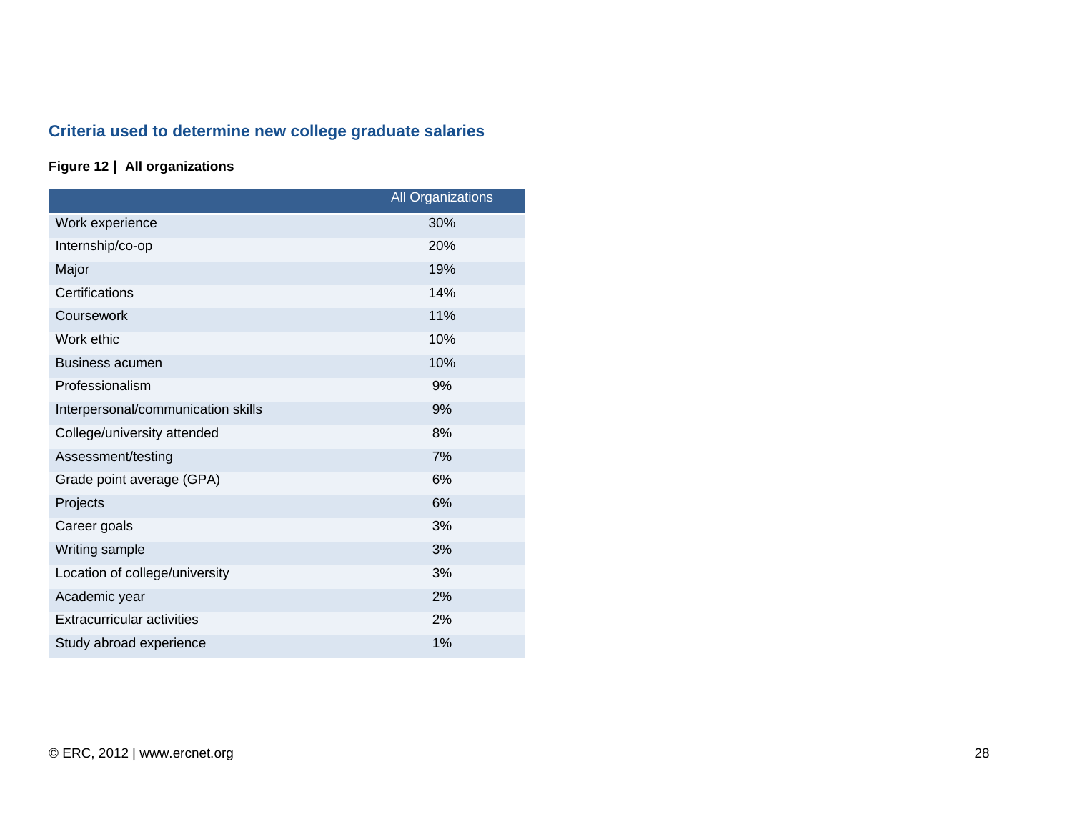## Criteria used to determine new college graduate salaries

**Figure 12 | All organizations**

| | All Organizations |
|---|---|
| Work experience | 30% |
| Internship/co-op | 20% |
| Major | 19% |
| Certifications | 14% |
| Coursework | 11% |
| Work ethic | 10% |
| Business acumen | 10% |
| Professionalism | 9% |
| Interpersonal/communication skills | 9% |
| College/university attended | 8% |
| Assessment/testing | 7% |
| Grade point average (GPA) | 6% |
| Projects | 6% |
| Career goals | 3% |
| Writing sample | 3% |
| Location of college/university | 3% |
| Academic year | 2% |
| Extracurricular activities | 2% |
| Study abroad experience | 1% |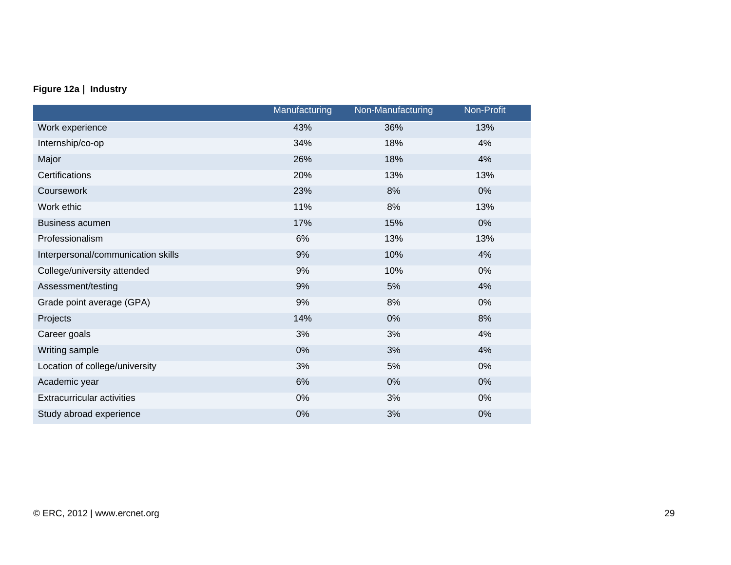**Figure 12a | Industry**

| | Manufacturing | Non-Manufacturing | Non-Profit |
|---|---|---|---|
| Work experience | 43% | 36% | 13% |
| Internship/co-op | 34% | 18% | 4% |
| Major | 26% | 18% | 4% |
| Certifications | 20% | 13% | 13% |
| Coursework | 23% | 8% | 0% |
| Work ethic | 11% | 8% | 13% |
| Business acumen | 17% | 15% | 0% |
| Professionalism | 6% | 13% | 13% |
| Interpersonal/communication skills | 9% | 10% | 4% |
| College/university attended | 9% | 10% | 0% |
| Assessment/testing | 9% | 5% | 4% |
| Grade point average (GPA) | 9% | 8% | 0% |
| Projects | 14% | 0% | 8% |
| Career goals | 3% | 3% | 4% |
| Writing sample | 0% | 3% | 4% |
| Location of college/university | 3% | 5% | 0% |
| Academic year | 6% | 0% | 0% |
| Extracurricular activities | 0% | 3% | 0% |
| Study abroad experience | 0% | 3% | 0% |

© ERC, 2012 | www.ercnet.org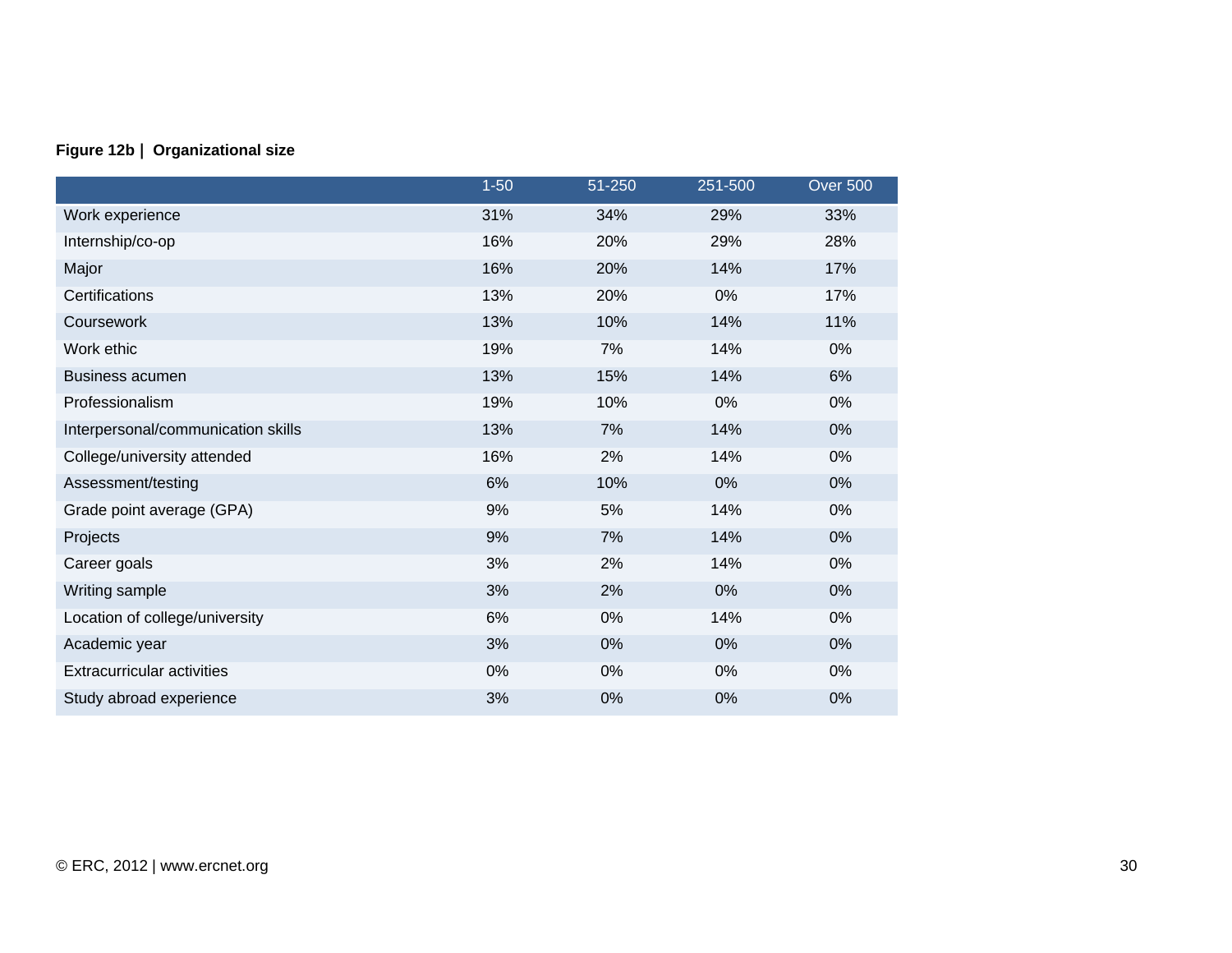**Figure 12b | Organizational size**

| | 1-50 | 51-250 | 251-500 | Over 500 |
|---|---|---|---|---|
| Work experience | 31% | 34% | 29% | 33% |
| Internship/co-op | 16% | 20% | 29% | 28% |
| Major | 16% | 20% | 14% | 17% |
| Certifications | 13% | 20% | 0% | 17% |
| Coursework | 13% | 10% | 14% | 11% |
| Work ethic | 19% | 7% | 14% | 0% |
| Business acumen | 13% | 15% | 14% | 6% |
| Professionalism | 19% | 10% | 0% | 0% |
| Interpersonal/communication skills | 13% | 7% | 14% | 0% |
| College/university attended | 16% | 2% | 14% | 0% |
| Assessment/testing | 6% | 10% | 0% | 0% |
| Grade point average (GPA) | 9% | 5% | 14% | 0% |
| Projects | 9% | 7% | 14% | 0% |
| Career goals | 3% | 2% | 14% | 0% |
| Writing sample | 3% | 2% | 0% | 0% |
| Location of college/university | 6% | 0% | 14% | 0% |
| Academic year | 3% | 0% | 0% | 0% |
| Extracurricular activities | 0% | 0% | 0% | 0% |
| Study abroad experience | 3% | 0% | 0% | 0% |

© ERC, 2012 | www.ercnet.org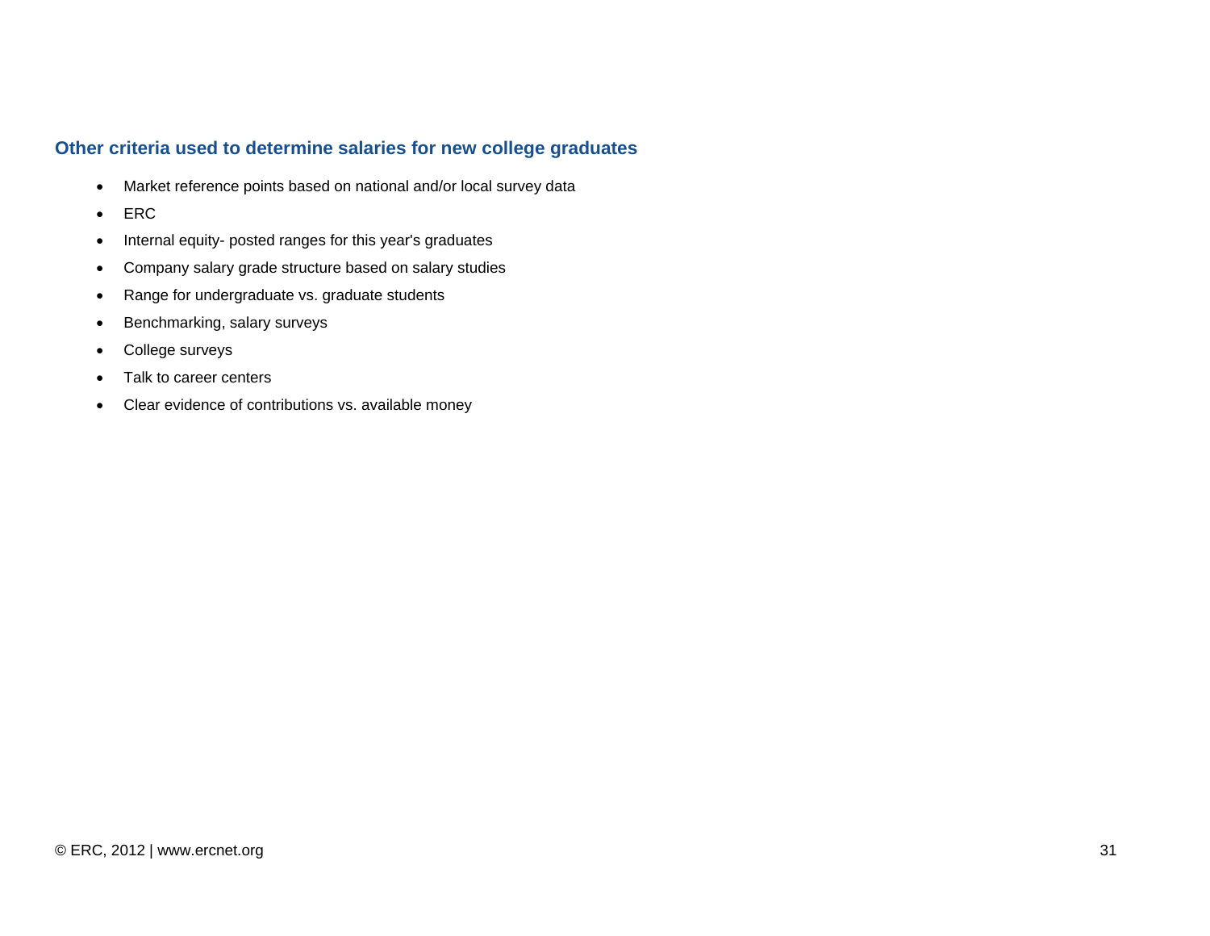### Other criteria used to determine salaries for new college graduates

- Market reference points based on national and/or local survey data
- ERC
- Internal equity- posted ranges for this year's graduates
- Company salary grade structure based on salary studies
- Range for undergraduate vs. graduate students
- Benchmarking, salary surveys
- College surveys
- Talk to career centers
- Clear evidence of contributions vs. available money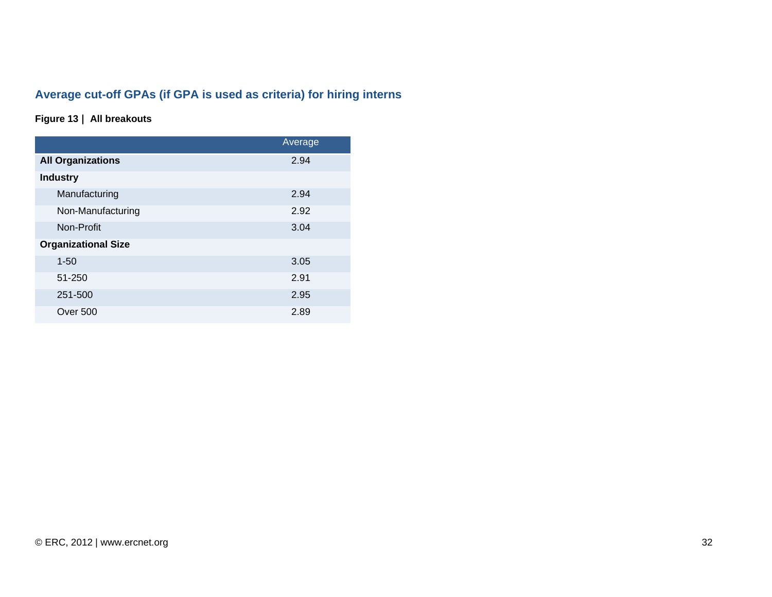## Average cut-off GPAs (if GPA is used as criteria) for hiring interns

**Figure 13 | All breakouts**

| | Average |
|---|---|
| **All Organizations** | 2.94 |
| **Industry** | |
| Manufacturing | 2.94 |
| Non-Manufacturing | 2.92 |
| Non-Profit | 3.04 |
| **Organizational Size** | |
| 1-50 | 3.05 |
| 51-250 | 2.91 |
| 251-500 | 2.95 |
| Over 500 | 2.89 |

© ERC, 2012 | www.ercnet.org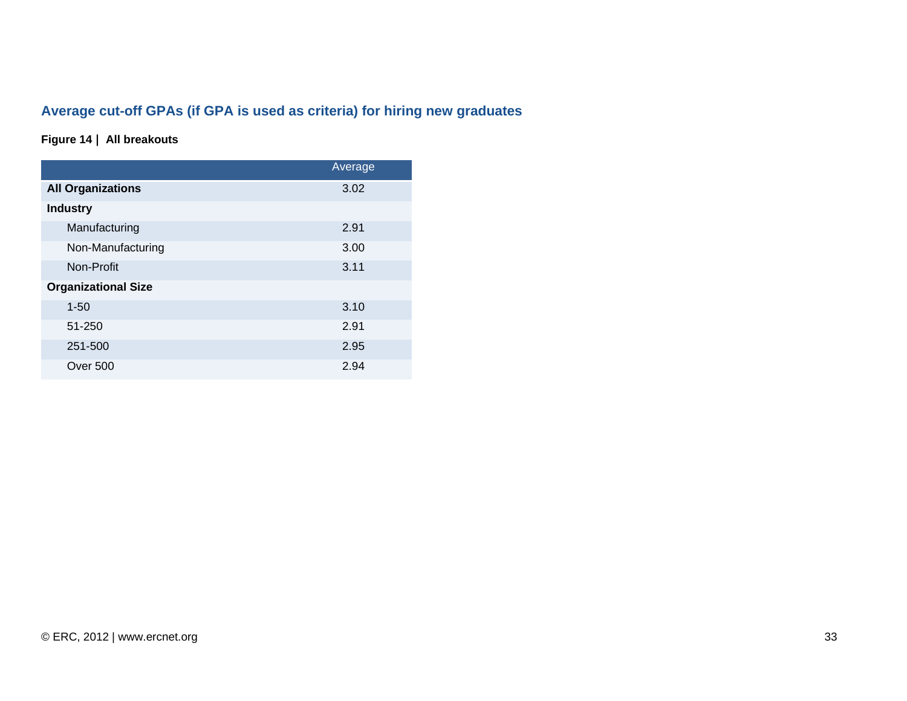## Average cut-off GPAs (if GPA is used as criteria) for hiring new graduates

**Figure 14 | All breakouts**

| | Average |
|---|---|
| **All Organizations** | 3.02 |
| **Industry** | |
| Manufacturing | 2.91 |
| Non-Manufacturing | 3.00 |
| Non-Profit | 3.11 |
| **Organizational Size** | |
| 1-50 | 3.10 |
| 51-250 | 2.91 |
| 251-500 | 2.95 |
| Over 500 | 2.94 |

© ERC, 2012 | www.ercnet.org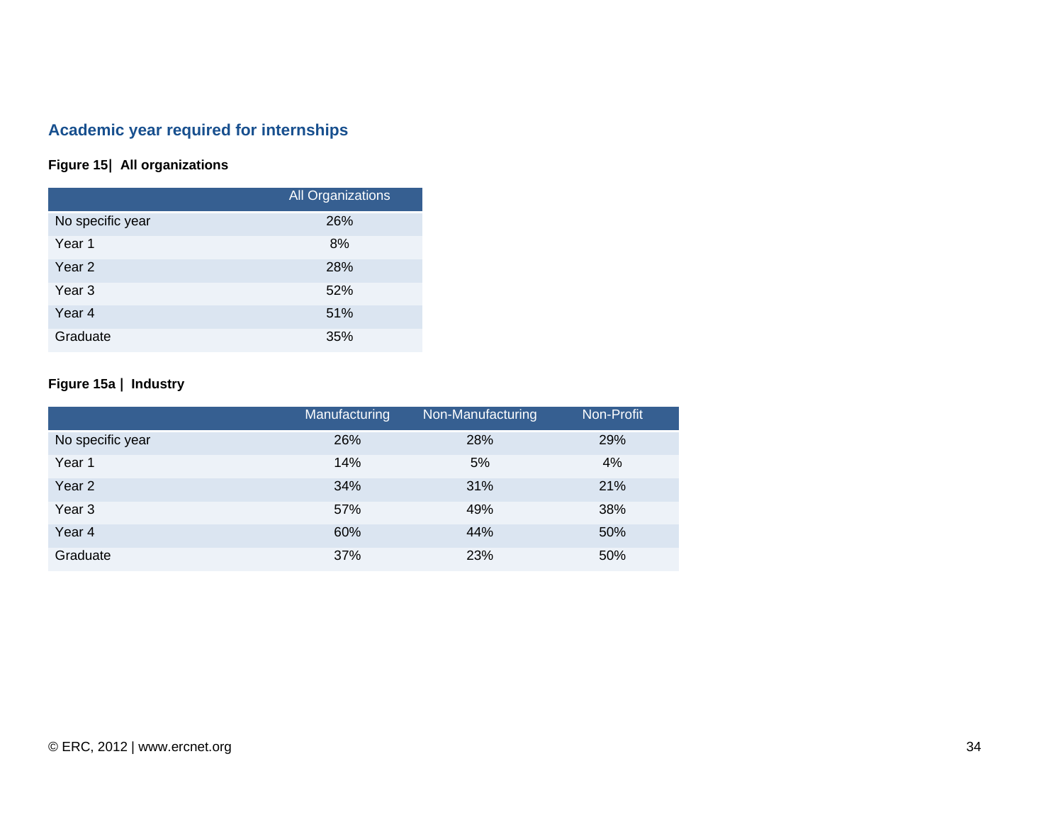## Academic year required for internships

**Figure 15| All organizations**

| | All Organizations |
|---|---|
| No specific year | 26% |
| Year 1 | 8% |
| Year 2 | 28% |
| Year 3 | 52% |
| Year 4 | 51% |
| Graduate | 35% |

**Figure 15a | Industry**

| | Manufacturing | Non-Manufacturing | Non-Profit |
|---|---|---|---|
| No specific year | 26% | 28% | 29% |
| Year 1 | 14% | 5% | 4% |
| Year 2 | 34% | 31% | 21% |
| Year 3 | 57% | 49% | 38% |
| Year 4 | 60% | 44% | 50% |
| Graduate | 37% | 23% | 50% |

© ERC, 2012 | www.ercnet.org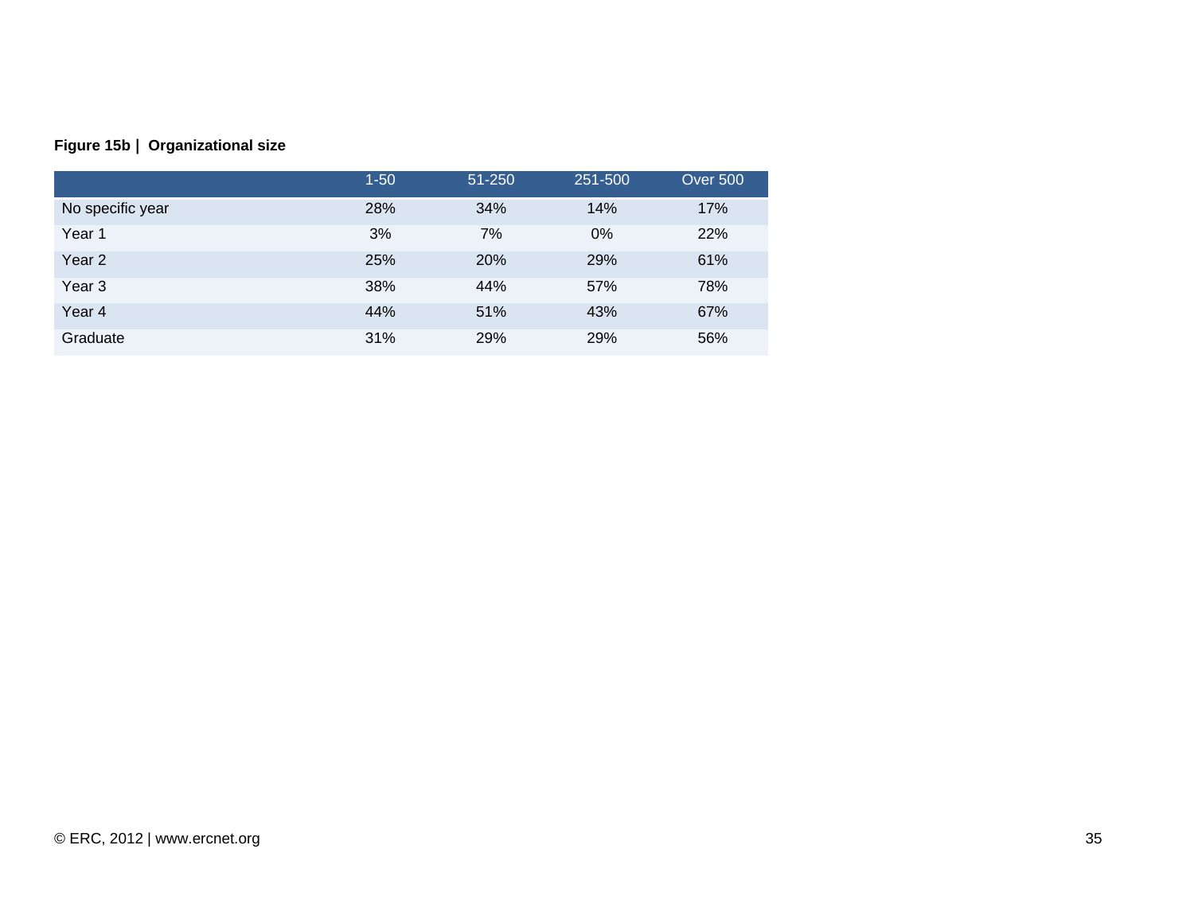**Figure 15b | Organizational size**

| | 1-50 | 51-250 | 251-500 | Over 500 |
|---|---|---|---|---|
| No specific year | 28% | 34% | 14% | 17% |
| Year 1 | 3% | 7% | 0% | 22% |
| Year 2 | 25% | 20% | 29% | 61% |
| Year 3 | 38% | 44% | 57% | 78% |
| Year 4 | 44% | 51% | 43% | 67% |
| Graduate | 31% | 29% | 29% | 56% |

© ERC, 2012 | www.ercnet.org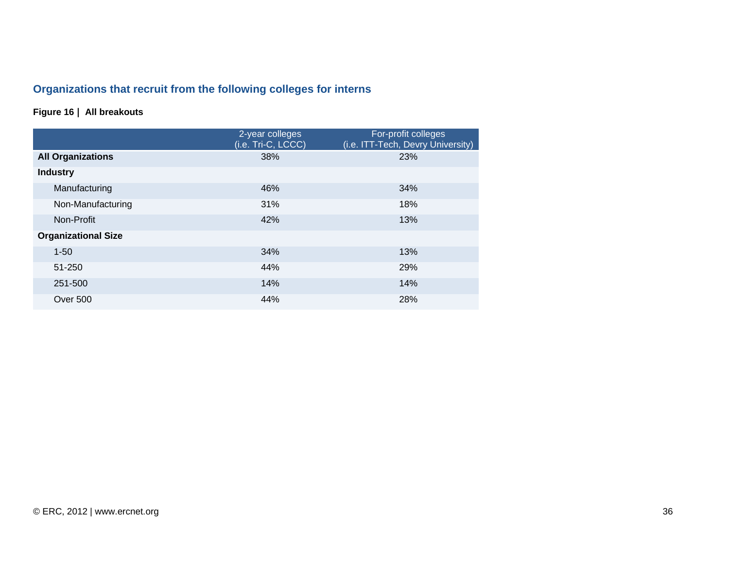## Organizations that recruit from the following colleges for interns

**Figure 16 | All breakouts**

| | 2-year colleges (i.e. Tri-C, LCCC) | For-profit colleges (i.e. ITT-Tech, Devry University) |
|---|---|---|
| **All Organizations** | 38% | 23% |
| **Industry** | | |
| Manufacturing | 46% | 34% |
| Non-Manufacturing | 31% | 18% |
| Non-Profit | 42% | 13% |
| **Organizational Size** | | |
| 1-50 | 34% | 13% |
| 51-250 | 44% | 29% |
| 251-500 | 14% | 14% |
| Over 500 | 44% | 28% |

© ERC, 2012 | www.ercnet.org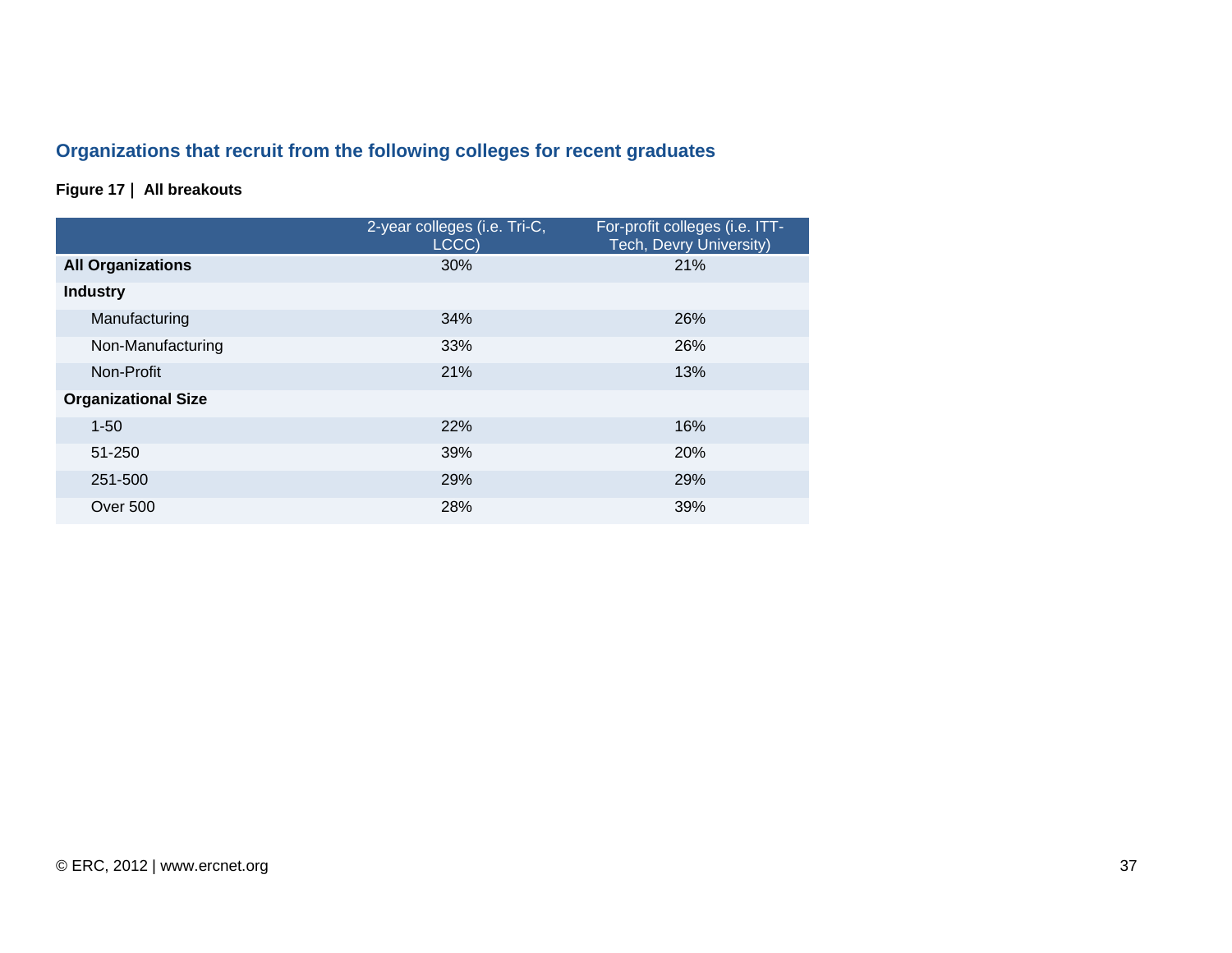## Organizations that recruit from the following colleges for recent graduates

**Figure 17 | All breakouts**

| | 2-year colleges (i.e. Tri-C, LCCC) | For-profit colleges (i.e. ITT-Tech, Devry University) |
|---|---|---|
| **All Organizations** | 30% | 21% |
| **Industry** | | |
| Manufacturing | 34% | 26% |
| Non-Manufacturing | 33% | 26% |
| Non-Profit | 21% | 13% |
| **Organizational Size** | | |
| 1-50 | 22% | 16% |
| 51-250 | 39% | 20% |
| 251-500 | 29% | 29% |
| Over 500 | 28% | 39% |

© ERC, 2012 | www.ercnet.org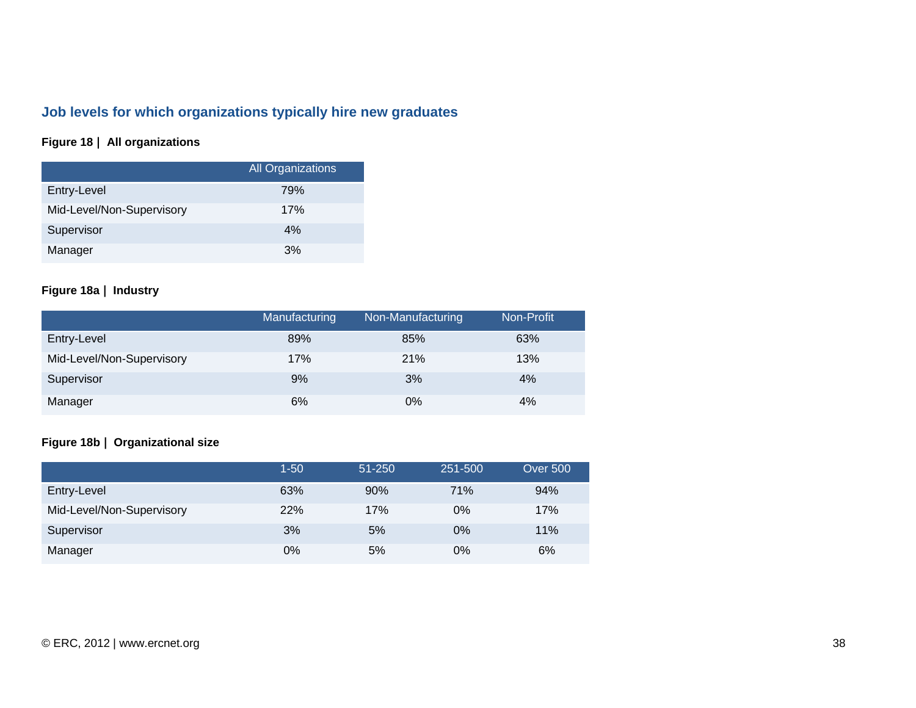## Job levels for which organizations typically hire new graduates

**Figure 18 | All organizations**

| | All Organizations |
|---|---|
| Entry-Level | 79% |
| Mid-Level/Non-Supervisory | 17% |
| Supervisor | 4% |
| Manager | 3% |

**Figure 18a | Industry**

| | Manufacturing | Non-Manufacturing | Non-Profit |
|---|---|---|---|
| Entry-Level | 89% | 85% | 63% |
| Mid-Level/Non-Supervisory | 17% | 21% | 13% |
| Supervisor | 9% | 3% | 4% |
| Manager | 6% | 0% | 4% |

**Figure 18b | Organizational size**

| | 1-50 | 51-250 | 251-500 | Over 500 |
|---|---|---|---|---|
| Entry-Level | 63% | 90% | 71% | 94% |
| Mid-Level/Non-Supervisory | 22% | 17% | 0% | 17% |
| Supervisor | 3% | 5% | 0% | 11% |
| Manager | 0% | 5% | 0% | 6% |

© ERC, 2012 | www.ercnet.org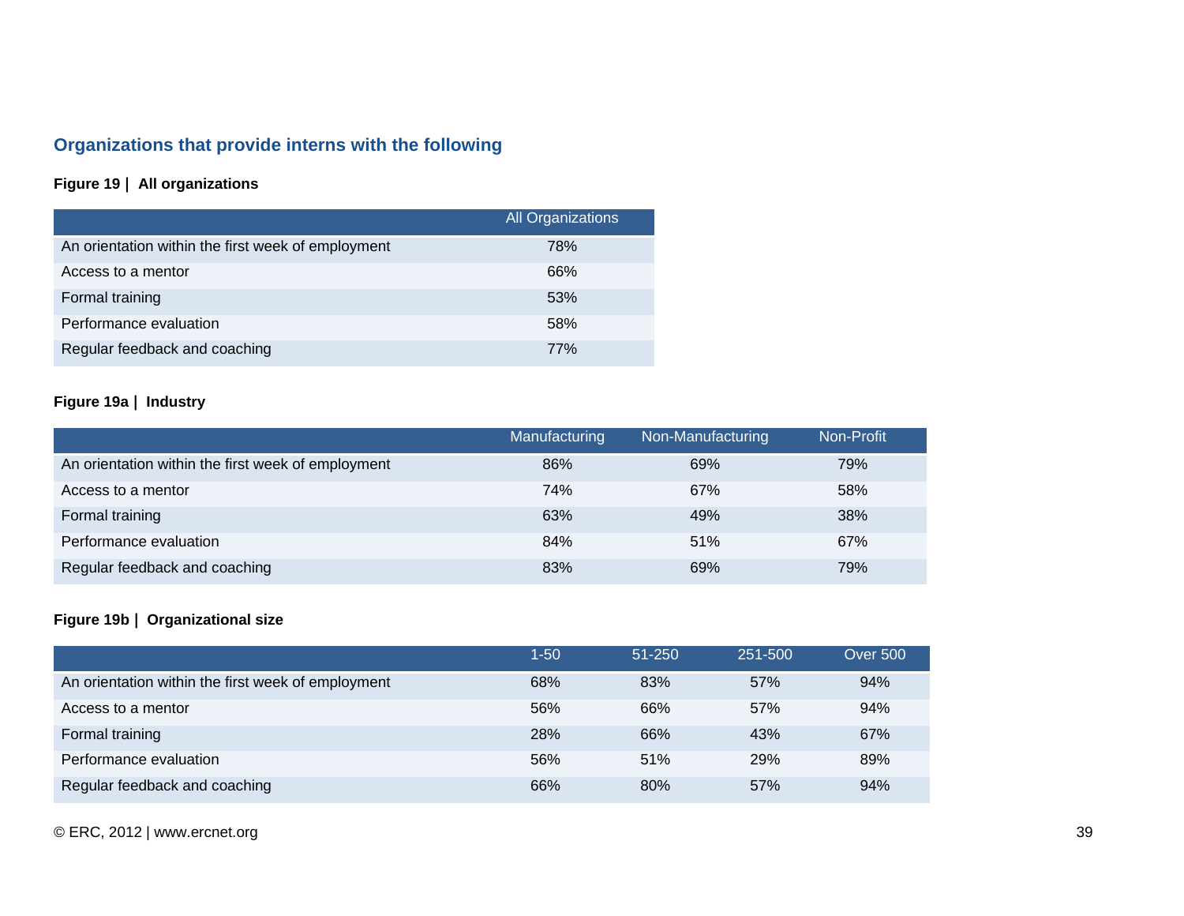## Organizations that provide interns with the following

**Figure 19 | All organizations**

| | All Organizations |
|---|---|
| An orientation within the first week of employment | 78% |
| Access to a mentor | 66% |
| Formal training | 53% |
| Performance evaluation | 58% |
| Regular feedback and coaching | 77% |

**Figure 19a | Industry**

| | Manufacturing | Non-Manufacturing | Non-Profit |
|---|---|---|---|
| An orientation within the first week of employment | 86% | 69% | 79% |
| Access to a mentor | 74% | 67% | 58% |
| Formal training | 63% | 49% | 38% |
| Performance evaluation | 84% | 51% | 67% |
| Regular feedback and coaching | 83% | 69% | 79% |

**Figure 19b | Organizational size**

| | 1-50 | 51-250 | 251-500 | Over 500 |
|---|---|---|---|---|
| An orientation within the first week of employment | 68% | 83% | 57% | 94% |
| Access to a mentor | 56% | 66% | 57% | 94% |
| Formal training | 28% | 66% | 43% | 67% |
| Performance evaluation | 56% | 51% | 29% | 89% |
| Regular feedback and coaching | 66% | 80% | 57% | 94% |

© ERC, 2012 | www.ercnet.org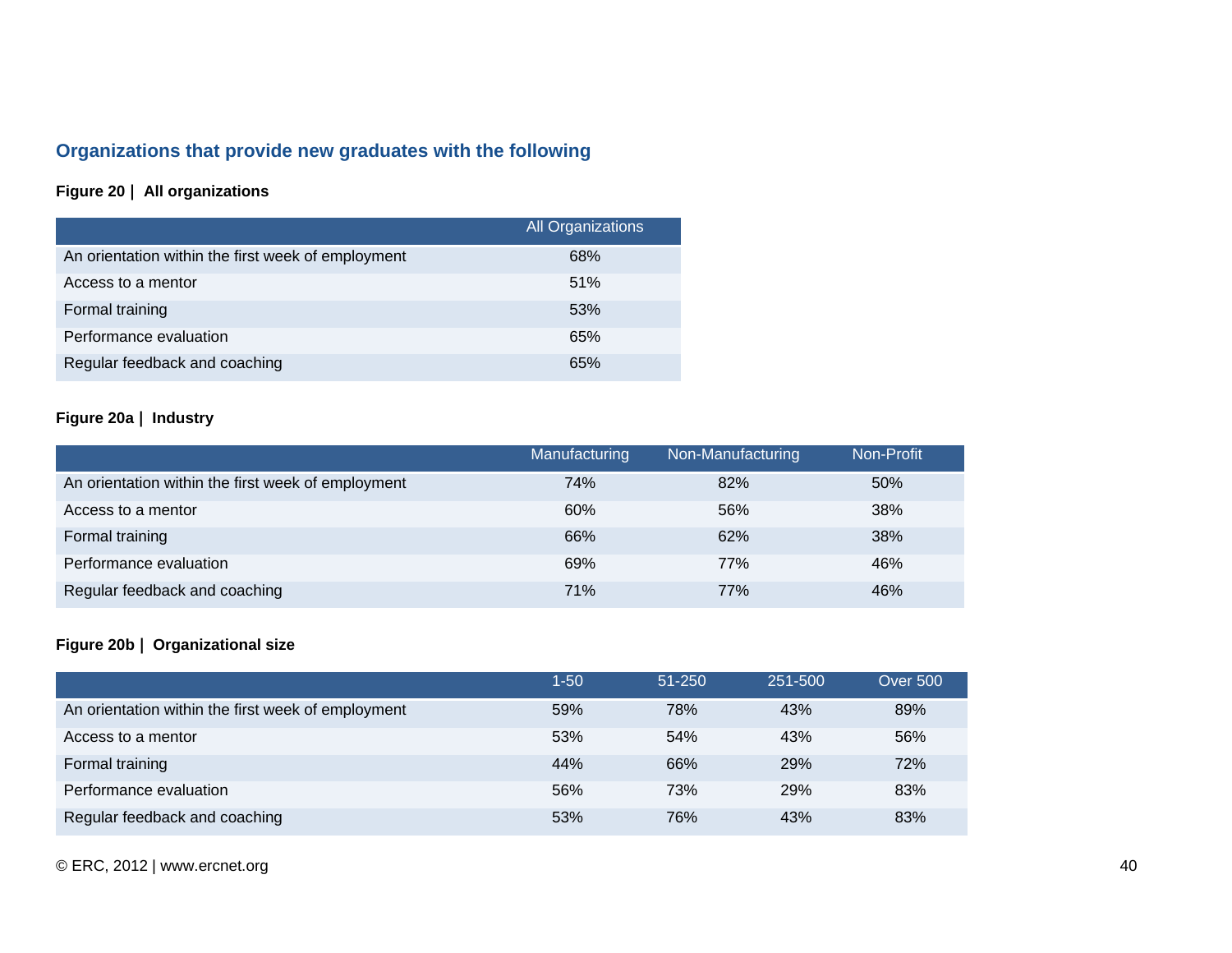## Organizations that provide new graduates with the following

**Figure 20 | All organizations**

| | All Organizations |
|---|---|
| An orientation within the first week of employment | 68% |
| Access to a mentor | 51% |
| Formal training | 53% |
| Performance evaluation | 65% |
| Regular feedback and coaching | 65% |

**Figure 20a | Industry**

| | Manufacturing | Non-Manufacturing | Non-Profit |
|---|---|---|---|
| An orientation within the first week of employment | 74% | 82% | 50% |
| Access to a mentor | 60% | 56% | 38% |
| Formal training | 66% | 62% | 38% |
| Performance evaluation | 69% | 77% | 46% |
| Regular feedback and coaching | 71% | 77% | 46% |

**Figure 20b | Organizational size**

| | 1-50 | 51-250 | 251-500 | Over 500 |
|---|---|---|---|---|
| An orientation within the first week of employment | 59% | 78% | 43% | 89% |
| Access to a mentor | 53% | 54% | 43% | 56% |
| Formal training | 44% | 66% | 29% | 72% |
| Performance evaluation | 56% | 73% | 29% | 83% |
| Regular feedback and coaching | 53% | 76% | 43% | 83% |

© ERC, 2012 | www.ercnet.org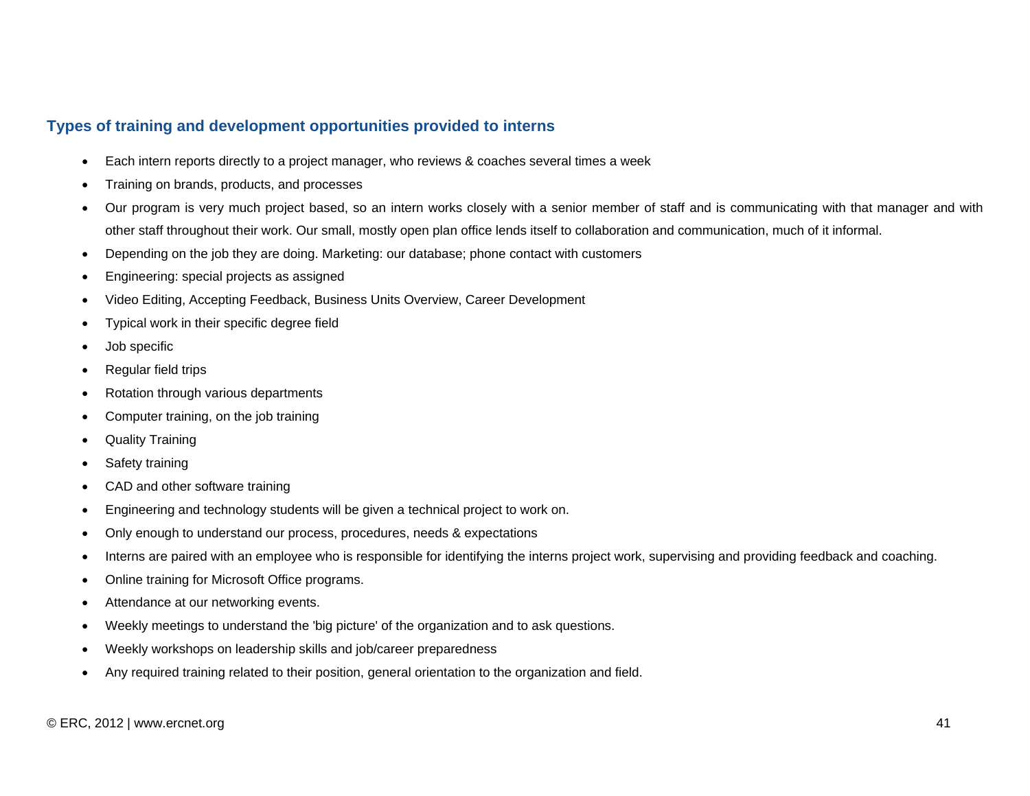### Types of training and development opportunities provided to interns

- Each intern reports directly to a project manager, who reviews & coaches several times a week
- Training on brands, products, and processes
- Our program is very much project based, so an intern works closely with a senior member of staff and is communicating with that manager and with other staff throughout their work. Our small, mostly open plan office lends itself to collaboration and communication, much of it informal.
- Depending on the job they are doing. Marketing: our database; phone contact with customers
- Engineering: special projects as assigned
- Video Editing, Accepting Feedback, Business Units Overview, Career Development
- Typical work in their specific degree field
- Job specific
- Regular field trips
- Rotation through various departments
- Computer training, on the job training
- Quality Training
- Safety training
- CAD and other software training
- Engineering and technology students will be given a technical project to work on.
- Only enough to understand our process, procedures, needs & expectations
- Interns are paired with an employee who is responsible for identifying the interns project work, supervising and providing feedback and coaching.
- Online training for Microsoft Office programs.
- Attendance at our networking events.
- Weekly meetings to understand the 'big picture' of the organization and to ask questions.
- Weekly workshops on leadership skills and job/career preparedness
- Any required training related to their position, general orientation to the organization and field.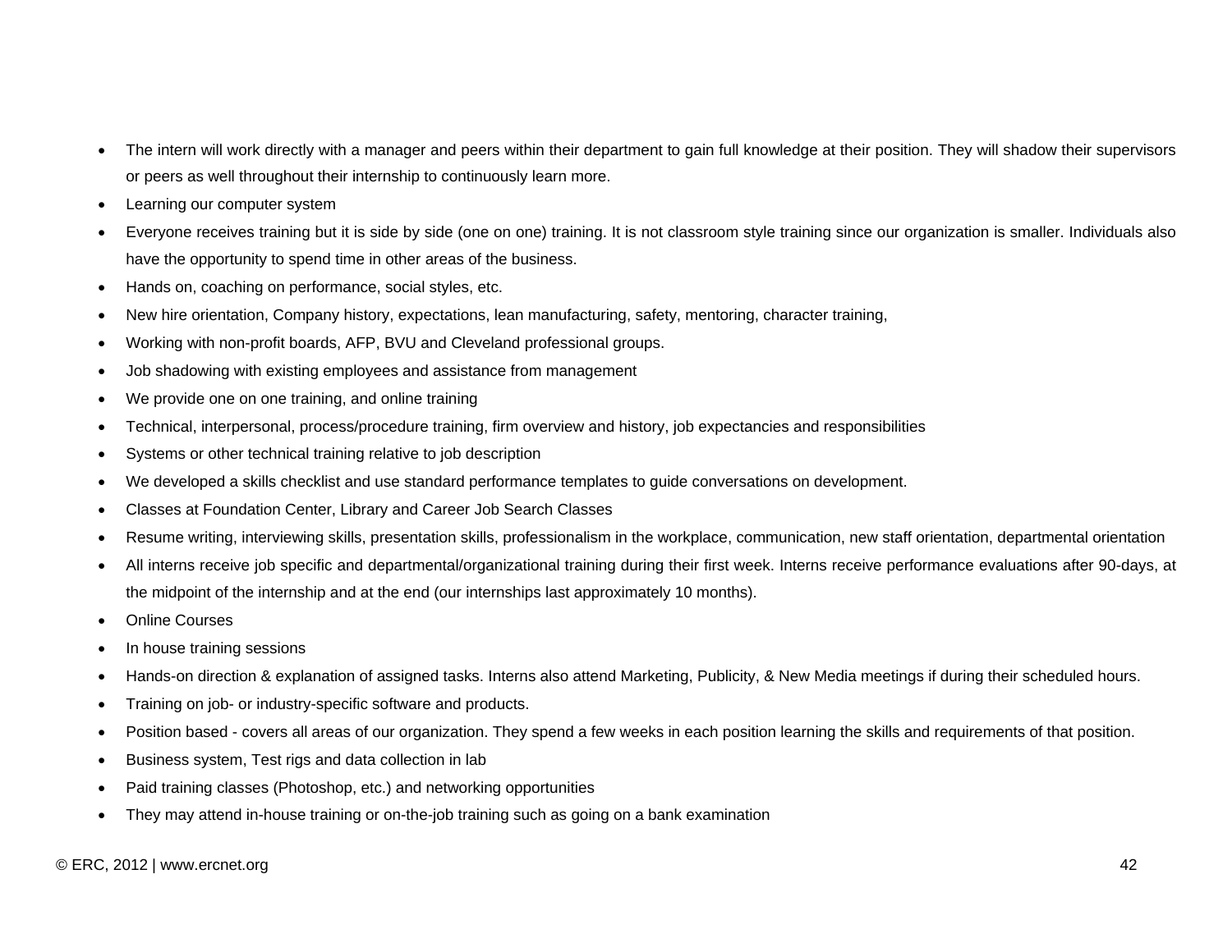- The intern will work directly with a manager and peers within their department to gain full knowledge at their position. They will shadow their supervisors or peers as well throughout their internship to continuously learn more.
- Learning our computer system
- Everyone receives training but it is side by side (one on one) training. It is not classroom style training since our organization is smaller. Individuals also have the opportunity to spend time in other areas of the business.
- Hands on, coaching on performance, social styles, etc.
- New hire orientation, Company history, expectations, lean manufacturing, safety, mentoring, character training,
- Working with non-profit boards, AFP, BVU and Cleveland professional groups.
- Job shadowing with existing employees and assistance from management
- We provide one on one training, and online training
- Technical, interpersonal, process/procedure training, firm overview and history, job expectancies and responsibilities
- Systems or other technical training relative to job description
- We developed a skills checklist and use standard performance templates to guide conversations on development.
- Classes at Foundation Center, Library and Career Job Search Classes
- Resume writing, interviewing skills, presentation skills, professionalism in the workplace, communication, new staff orientation, departmental orientation
- All interns receive job specific and departmental/organizational training during their first week. Interns receive performance evaluations after 90-days, at the midpoint of the internship and at the end (our internships last approximately 10 months).
- Online Courses
- In house training sessions
- Hands-on direction & explanation of assigned tasks. Interns also attend Marketing, Publicity, & New Media meetings if during their scheduled hours.
- Training on job- or industry-specific software and products.
- Position based - covers all areas of our organization. They spend a few weeks in each position learning the skills and requirements of that position.
- Business system, Test rigs and data collection in lab
- Paid training classes (Photoshop, etc.) and networking opportunities
- They may attend in-house training or on-the-job training such as going on a bank examination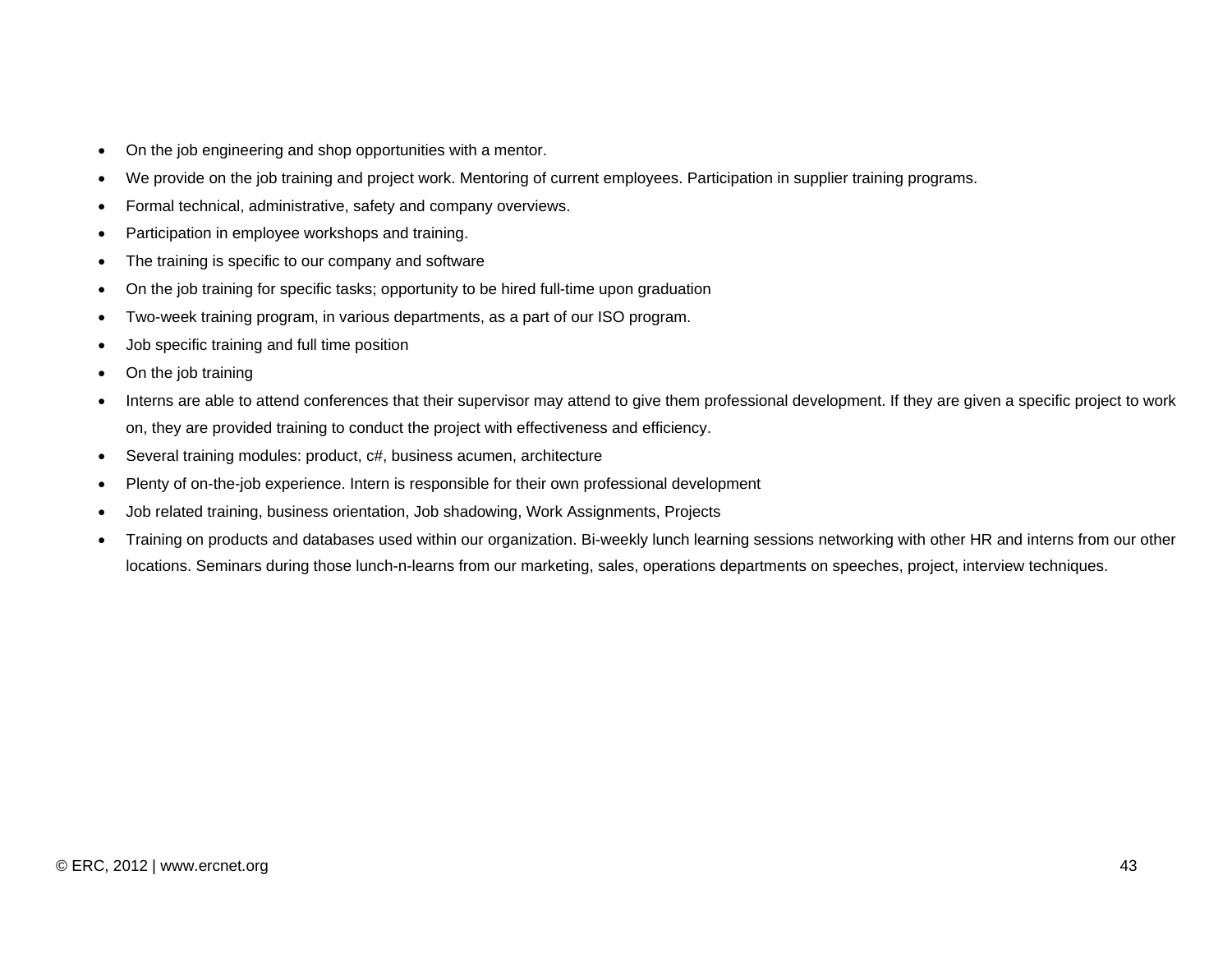- On the job engineering and shop opportunities with a mentor.
- We provide on the job training and project work. Mentoring of current employees. Participation in supplier training programs.
- Formal technical, administrative, safety and company overviews.
- Participation in employee workshops and training.
- The training is specific to our company and software
- On the job training for specific tasks; opportunity to be hired full-time upon graduation
- Two-week training program, in various departments, as a part of our ISO program.
- Job specific training and full time position
- On the job training
- Interns are able to attend conferences that their supervisor may attend to give them professional development. If they are given a specific project to work on, they are provided training to conduct the project with effectiveness and efficiency.
- Several training modules: product, c#, business acumen, architecture
- Plenty of on-the-job experience. Intern is responsible for their own professional development
- Job related training, business orientation, Job shadowing, Work Assignments, Projects
- Training on products and databases used within our organization. Bi-weekly lunch learning sessions networking with other HR and interns from our other locations. Seminars during those lunch-n-learns from our marketing, sales, operations departments on speeches, project, interview techniques.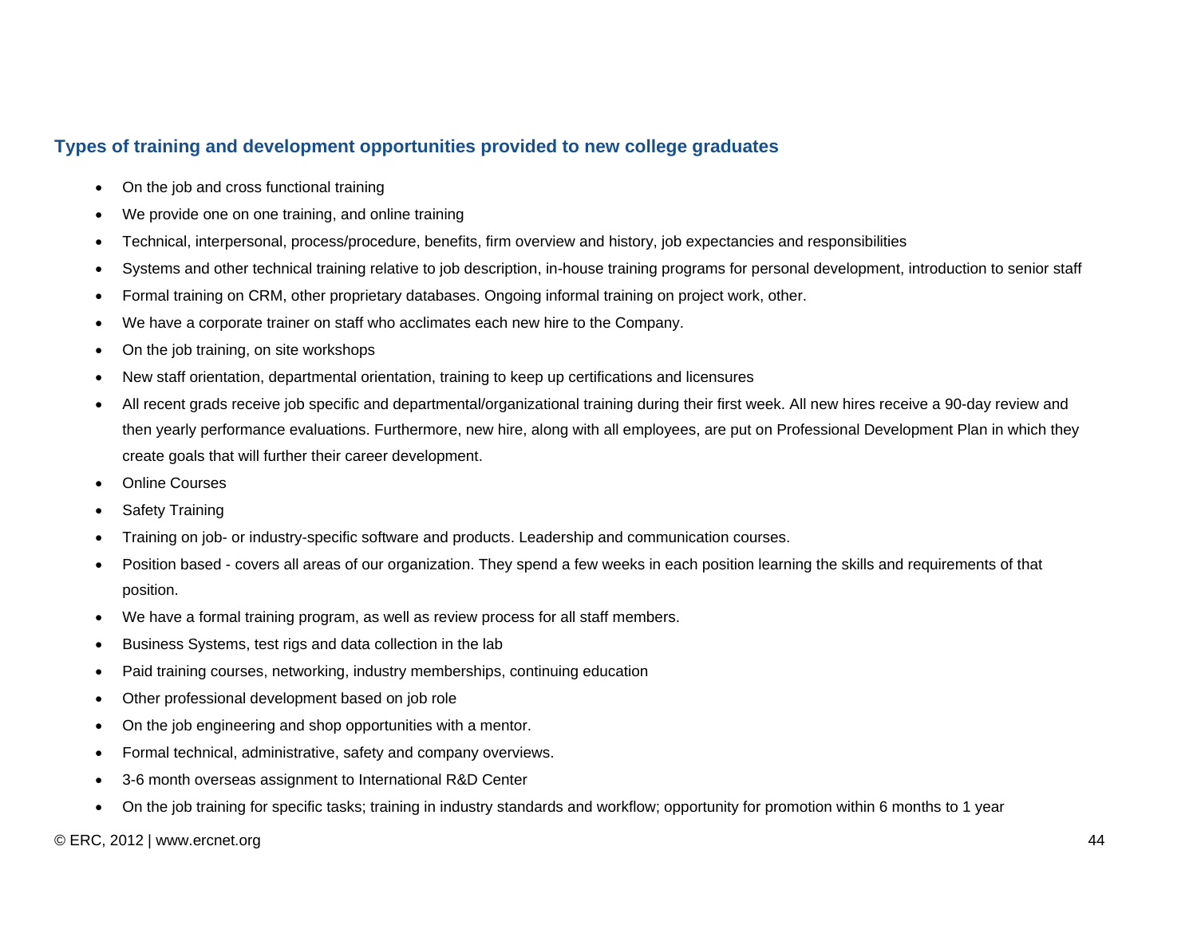### Types of training and development opportunities provided to new college graduates

- On the job and cross functional training
- We provide one on one training, and online training
- Technical, interpersonal, process/procedure, benefits, firm overview and history, job expectancies and responsibilities
- Systems and other technical training relative to job description, in-house training programs for personal development, introduction to senior staff
- Formal training on CRM, other proprietary databases. Ongoing informal training on project work, other.
- We have a corporate trainer on staff who acclimates each new hire to the Company.
- On the job training, on site workshops
- New staff orientation, departmental orientation, training to keep up certifications and licensures
- All recent grads receive job specific and departmental/organizational training during their first week. All new hires receive a 90-day review and then yearly performance evaluations. Furthermore, new hire, along with all employees, are put on Professional Development Plan in which they create goals that will further their career development.
- Online Courses
- Safety Training
- Training on job- or industry-specific software and products. Leadership and communication courses.
- Position based - covers all areas of our organization. They spend a few weeks in each position learning the skills and requirements of that position.
- We have a formal training program, as well as review process for all staff members.
- Business Systems, test rigs and data collection in the lab
- Paid training courses, networking, industry memberships, continuing education
- Other professional development based on job role
- On the job engineering and shop opportunities with a mentor.
- Formal technical, administrative, safety and company overviews.
- 3-6 month overseas assignment to International R&D Center
- On the job training for specific tasks; training in industry standards and workflow; opportunity for promotion within 6 months to 1 year

© ERC, 2012 | www.ercnet.org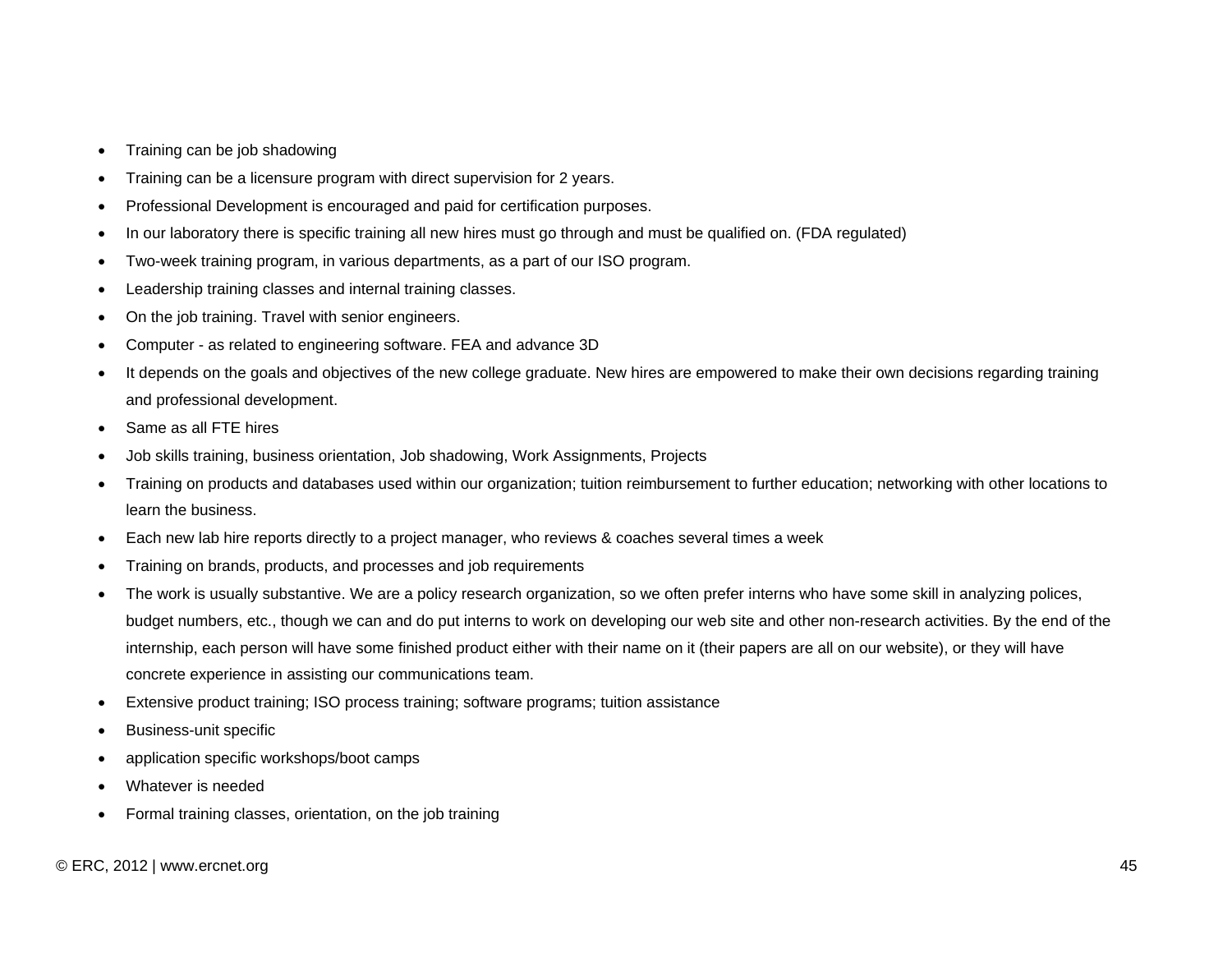- Training can be job shadowing
- Training can be a licensure program with direct supervision for 2 years.
- Professional Development is encouraged and paid for certification purposes.
- In our laboratory there is specific training all new hires must go through and must be qualified on. (FDA regulated)
- Two-week training program, in various departments, as a part of our ISO program.
- Leadership training classes and internal training classes.
- On the job training. Travel with senior engineers.
- Computer - as related to engineering software. FEA and advance 3D
- It depends on the goals and objectives of the new college graduate. New hires are empowered to make their own decisions regarding training and professional development.
- Same as all FTE hires
- Job skills training, business orientation, Job shadowing, Work Assignments, Projects
- Training on products and databases used within our organization; tuition reimbursement to further education; networking with other locations to learn the business.
- Each new lab hire reports directly to a project manager, who reviews & coaches several times a week
- Training on brands, products, and processes and job requirements
- The work is usually substantive. We are a policy research organization, so we often prefer interns who have some skill in analyzing polices, budget numbers, etc., though we can and do put interns to work on developing our web site and other non-research activities. By the end of the internship, each person will have some finished product either with their name on it (their papers are all on our website), or they will have concrete experience in assisting our communications team.
- Extensive product training; ISO process training; software programs; tuition assistance
- Business-unit specific
- application specific workshops/boot camps
- Whatever is needed
- Formal training classes, orientation, on the job training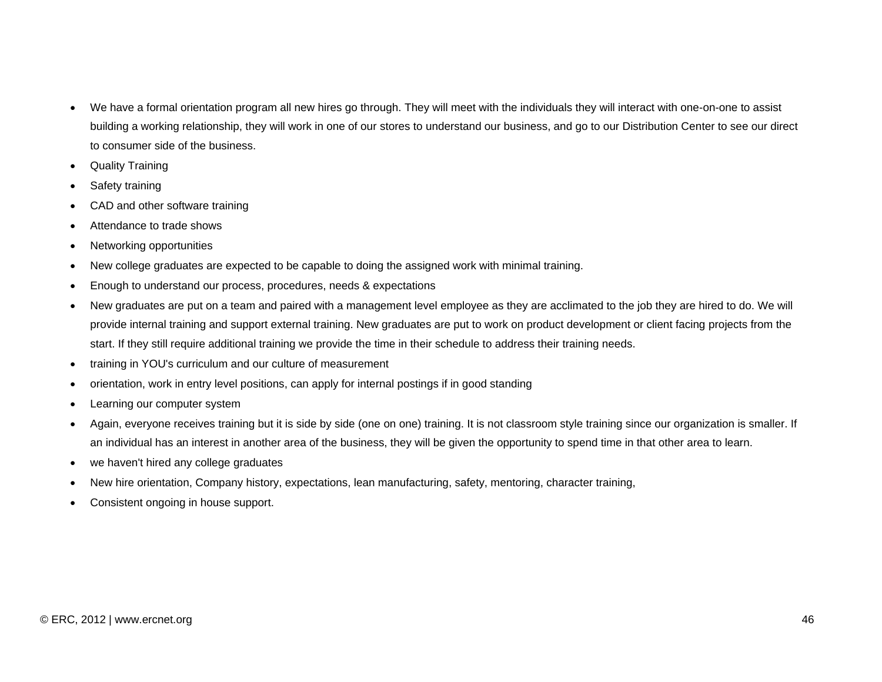- We have a formal orientation program all new hires go through. They will meet with the individuals they will interact with one-on-one to assist building a working relationship, they will work in one of our stores to understand our business, and go to our Distribution Center to see our direct to consumer side of the business.
- Quality Training
- Safety training
- CAD and other software training
- Attendance to trade shows
- Networking opportunities
- New college graduates are expected to be capable to doing the assigned work with minimal training.
- Enough to understand our process, procedures, needs & expectations
- New graduates are put on a team and paired with a management level employee as they are acclimated to the job they are hired to do. We will provide internal training and support external training. New graduates are put to work on product development or client facing projects from the start. If they still require additional training we provide the time in their schedule to address their training needs.
- training in YOU's curriculum and our culture of measurement
- orientation, work in entry level positions, can apply for internal postings if in good standing
- Learning our computer system
- Again, everyone receives training but it is side by side (one on one) training. It is not classroom style training since our organization is smaller. If an individual has an interest in another area of the business, they will be given the opportunity to spend time in that other area to learn.
- we haven't hired any college graduates
- New hire orientation, Company history, expectations, lean manufacturing, safety, mentoring, character training,
- Consistent ongoing in house support.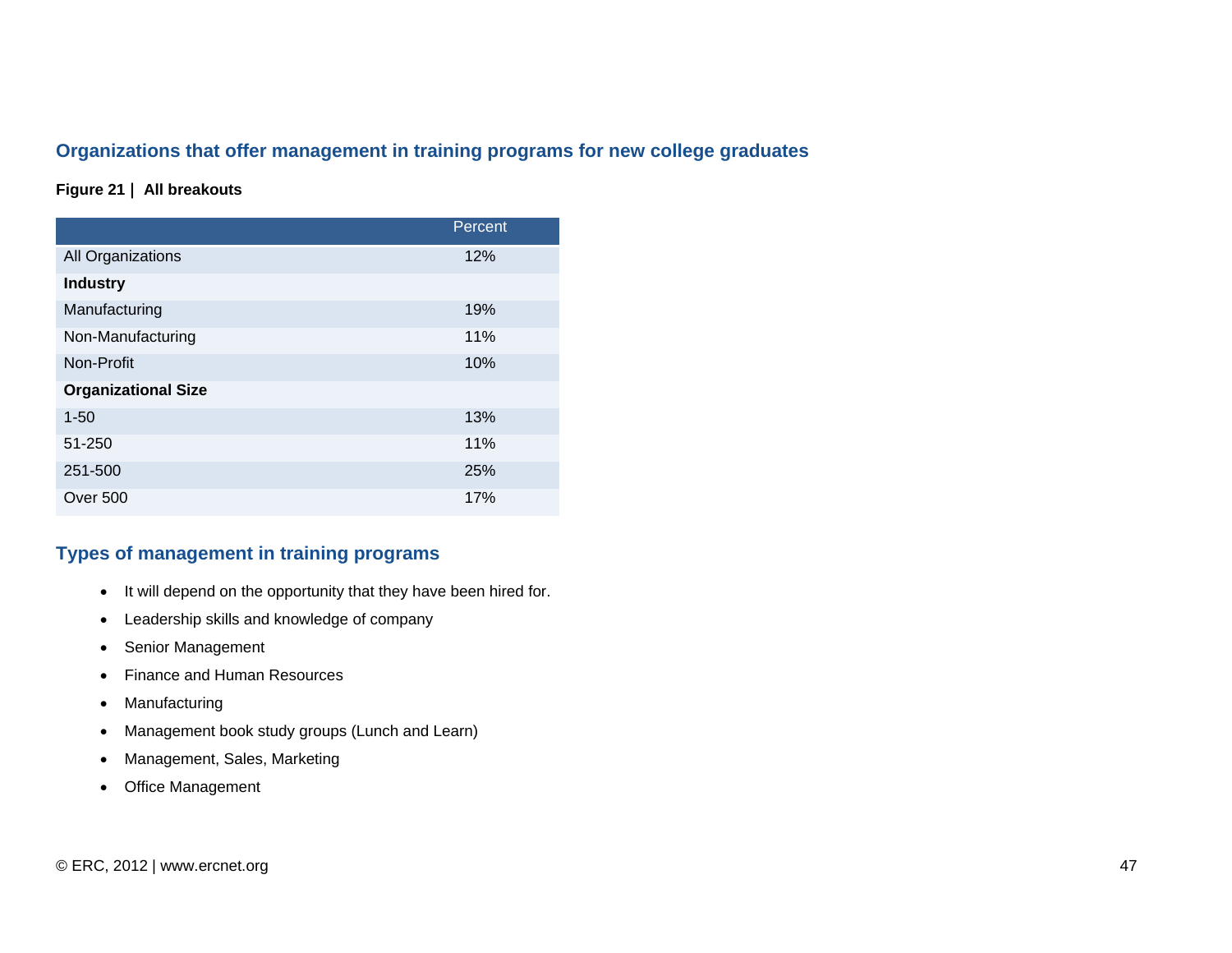## Organizations that offer management in training programs for new college graduates

**Figure 21 | All breakouts**

| | Percent |
|---|---|
| All Organizations | 12% |
| **Industry** | |
| Manufacturing | 19% |
| Non-Manufacturing | 11% |
| Non-Profit | 10% |
| **Organizational Size** | |
| 1-50 | 13% |
| 51-250 | 11% |
| 251-500 | 25% |
| Over 500 | 17% |

## Types of management in training programs

- It will depend on the opportunity that they have been hired for.
- Leadership skills and knowledge of company
- Senior Management
- Finance and Human Resources
- Manufacturing
- Management book study groups (Lunch and Learn)
- Management, Sales, Marketing
- Office Management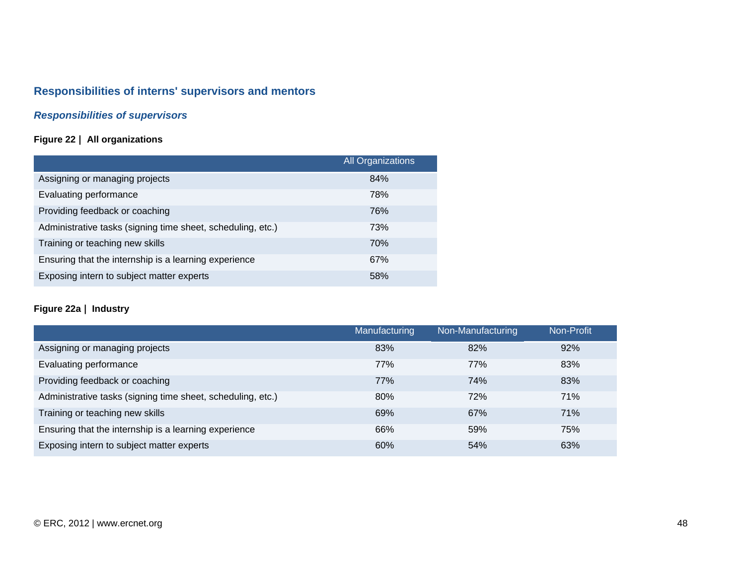## Responsibilities of interns' supervisors and mentors

### *Responsibilities of supervisors*

**Figure 22 | All organizations**

| | All Organizations |
|---|---|
| Assigning or managing projects | 84% |
| Evaluating performance | 78% |
| Providing feedback or coaching | 76% |
| Administrative tasks (signing time sheet, scheduling, etc.) | 73% |
| Training or teaching new skills | 70% |
| Ensuring that the internship is a learning experience | 67% |
| Exposing intern to subject matter experts | 58% |

**Figure 22a | Industry**

| | Manufacturing | Non-Manufacturing | Non-Profit |
|---|---|---|---|
| Assigning or managing projects | 83% | 82% | 92% |
| Evaluating performance | 77% | 77% | 83% |
| Providing feedback or coaching | 77% | 74% | 83% |
| Administrative tasks (signing time sheet, scheduling, etc.) | 80% | 72% | 71% |
| Training or teaching new skills | 69% | 67% | 71% |
| Ensuring that the internship is a learning experience | 66% | 59% | 75% |
| Exposing intern to subject matter experts | 60% | 54% | 63% |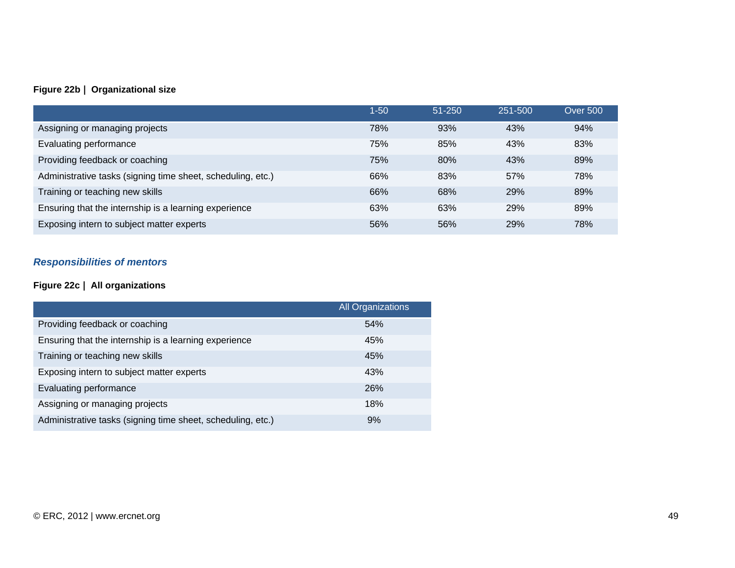**Figure 22b | Organizational size**

| | 1-50 | 51-250 | 251-500 | Over 500 |
|---|---|---|---|---|
| Assigning or managing projects | 78% | 93% | 43% | 94% |
| Evaluating performance | 75% | 85% | 43% | 83% |
| Providing feedback or coaching | 75% | 80% | 43% | 89% |
| Administrative tasks (signing time sheet, scheduling, etc.) | 66% | 83% | 57% | 78% |
| Training or teaching new skills | 66% | 68% | 29% | 89% |
| Ensuring that the internship is a learning experience | 63% | 63% | 29% | 89% |
| Exposing intern to subject matter experts | 56% | 56% | 29% | 78% |

### ***Responsibilities of mentors***

**Figure 22c | All organizations**

| | All Organizations |
|---|---|
| Providing feedback or coaching | 54% |
| Ensuring that the internship is a learning experience | 45% |
| Training or teaching new skills | 45% |
| Exposing intern to subject matter experts | 43% |
| Evaluating performance | 26% |
| Assigning or managing projects | 18% |
| Administrative tasks (signing time sheet, scheduling, etc.) | 9% |

© ERC, 2012 | www.ercnet.org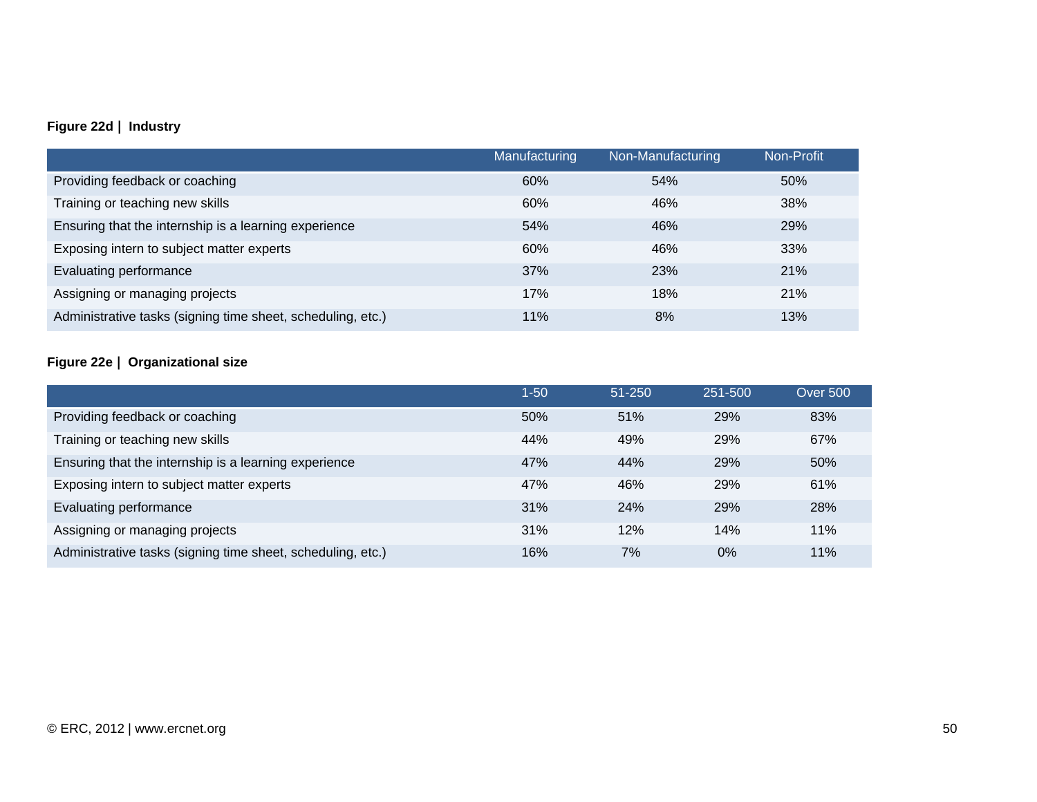**Figure 22d | Industry**

| | Manufacturing | Non-Manufacturing | Non-Profit |
|---|---|---|---|
| Providing feedback or coaching | 60% | 54% | 50% |
| Training or teaching new skills | 60% | 46% | 38% |
| Ensuring that the internship is a learning experience | 54% | 46% | 29% |
| Exposing intern to subject matter experts | 60% | 46% | 33% |
| Evaluating performance | 37% | 23% | 21% |
| Assigning or managing projects | 17% | 18% | 21% |
| Administrative tasks (signing time sheet, scheduling, etc.) | 11% | 8% | 13% |

**Figure 22e | Organizational size**

| | 1-50 | 51-250 | 251-500 | Over 500 |
|---|---|---|---|---|
| Providing feedback or coaching | 50% | 51% | 29% | 83% |
| Training or teaching new skills | 44% | 49% | 29% | 67% |
| Ensuring that the internship is a learning experience | 47% | 44% | 29% | 50% |
| Exposing intern to subject matter experts | 47% | 46% | 29% | 61% |
| Evaluating performance | 31% | 24% | 29% | 28% |
| Assigning or managing projects | 31% | 12% | 14% | 11% |
| Administrative tasks (signing time sheet, scheduling, etc.) | 16% | 7% | 0% | 11% |

© ERC, 2012 | www.ercnet.org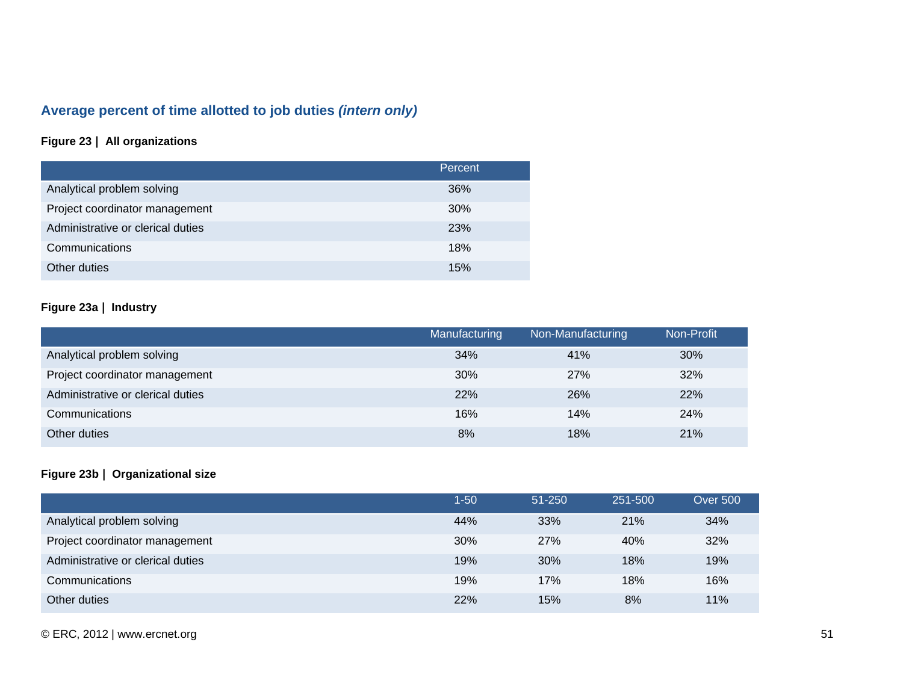## Average percent of time allotted to job duties *(intern only)*

**Figure 23 | All organizations**

| | Percent |
|---|---|
| Analytical problem solving | 36% |
| Project coordinator management | 30% |
| Administrative or clerical duties | 23% |
| Communications | 18% |
| Other duties | 15% |

**Figure 23a | Industry**

| | Manufacturing | Non-Manufacturing | Non-Profit |
|---|---|---|---|
| Analytical problem solving | 34% | 41% | 30% |
| Project coordinator management | 30% | 27% | 32% |
| Administrative or clerical duties | 22% | 26% | 22% |
| Communications | 16% | 14% | 24% |
| Other duties | 8% | 18% | 21% |

**Figure 23b | Organizational size**

| | 1-50 | 51-250 | 251-500 | Over 500 |
|---|---|---|---|---|
| Analytical problem solving | 44% | 33% | 21% | 34% |
| Project coordinator management | 30% | 27% | 40% | 32% |
| Administrative or clerical duties | 19% | 30% | 18% | 19% |
| Communications | 19% | 17% | 18% | 16% |
| Other duties | 22% | 15% | 8% | 11% |

© ERC, 2012 | www.ercnet.org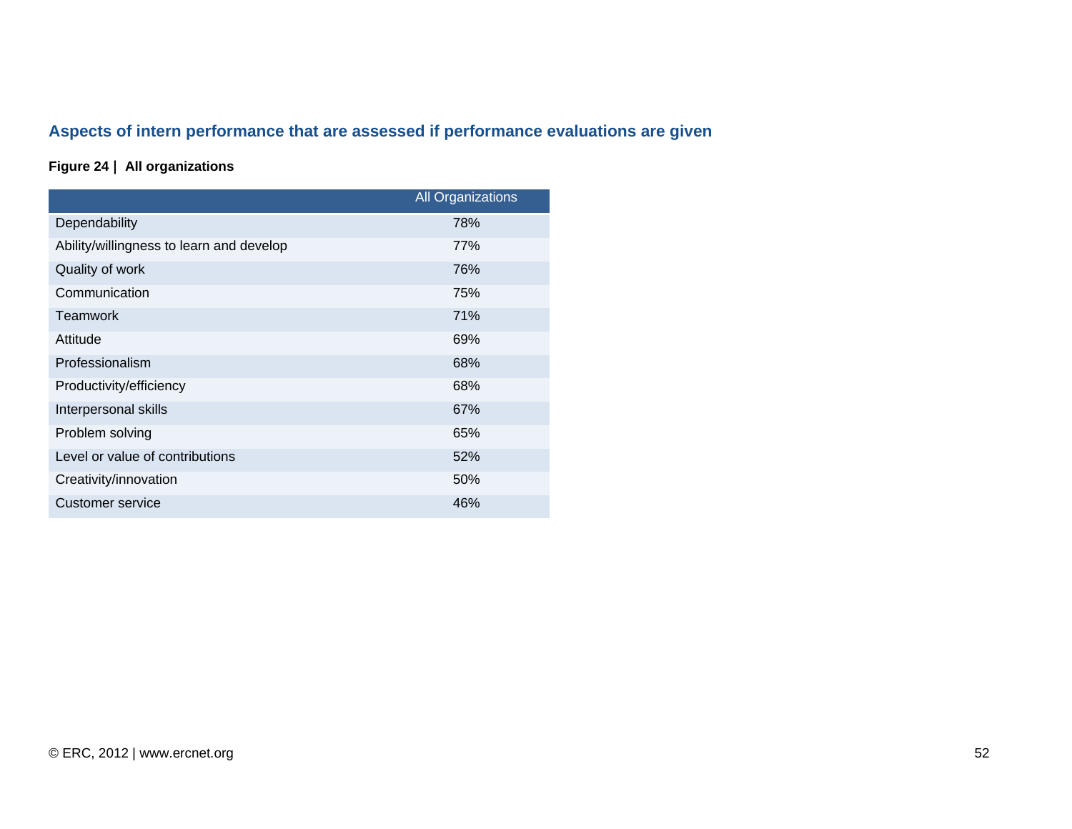## Aspects of intern performance that are assessed if performance evaluations are given

**Figure 24 | All organizations**

| | All Organizations |
|---|---|
| Dependability | 78% |
| Ability/willingness to learn and develop | 77% |
| Quality of work | 76% |
| Communication | 75% |
| Teamwork | 71% |
| Attitude | 69% |
| Professionalism | 68% |
| Productivity/efficiency | 68% |
| Interpersonal skills | 67% |
| Problem solving | 65% |
| Level or value of contributions | 52% |
| Creativity/innovation | 50% |
| Customer service | 46% |

© ERC, 2012 | www.ercnet.org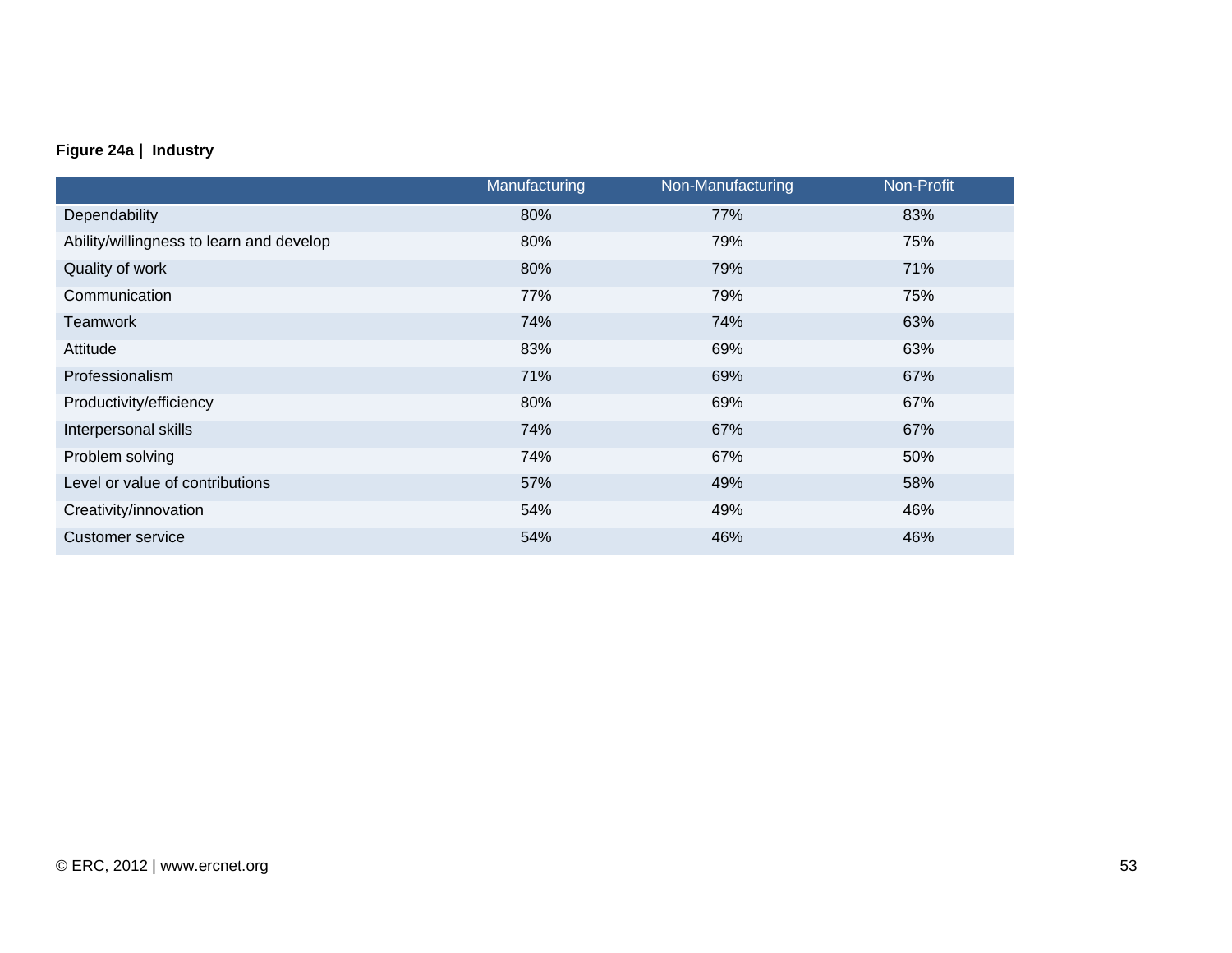**Figure 24a | Industry**

| | Manufacturing | Non-Manufacturing | Non-Profit |
|---|---|---|---|
| Dependability | 80% | 77% | 83% |
| Ability/willingness to learn and develop | 80% | 79% | 75% |
| Quality of work | 80% | 79% | 71% |
| Communication | 77% | 79% | 75% |
| Teamwork | 74% | 74% | 63% |
| Attitude | 83% | 69% | 63% |
| Professionalism | 71% | 69% | 67% |
| Productivity/efficiency | 80% | 69% | 67% |
| Interpersonal skills | 74% | 67% | 67% |
| Problem solving | 74% | 67% | 50% |
| Level or value of contributions | 57% | 49% | 58% |
| Creativity/innovation | 54% | 49% | 46% |
| Customer service | 54% | 46% | 46% |

© ERC, 2012 | www.ercnet.org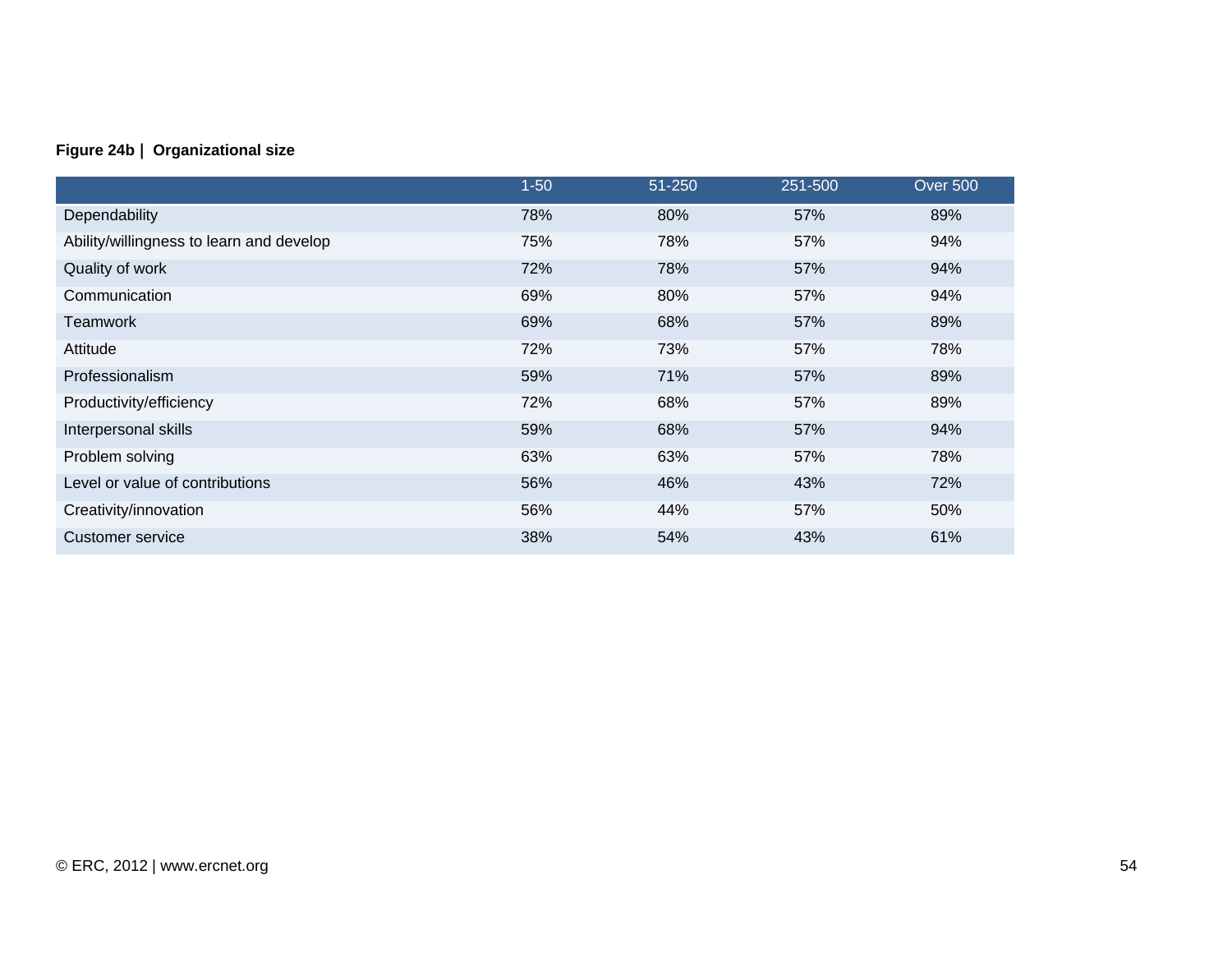**Figure 24b | Organizational size**

| | 1-50 | 51-250 | 251-500 | Over 500 |
|---|---|---|---|---|
| Dependability | 78% | 80% | 57% | 89% |
| Ability/willingness to learn and develop | 75% | 78% | 57% | 94% |
| Quality of work | 72% | 78% | 57% | 94% |
| Communication | 69% | 80% | 57% | 94% |
| Teamwork | 69% | 68% | 57% | 89% |
| Attitude | 72% | 73% | 57% | 78% |
| Professionalism | 59% | 71% | 57% | 89% |
| Productivity/efficiency | 72% | 68% | 57% | 89% |
| Interpersonal skills | 59% | 68% | 57% | 94% |
| Problem solving | 63% | 63% | 57% | 78% |
| Level or value of contributions | 56% | 46% | 43% | 72% |
| Creativity/innovation | 56% | 44% | 57% | 50% |
| Customer service | 38% | 54% | 43% | 61% |

© ERC, 2012 | www.ercnet.org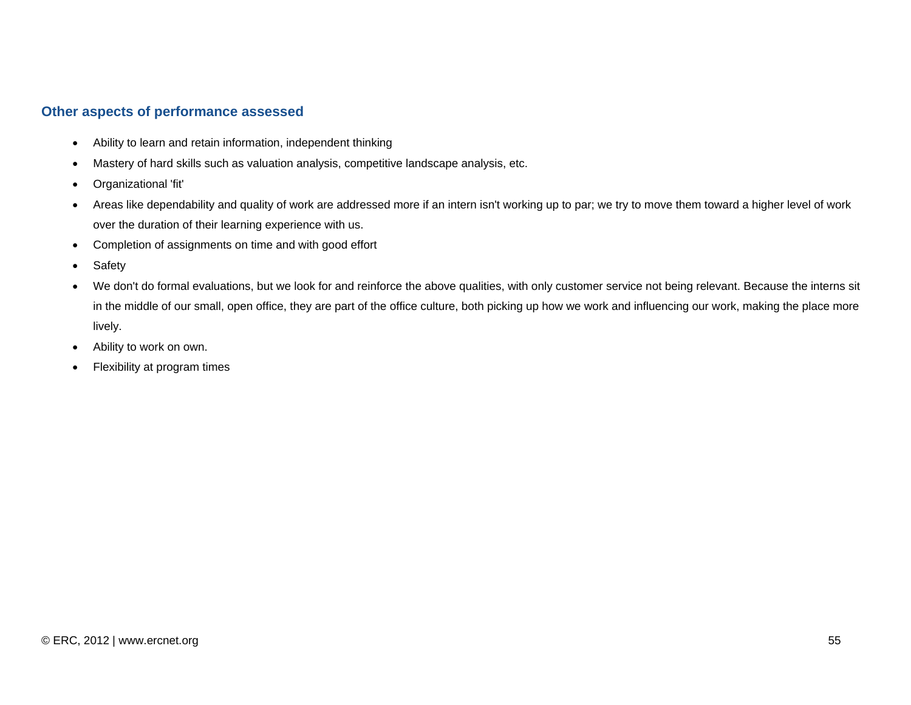### Other aspects of performance assessed

- Ability to learn and retain information, independent thinking
- Mastery of hard skills such as valuation analysis, competitive landscape analysis, etc.
- Organizational 'fit'
- Areas like dependability and quality of work are addressed more if an intern isn't working up to par; we try to move them toward a higher level of work over the duration of their learning experience with us.
- Completion of assignments on time and with good effort
- Safety
- We don't do formal evaluations, but we look for and reinforce the above qualities, with only customer service not being relevant. Because the interns sit in the middle of our small, open office, they are part of the office culture, both picking up how we work and influencing our work, making the place more lively.
- Ability to work on own.
- Flexibility at program times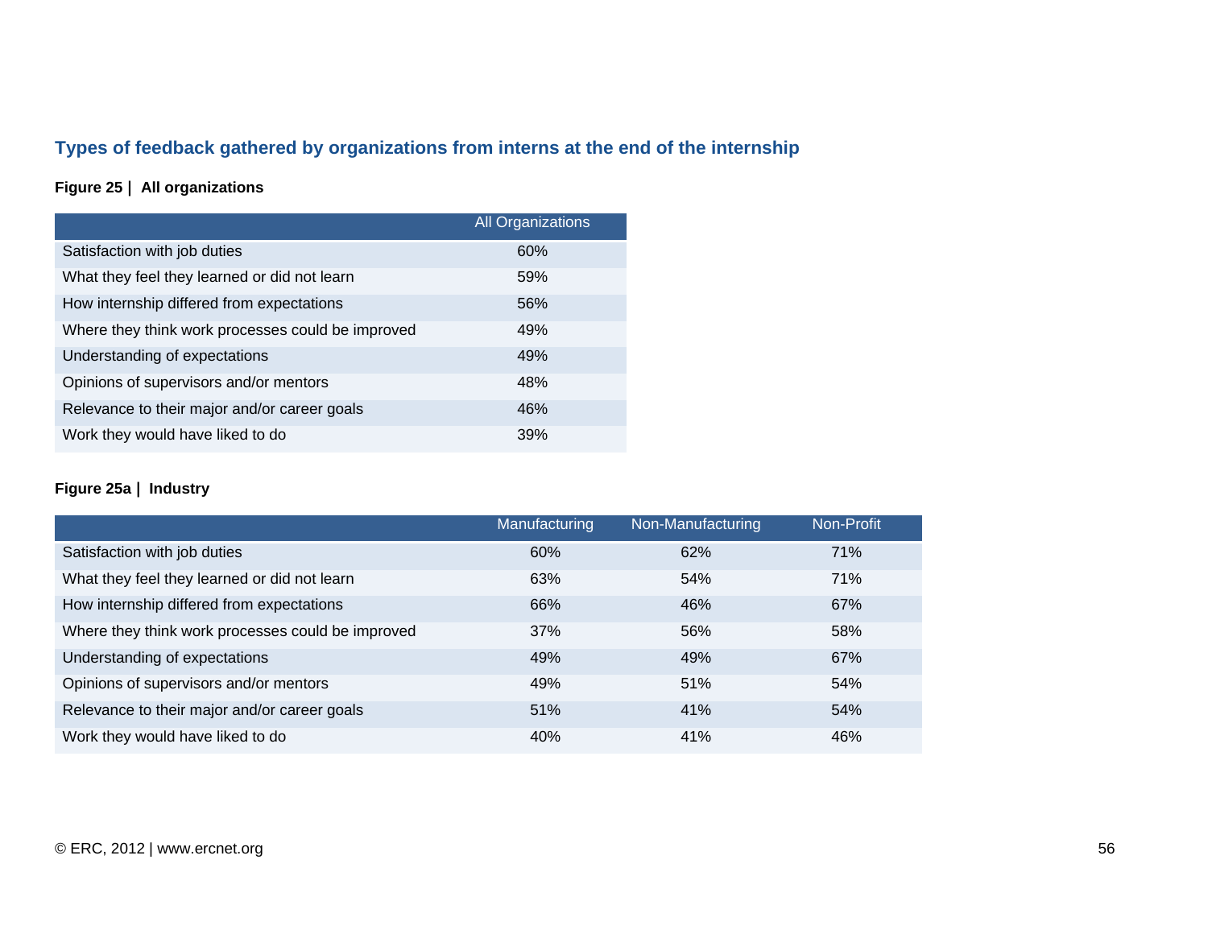## Types of feedback gathered by organizations from interns at the end of the internship

**Figure 25 | All organizations**

| | All Organizations |
|---|---|
| Satisfaction with job duties | 60% |
| What they feel they learned or did not learn | 59% |
| How internship differed from expectations | 56% |
| Where they think work processes could be improved | 49% |
| Understanding of expectations | 49% |
| Opinions of supervisors and/or mentors | 48% |
| Relevance to their major and/or career goals | 46% |
| Work they would have liked to do | 39% |

**Figure 25a | Industry**

| | Manufacturing | Non-Manufacturing | Non-Profit |
|---|---|---|---|
| Satisfaction with job duties | 60% | 62% | 71% |
| What they feel they learned or did not learn | 63% | 54% | 71% |
| How internship differed from expectations | 66% | 46% | 67% |
| Where they think work processes could be improved | 37% | 56% | 58% |
| Understanding of expectations | 49% | 49% | 67% |
| Opinions of supervisors and/or mentors | 49% | 51% | 54% |
| Relevance to their major and/or career goals | 51% | 41% | 54% |
| Work they would have liked to do | 40% | 41% | 46% |

© ERC, 2012 | www.ercnet.org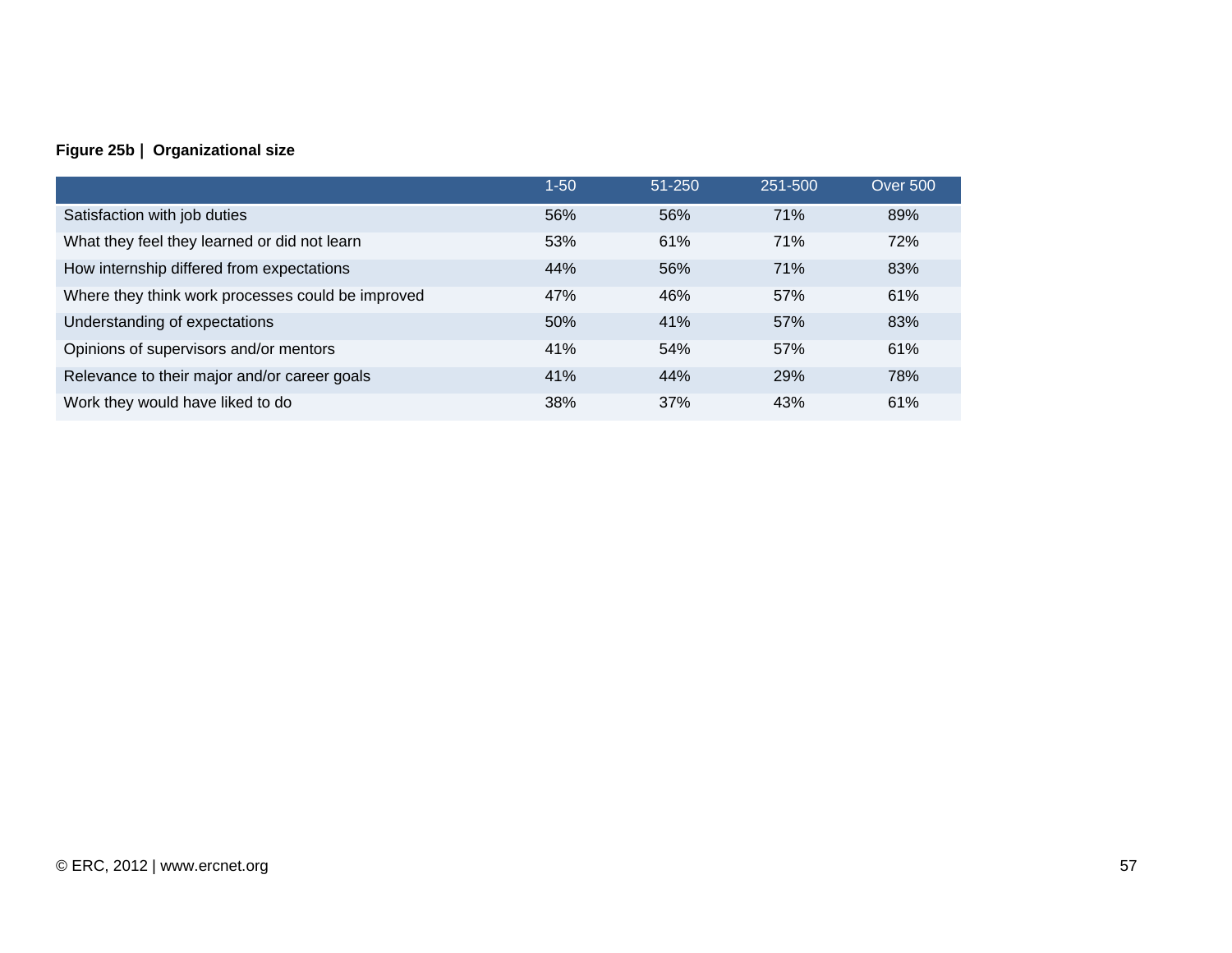**Figure 25b | Organizational size**

| | 1-50 | 51-250 | 251-500 | Over 500 |
|---|---|---|---|---|
| Satisfaction with job duties | 56% | 56% | 71% | 89% |
| What they feel they learned or did not learn | 53% | 61% | 71% | 72% |
| How internship differed from expectations | 44% | 56% | 71% | 83% |
| Where they think work processes could be improved | 47% | 46% | 57% | 61% |
| Understanding of expectations | 50% | 41% | 57% | 83% |
| Opinions of supervisors and/or mentors | 41% | 54% | 57% | 61% |
| Relevance to their major and/or career goals | 41% | 44% | 29% | 78% |
| Work they would have liked to do | 38% | 37% | 43% | 61% |

© ERC, 2012 | www.ercnet.org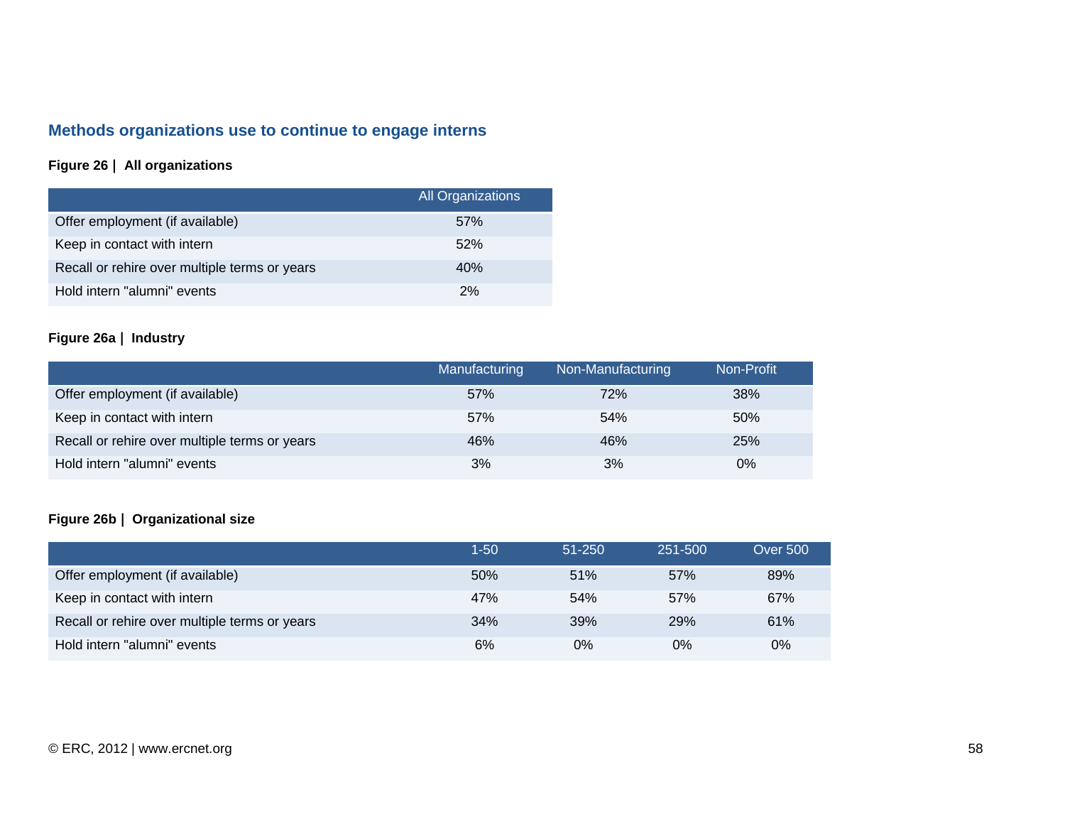## Methods organizations use to continue to engage interns

**Figure 26 | All organizations**

| | All Organizations |
|---|---|
| Offer employment (if available) | 57% |
| Keep in contact with intern | 52% |
| Recall or rehire over multiple terms or years | 40% |
| Hold intern "alumni" events | 2% |

**Figure 26a | Industry**

| | Manufacturing | Non-Manufacturing | Non-Profit |
|---|---|---|---|
| Offer employment (if available) | 57% | 72% | 38% |
| Keep in contact with intern | 57% | 54% | 50% |
| Recall or rehire over multiple terms or years | 46% | 46% | 25% |
| Hold intern "alumni" events | 3% | 3% | 0% |

**Figure 26b | Organizational size**

| | 1-50 | 51-250 | 251-500 | Over 500 |
|---|---|---|---|---|
| Offer employment (if available) | 50% | 51% | 57% | 89% |
| Keep in contact with intern | 47% | 54% | 57% | 67% |
| Recall or rehire over multiple terms or years | 34% | 39% | 29% | 61% |
| Hold intern "alumni" events | 6% | 0% | 0% | 0% |

© ERC, 2012 | www.ercnet.org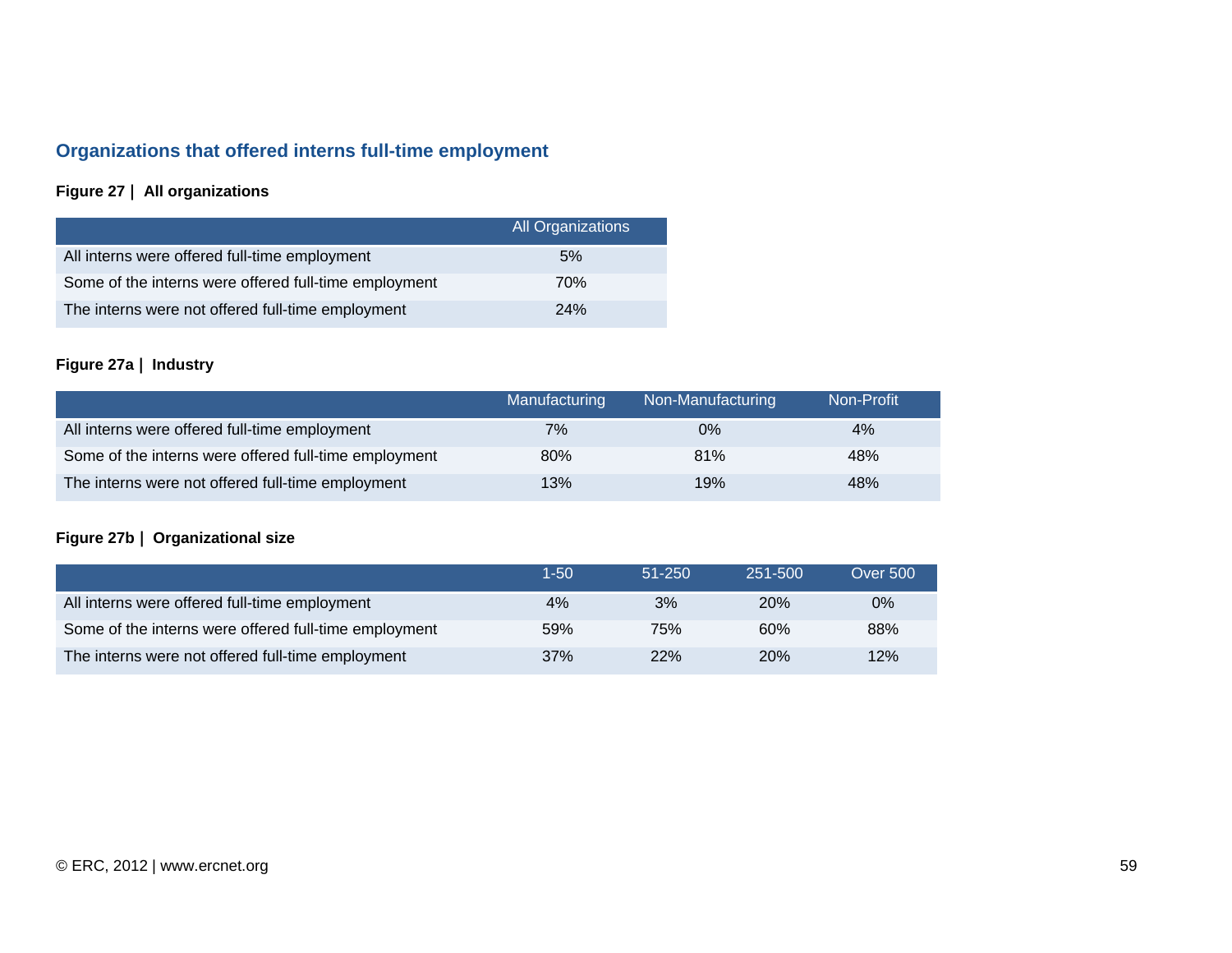## Organizations that offered interns full-time employment

**Figure 27 | All organizations**

| | All Organizations |
|---|---|
| All interns were offered full-time employment | 5% |
| Some of the interns were offered full-time employment | 70% |
| The interns were not offered full-time employment | 24% |

**Figure 27a | Industry**

| | Manufacturing | Non-Manufacturing | Non-Profit |
|---|---|---|---|
| All interns were offered full-time employment | 7% | 0% | 4% |
| Some of the interns were offered full-time employment | 80% | 81% | 48% |
| The interns were not offered full-time employment | 13% | 19% | 48% |

**Figure 27b | Organizational size**

| | 1-50 | 51-250 | 251-500 | Over 500 |
|---|---|---|---|---|
| All interns were offered full-time employment | 4% | 3% | 20% | 0% |
| Some of the interns were offered full-time employment | 59% | 75% | 60% | 88% |
| The interns were not offered full-time employment | 37% | 22% | 20% | 12% |

© ERC, 2012 | www.ercnet.org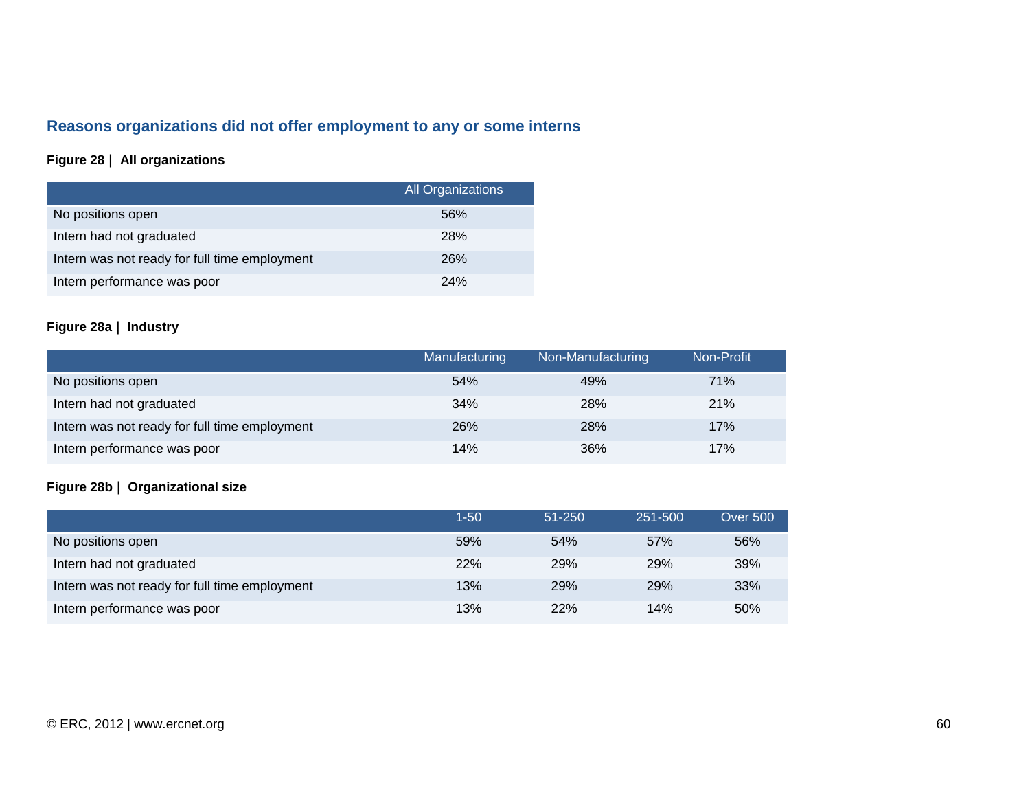## Reasons organizations did not offer employment to any or some interns

**Figure 28 | All organizations**

| | All Organizations |
|---|---|
| No positions open | 56% |
| Intern had not graduated | 28% |
| Intern was not ready for full time employment | 26% |
| Intern performance was poor | 24% |

**Figure 28a | Industry**

| | Manufacturing | Non-Manufacturing | Non-Profit |
|---|---|---|---|
| No positions open | 54% | 49% | 71% |
| Intern had not graduated | 34% | 28% | 21% |
| Intern was not ready for full time employment | 26% | 28% | 17% |
| Intern performance was poor | 14% | 36% | 17% |

**Figure 28b | Organizational size**

| | 1-50 | 51-250 | 251-500 | Over 500 |
|---|---|---|---|---|
| No positions open | 59% | 54% | 57% | 56% |
| Intern had not graduated | 22% | 29% | 29% | 39% |
| Intern was not ready for full time employment | 13% | 29% | 29% | 33% |
| Intern performance was poor | 13% | 22% | 14% | 50% |

© ERC, 2012 | www.ercnet.org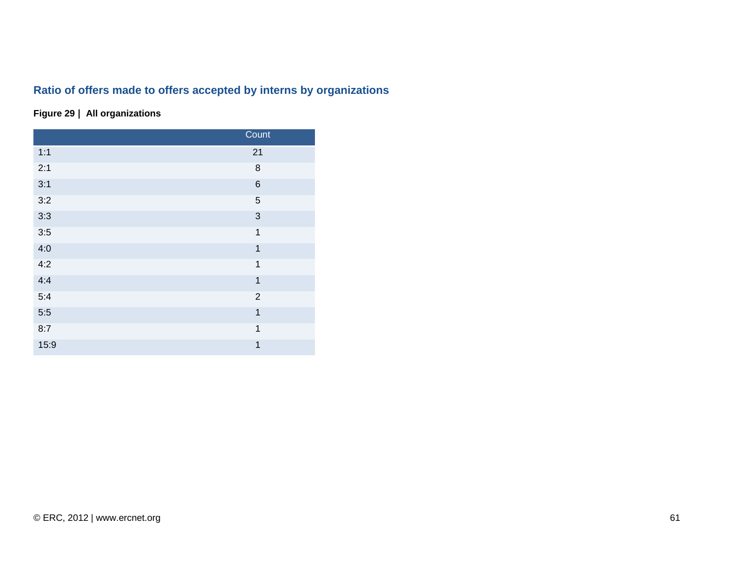## Ratio of offers made to offers accepted by interns by organizations

**Figure 29 | All organizations**

| | Count |
|---|---|
| 1:1 | 21 |
| 2:1 | 8 |
| 3:1 | 6 |
| 3:2 | 5 |
| 3:3 | 3 |
| 3:5 | 1 |
| 4:0 | 1 |
| 4:2 | 1 |
| 4:4 | 1 |
| 5:4 | 2 |
| 5:5 | 1 |
| 8:7 | 1 |
| 15:9 | 1 |

© ERC, 2012 | www.ercnet.org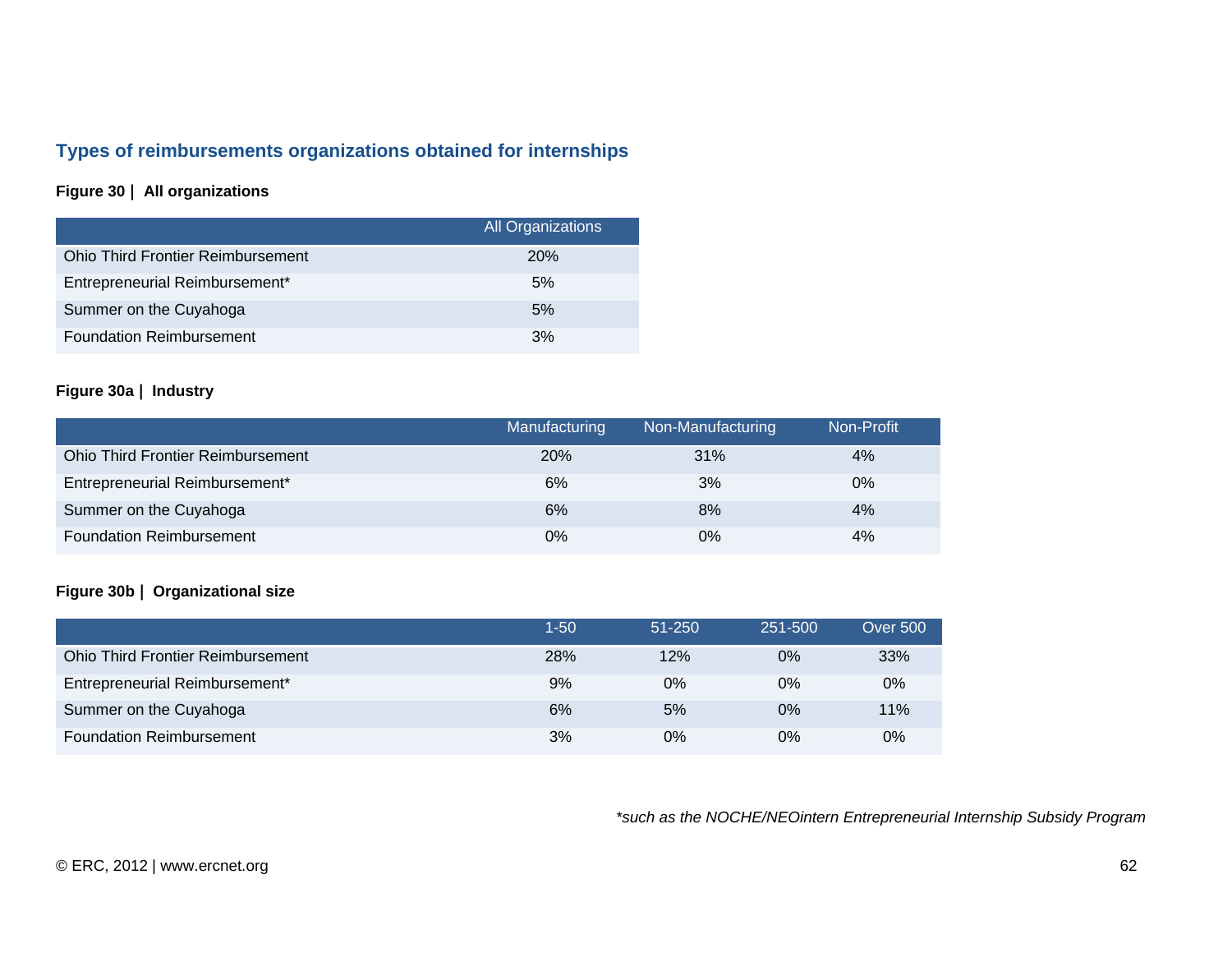## Types of reimbursements organizations obtained for internships

**Figure 30 | All organizations**

| | All Organizations |
|---|---|
| Ohio Third Frontier Reimbursement | 20% |
| Entrepreneurial Reimbursement* | 5% |
| Summer on the Cuyahoga | 5% |
| Foundation Reimbursement | 3% |

**Figure 30a | Industry**

| | Manufacturing | Non-Manufacturing | Non-Profit |
|---|---|---|---|
| Ohio Third Frontier Reimbursement | 20% | 31% | 4% |
| Entrepreneurial Reimbursement* | 6% | 3% | 0% |
| Summer on the Cuyahoga | 6% | 8% | 4% |
| Foundation Reimbursement | 0% | 0% | 4% |

**Figure 30b | Organizational size**

| | 1-50 | 51-250 | 251-500 | Over 500 |
|---|---|---|---|---|
| Ohio Third Frontier Reimbursement | 28% | 12% | 0% | 33% |
| Entrepreneurial Reimbursement* | 9% | 0% | 0% | 0% |
| Summer on the Cuyahoga | 6% | 5% | 0% | 11% |
| Foundation Reimbursement | 3% | 0% | 0% | 0% |

*\*such as the NOCHE/NEOintern Entrepreneurial Internship Subsidy Program*

© ERC, 2012 | www.ercnet.org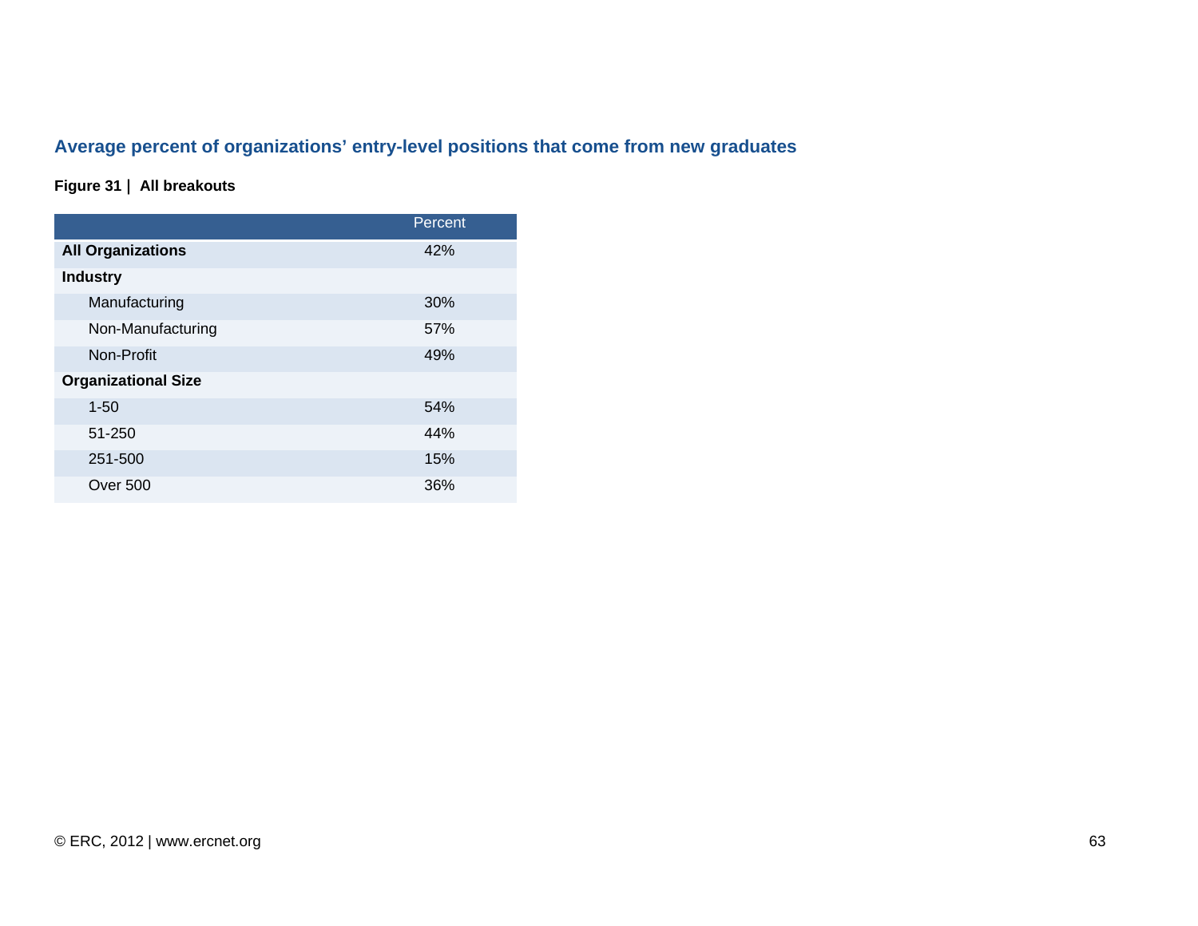## Average percent of organizations' entry-level positions that come from new graduates

**Figure 31 | All breakouts**

| | Percent |
|---|---|
| **All Organizations** | 42% |
| **Industry** | |
| Manufacturing | 30% |
| Non-Manufacturing | 57% |
| Non-Profit | 49% |
| **Organizational Size** | |
| 1-50 | 54% |
| 51-250 | 44% |
| 251-500 | 15% |
| Over 500 | 36% |

© ERC, 2012 | www.ercnet.org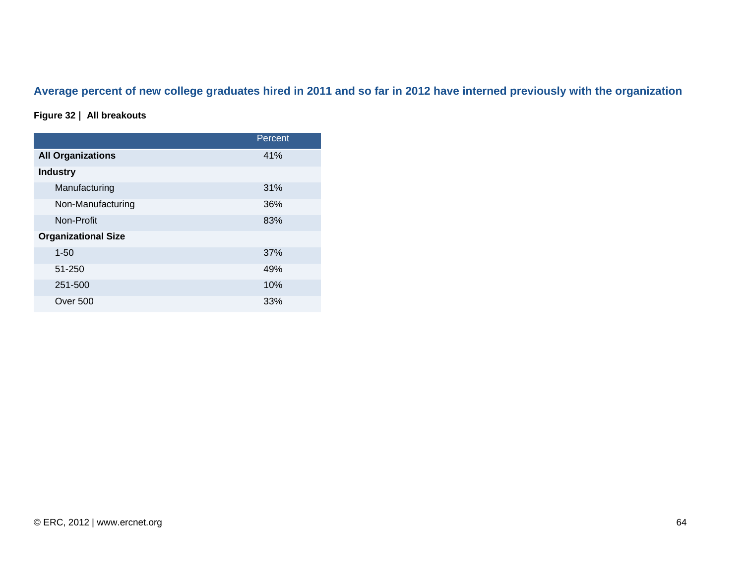## Average percent of new college graduates hired in 2011 and so far in 2012 have interned previously with the organization

**Figure 32 | All breakouts**

| | Percent |
|---|---|
| **All Organizations** | 41% |
| **Industry** | |
| Manufacturing | 31% |
| Non-Manufacturing | 36% |
| Non-Profit | 83% |
| **Organizational Size** | |
| 1-50 | 37% |
| 51-250 | 49% |
| 251-500 | 10% |
| Over 500 | 33% |

© ERC, 2012 | www.ercnet.org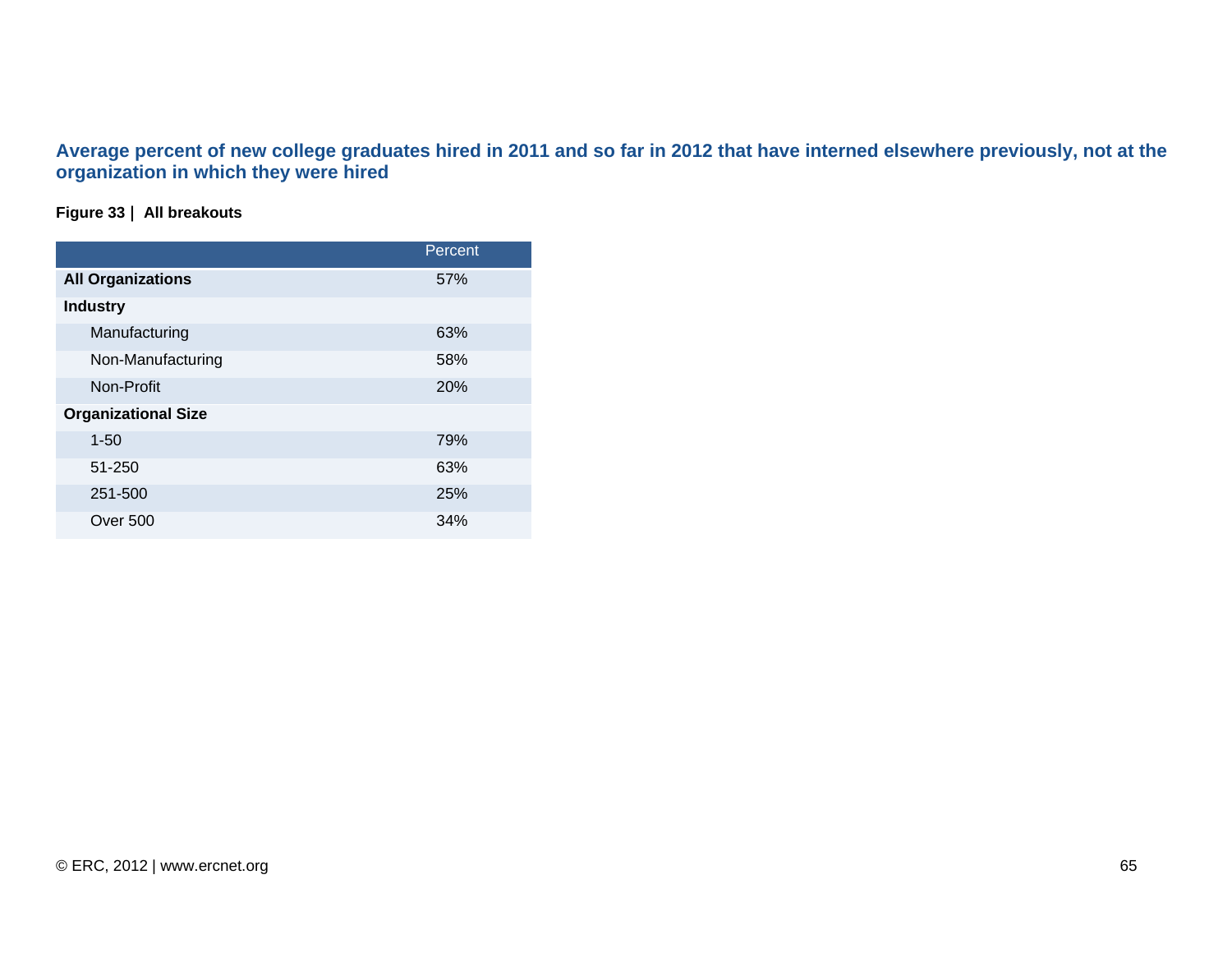## Average percent of new college graduates hired in 2011 and so far in 2012 that have interned elsewhere previously, not at the organization in which they were hired

**Figure 33 | All breakouts**

| | Percent |
|---|---|
| **All Organizations** | 57% |
| **Industry** | |
| Manufacturing | 63% |
| Non-Manufacturing | 58% |
| Non-Profit | 20% |
| **Organizational Size** | |
| 1-50 | 79% |
| 51-250 | 63% |
| 251-500 | 25% |
| Over 500 | 34% |

© ERC, 2012 | www.ercnet.org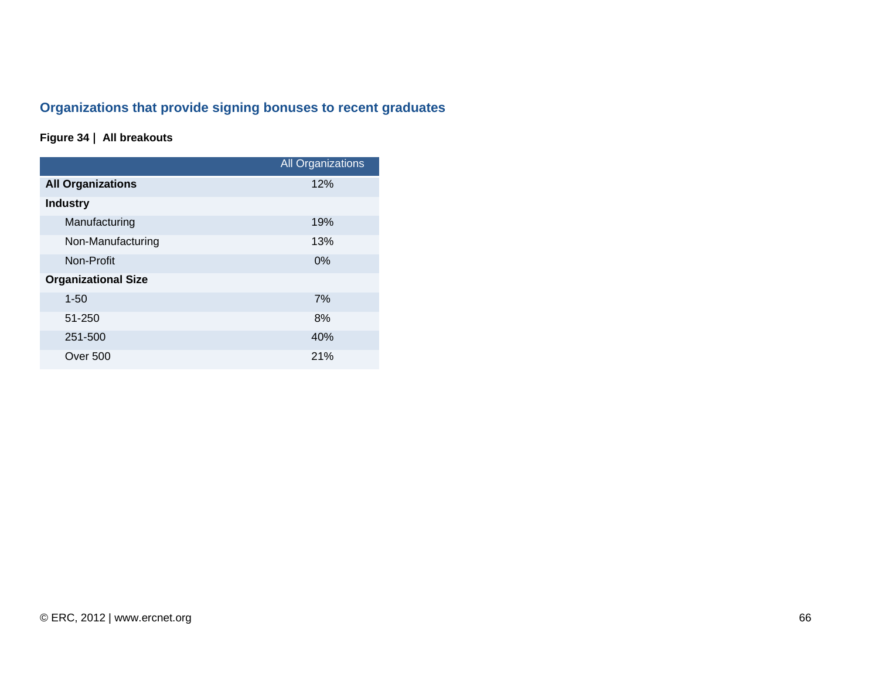## Organizations that provide signing bonuses to recent graduates

**Figure 34 | All breakouts**

| | All Organizations |
|---|---|
| **All Organizations** | 12% |
| **Industry** | |
| Manufacturing | 19% |
| Non-Manufacturing | 13% |
| Non-Profit | 0% |
| **Organizational Size** | |
| 1-50 | 7% |
| 51-250 | 8% |
| 251-500 | 40% |
| Over 500 | 21% |

© ERC, 2012 | www.ercnet.org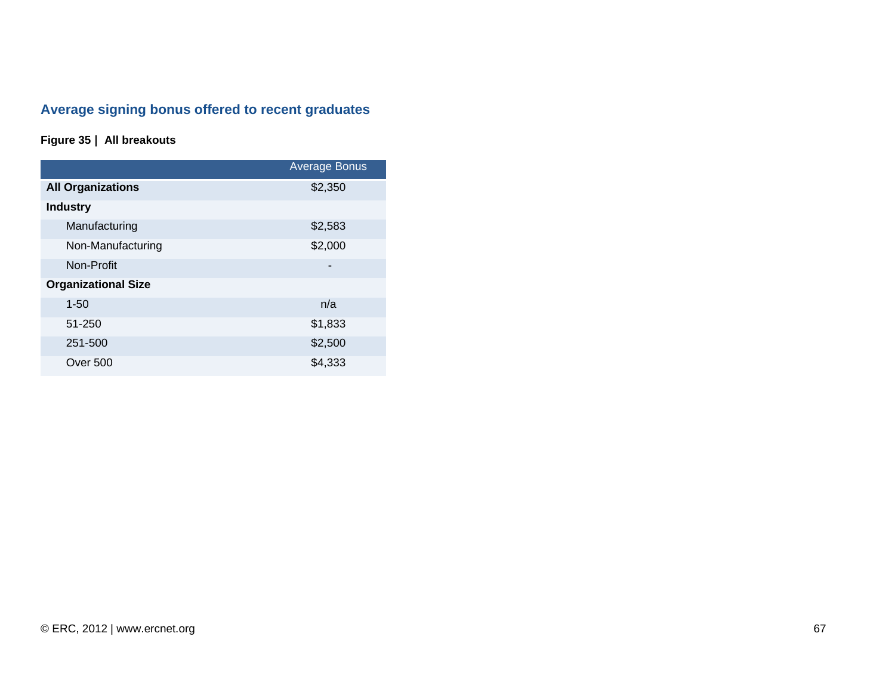## Average signing bonus offered to recent graduates

**Figure 35 | All breakouts**

| | Average Bonus |
|---|---|
| **All Organizations** | $2,350 |
| **Industry** | |
| Manufacturing | $2,583 |
| Non-Manufacturing | $2,000 |
| Non-Profit | - |
| **Organizational Size** | |
| 1-50 | n/a |
| 51-250 | $1,833 |
| 251-500 | $2,500 |
| Over 500 | $4,333 |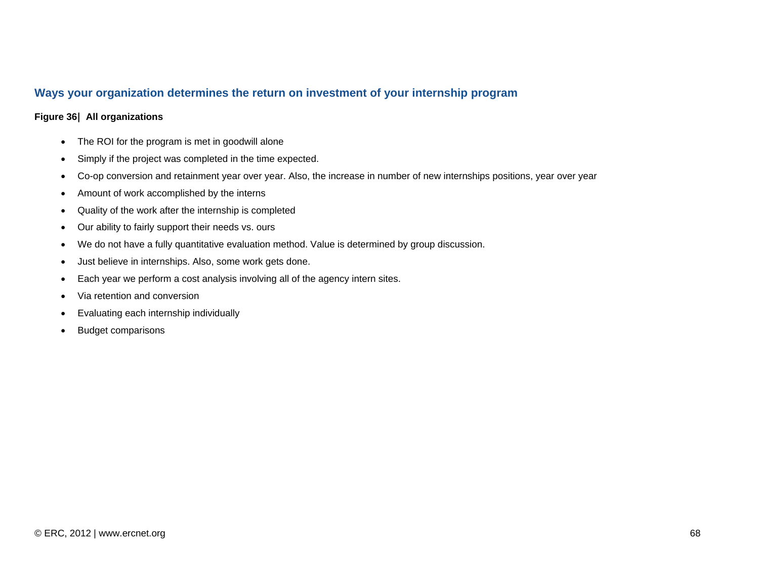## Ways your organization determines the return on investment of your internship program

**Figure 36| All organizations**

- The ROI for the program is met in goodwill alone
- Simply if the project was completed in the time expected.
- Co-op conversion and retainment year over year. Also, the increase in number of new internships positions, year over year
- Amount of work accomplished by the interns
- Quality of the work after the internship is completed
- Our ability to fairly support their needs vs. ours
- We do not have a fully quantitative evaluation method. Value is determined by group discussion.
- Just believe in internships. Also, some work gets done.
- Each year we perform a cost analysis involving all of the agency intern sites.
- Via retention and conversion
- Evaluating each internship individually
- Budget comparisons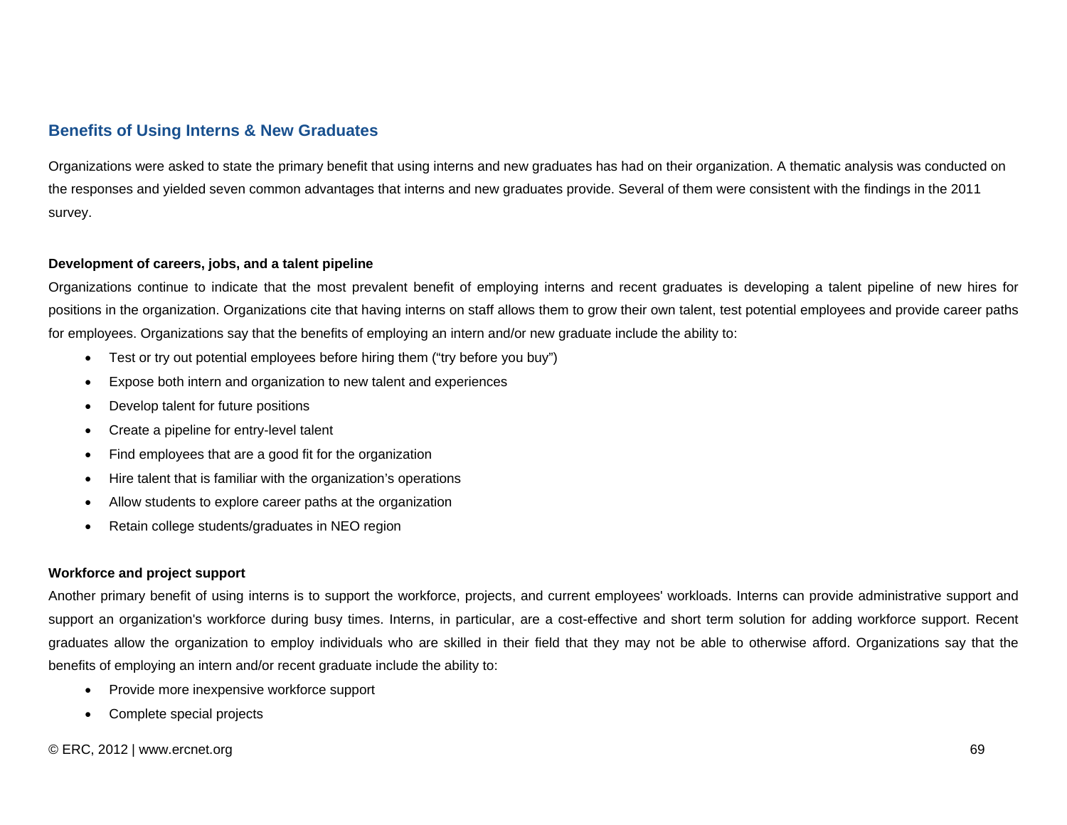## Benefits of Using Interns & New Graduates

Organizations were asked to state the primary benefit that using interns and new graduates has had on their organization. A thematic analysis was conducted on the responses and yielded seven common advantages that interns and new graduates provide. Several of them were consistent with the findings in the 2011 survey.

**Development of careers, jobs, and a talent pipeline**

Organizations continue to indicate that the most prevalent benefit of employing interns and recent graduates is developing a talent pipeline of new hires for positions in the organization. Organizations cite that having interns on staff allows them to grow their own talent, test potential employees and provide career paths for employees. Organizations say that the benefits of employing an intern and/or new graduate include the ability to:

- Test or try out potential employees before hiring them ("try before you buy")
- Expose both intern and organization to new talent and experiences
- Develop talent for future positions
- Create a pipeline for entry-level talent
- Find employees that are a good fit for the organization
- Hire talent that is familiar with the organization's operations
- Allow students to explore career paths at the organization
- Retain college students/graduates in NEO region

**Workforce and project support**

Another primary benefit of using interns is to support the workforce, projects, and current employees' workloads. Interns can provide administrative support and support an organization's workforce during busy times. Interns, in particular, are a cost-effective and short term solution for adding workforce support. Recent graduates allow the organization to employ individuals who are skilled in their field that they may not be able to otherwise afford. Organizations say that the benefits of employing an intern and/or recent graduate include the ability to:

- Provide more inexpensive workforce support
- Complete special projects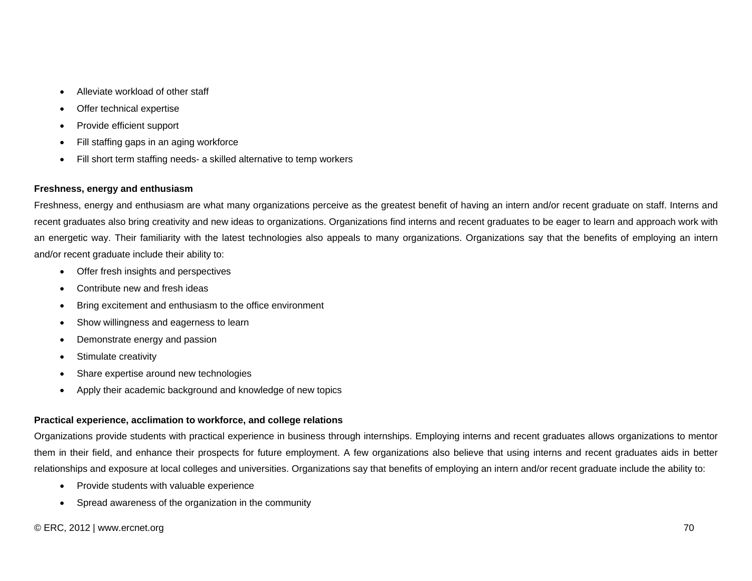- Alleviate workload of other staff
- Offer technical expertise
- Provide efficient support
- Fill staffing gaps in an aging workforce
- Fill short term staffing needs- a skilled alternative to temp workers

**Freshness, energy and enthusiasm**

Freshness, energy and enthusiasm are what many organizations perceive as the greatest benefit of having an intern and/or recent graduate on staff. Interns and recent graduates also bring creativity and new ideas to organizations. Organizations find interns and recent graduates to be eager to learn and approach work with an energetic way. Their familiarity with the latest technologies also appeals to many organizations. Organizations say that the benefits of employing an intern and/or recent graduate include their ability to:

- Offer fresh insights and perspectives
- Contribute new and fresh ideas
- Bring excitement and enthusiasm to the office environment
- Show willingness and eagerness to learn
- Demonstrate energy and passion
- Stimulate creativity
- Share expertise around new technologies
- Apply their academic background and knowledge of new topics

**Practical experience, acclimation to workforce, and college relations**

Organizations provide students with practical experience in business through internships. Employing interns and recent graduates allows organizations to mentor them in their field, and enhance their prospects for future employment. A few organizations also believe that using interns and recent graduates aids in better relationships and exposure at local colleges and universities. Organizations say that benefits of employing an intern and/or recent graduate include the ability to:

- Provide students with valuable experience
- Spread awareness of the organization in the community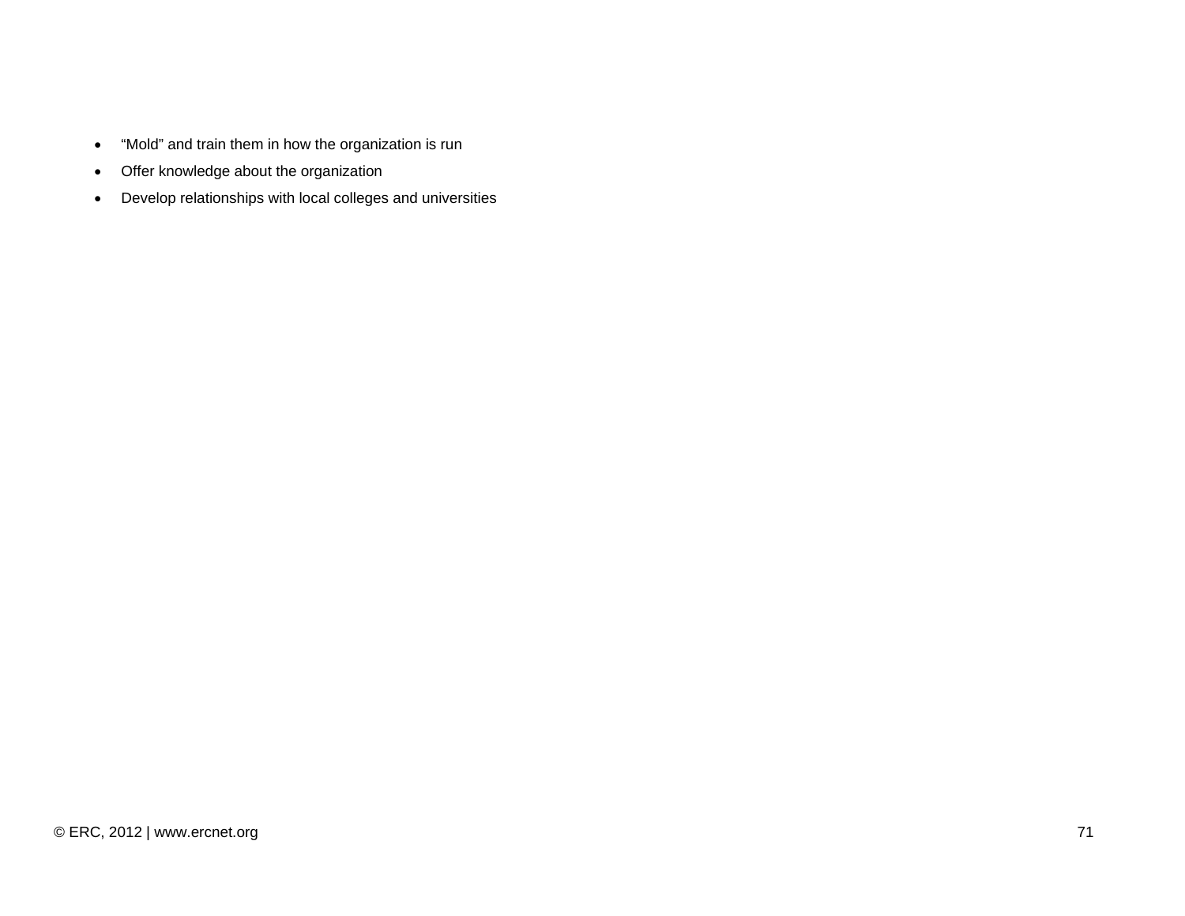- “Mold” and train them in how the organization is run
- Offer knowledge about the organization
- Develop relationships with local colleges and universities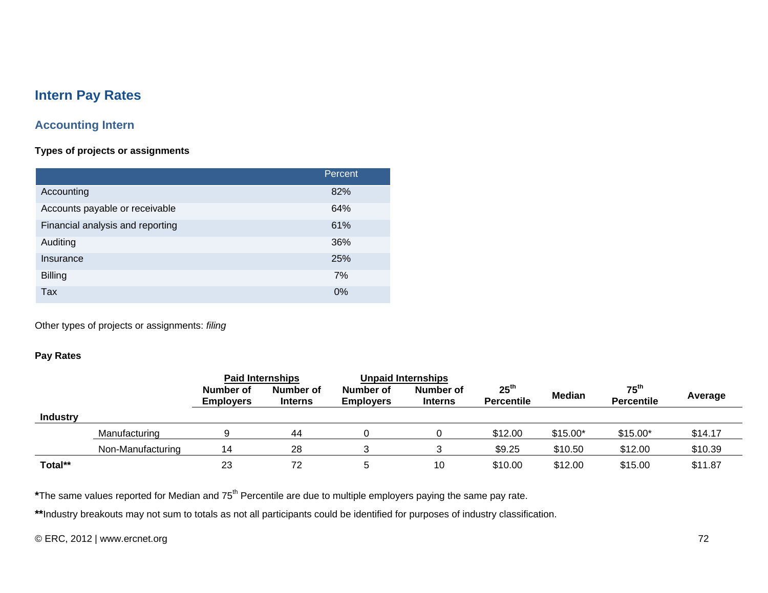# Intern Pay Rates

## Accounting Intern

**Types of projects or assignments**

| | Percent |
|---|---|
| Accounting | 82% |
| Accounts payable or receivable | 64% |
| Financial analysis and reporting | 61% |
| Auditing | 36% |
| Insurance | 25% |
| Billing | 7% |
| Tax | 0% |

Other types of projects or assignments: *filing*

**Pay Rates**

| | | Paid Internships | | Unpaid Internships | | | | | |
|---|---|---|---|---|---|---|---|---|---|
| | | Number of Employers | Number of Interns | Number of Employers | Number of Interns | 25th Percentile | Median | 75th Percentile | Average |
| **Industry** | | | | | | | | | |
| | Manufacturing | 9 | 44 | 0 | 0 | $12.00 | $15.00* | $15.00* | $14.17 |
| | Non-Manufacturing | 14 | 28 | 3 | 3 | $9.25 | $10.50 | $12.00 | $10.39 |
| **Total**** | | 23 | 72 | 5 | 10 | $10.00 | $12.00 | $15.00 | $11.87 |

**\***The same values reported for Median and 75th Percentile are due to multiple employers paying the same pay rate.

**\*\***Industry breakouts may not sum to totals as not all participants could be identified for purposes of industry classification.

© ERC, 2012 | www.ercnet.org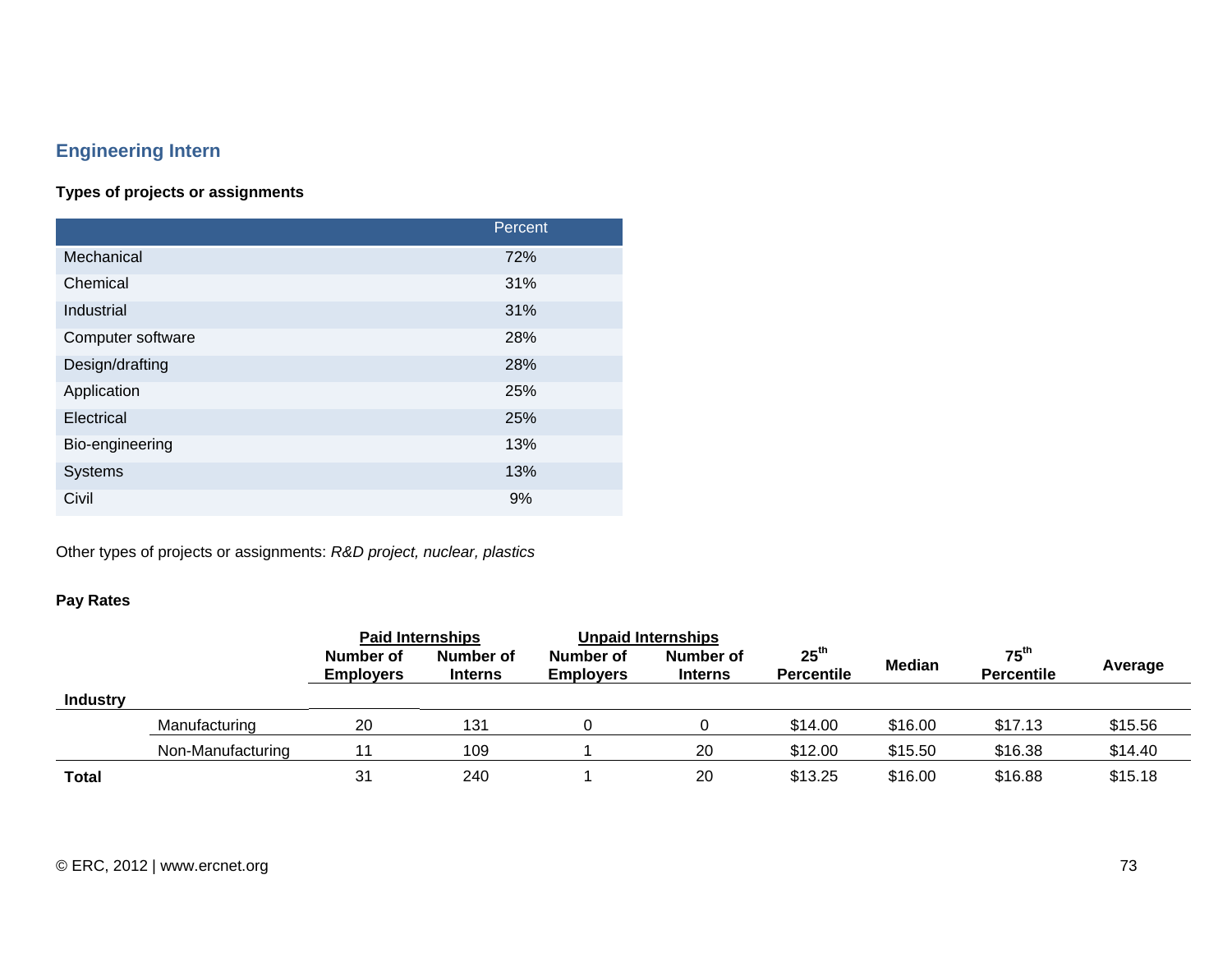## Engineering Intern

**Types of projects or assignments**

| | Percent |
|---|---|
| Mechanical | 72% |
| Chemical | 31% |
| Industrial | 31% |
| Computer software | 28% |
| Design/drafting | 28% |
| Application | 25% |
| Electrical | 25% |
| Bio-engineering | 13% |
| Systems | 13% |
| Civil | 9% |

Other types of projects or assignments: *R&D project, nuclear, plastics*

**Pay Rates**

| | | Paid Internships | | Unpaid Internships | | | | | |
|---|---|---|---|---|---|---|---|---|---|
| | | Number of Employers | Number of Interns | Number of Employers | Number of Interns | 25th Percentile | Median | 75th Percentile | Average |
| **Industry** | | | | | | | | | |
| | Manufacturing | 20 | 131 | 0 | 0 | $14.00 | $16.00 | $17.13 | $15.56 |
| | Non-Manufacturing | 11 | 109 | 1 | 20 | $12.00 | $15.50 | $16.38 | $14.40 |
| **Total** | | 31 | 240 | 1 | 20 | $13.25 | $16.00 | $16.88 | $15.18 |

© ERC, 2012 | www.ercnet.org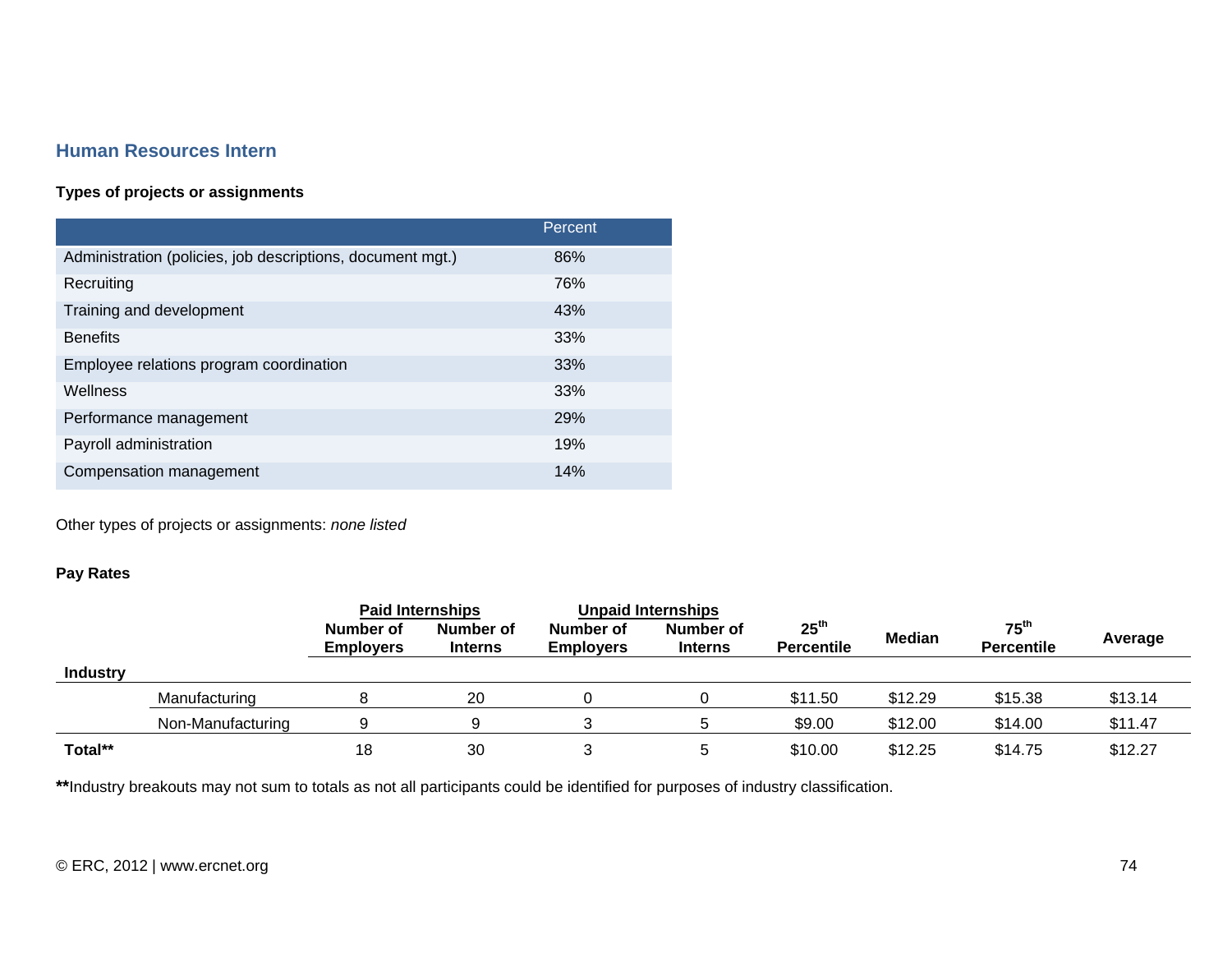## Human Resources Intern

**Types of projects or assignments**

| | Percent |
|---|---|
| Administration (policies, job descriptions, document mgt.) | 86% |
| Recruiting | 76% |
| Training and development | 43% |
| Benefits | 33% |
| Employee relations program coordination | 33% |
| Wellness | 33% |
| Performance management | 29% |
| Payroll administration | 19% |
| Compensation management | 14% |

Other types of projects or assignments: *none listed*

**Pay Rates**

| | | Paid Internships | | Unpaid Internships | | | | | |
|---|---|---|---|---|---|---|---|---|---|
| | | Number of Employers | Number of Interns | Number of Employers | Number of Interns | 25th Percentile | Median | 75th Percentile | Average |
| **Industry** | | | | | | | | | |
| | Manufacturing | 8 | 20 | 0 | 0 | $11.50 | $12.29 | $15.38 | $13.14 |
| | Non-Manufacturing | 9 | 9 | 3 | 5 | $9.00 | $12.00 | $14.00 | $11.47 |
| **Total**\*\* | | 18 | 30 | 3 | 5 | $10.00 | $12.25 | $14.75 | $12.27 |

**\*\***Industry breakouts may not sum to totals as not all participants could be identified for purposes of industry classification.

© ERC, 2012 | www.ercnet.org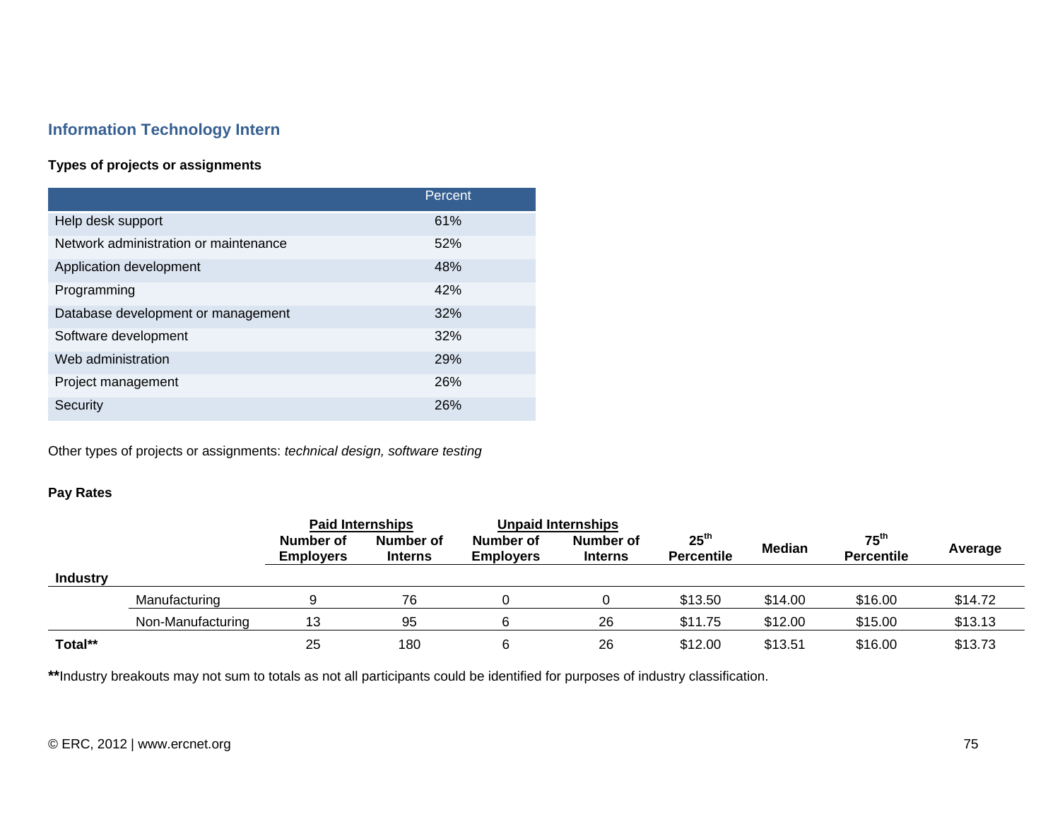## Information Technology Intern

### Types of projects or assignments

| | Percent |
|---|---|
| Help desk support | 61% |
| Network administration or maintenance | 52% |
| Application development | 48% |
| Programming | 42% |
| Database development or management | 32% |
| Software development | 32% |
| Web administration | 29% |
| Project management | 26% |
| Security | 26% |

Other types of projects or assignments: *technical design, software testing*

### Pay Rates

| | | Paid Internships | | Unpaid Internships | | | | | |
|---|---|---|---|---|---|---|---|---|---|
| | | Number of Employers | Number of Interns | Number of Employers | Number of Interns | 25th Percentile | Median | 75th Percentile | Average |
| **Industry** | | | | | | | | | |
| | Manufacturing | 9 | 76 | 0 | 0 | $13.50 | $14.00 | $16.00 | $14.72 |
| | Non-Manufacturing | 13 | 95 | 6 | 26 | $11.75 | $12.00 | $15.00 | $13.13 |
| **Total**** | | 25 | 180 | 6 | 26 | $12.00 | $13.51 | $16.00 | $13.73 |

****Industry breakouts may not sum to totals as not all participants could be identified for purposes of industry classification.

© ERC, 2012 | www.ercnet.org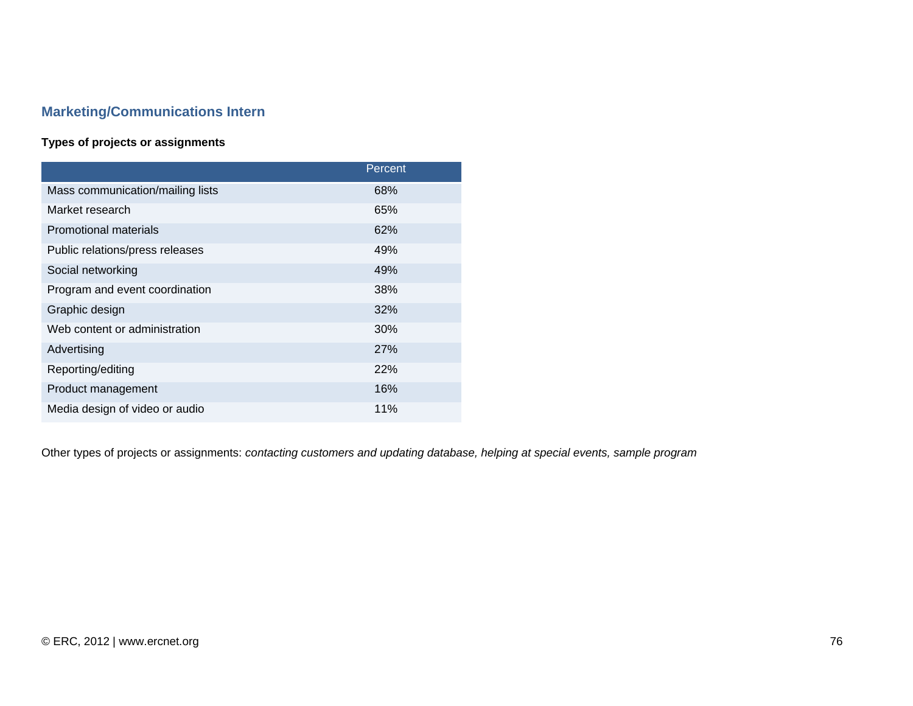## Marketing/Communications Intern

**Types of projects or assignments**

| | Percent |
|---|---|
| Mass communication/mailing lists | 68% |
| Market research | 65% |
| Promotional materials | 62% |
| Public relations/press releases | 49% |
| Social networking | 49% |
| Program and event coordination | 38% |
| Graphic design | 32% |
| Web content or administration | 30% |
| Advertising | 27% |
| Reporting/editing | 22% |
| Product management | 16% |
| Media design of video or audio | 11% |

Other types of projects or assignments: *contacting customers and updating database, helping at special events, sample program*

© ERC, 2012 | www.ercnet.org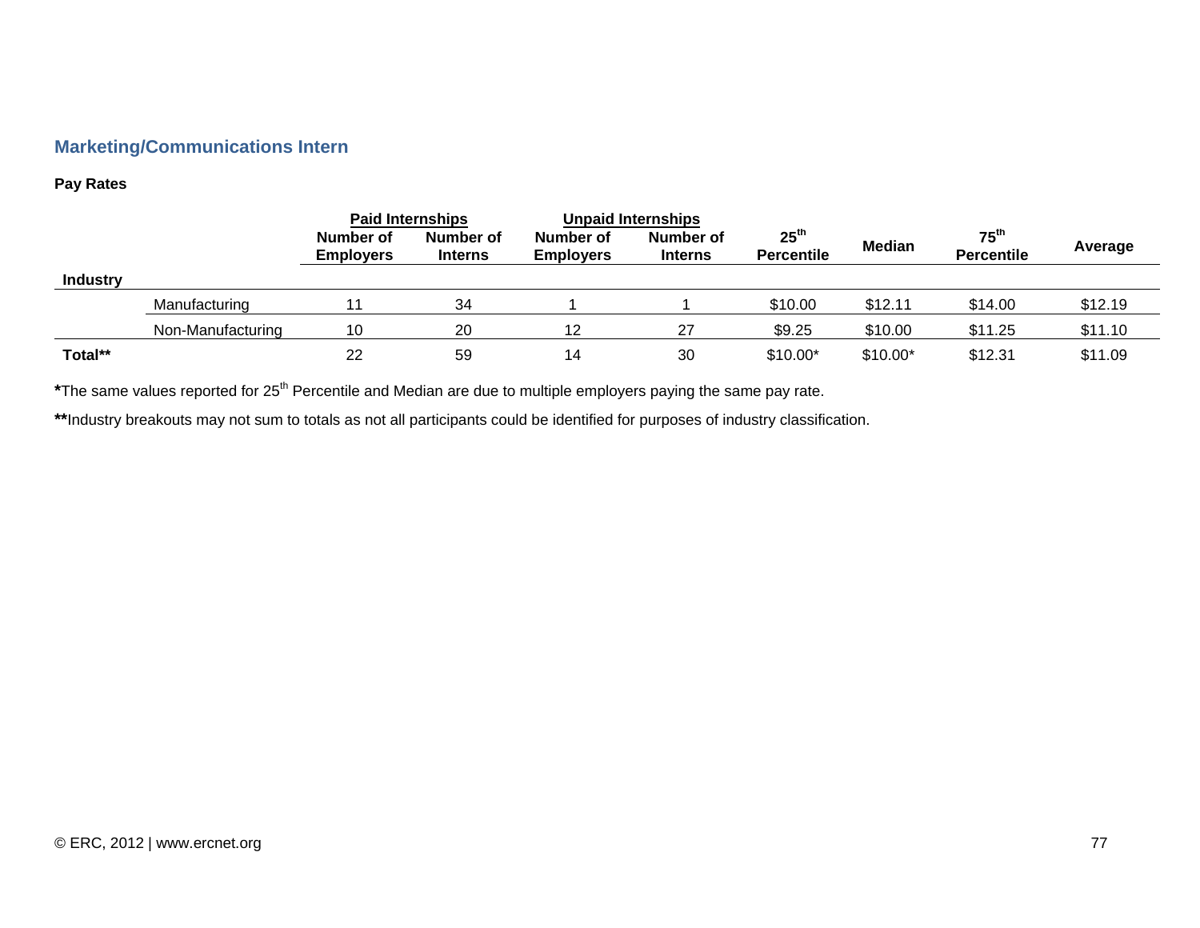## Marketing/Communications Intern

**Pay Rates**

| Industry | | Paid Internships | | Unpaid Internships | | | | | |
|---|---|---|---|---|---|---|---|---|---|
| | | Number of Employers | Number of Interns | Number of Employers | Number of Interns | 25th Percentile | Median | 75th Percentile | Average |
| | Manufacturing | 11 | 34 | 1 | 1 | $10.00 | $12.11 | $14.00 | $12.19 |
| | Non-Manufacturing | 10 | 20 | 12 | 27 | $9.25 | $10.00 | $11.25 | $11.10 |
| **Total**** | | 22 | 59 | 14 | 30 | $10.00* | $10.00* | $12.31 | $11.09 |

**\***The same values reported for 25th Percentile and Median are due to multiple employers paying the same pay rate.

**\*\***Industry breakouts may not sum to totals as not all participants could be identified for purposes of industry classification.

© ERC, 2012 | www.ercnet.org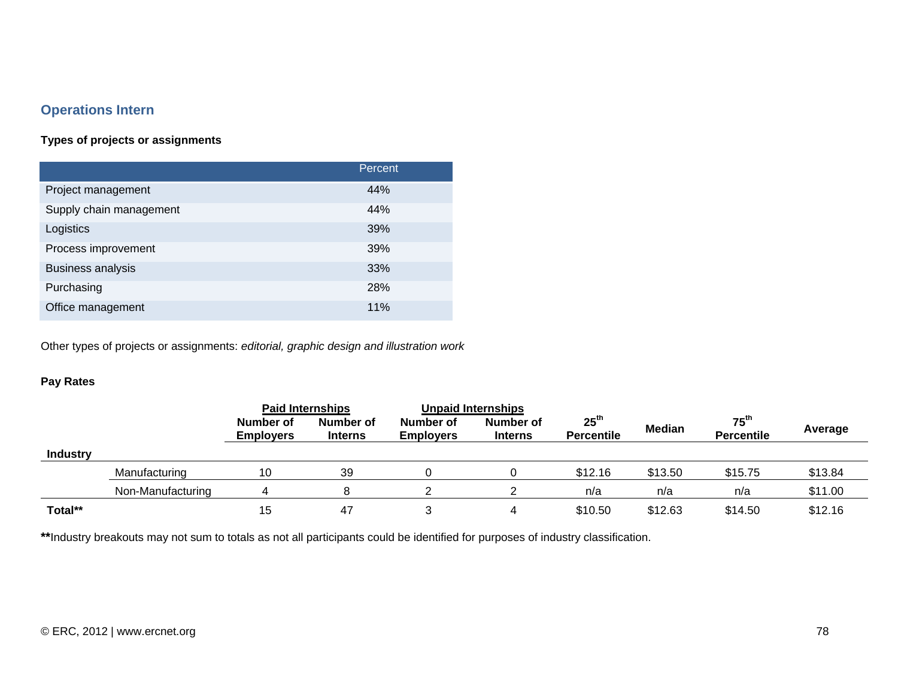## Operations Intern

**Types of projects or assignments**

| | Percent |
|---|---|
| Project management | 44% |
| Supply chain management | 44% |
| Logistics | 39% |
| Process improvement | 39% |
| Business analysis | 33% |
| Purchasing | 28% |
| Office management | 11% |

Other types of projects or assignments: *editorial, graphic design and illustration work*

**Pay Rates**

| | | Paid Internships | | Unpaid Internships | | | | | |
|---|---|---|---|---|---|---|---|---|---|
| | | Number of Employers | Number of Interns | Number of Employers | Number of Interns | 25th Percentile | Median | 75th Percentile | Average |
| **Industry** | | | | | | | | | |
| | Manufacturing | 10 | 39 | 0 | 0 | $12.16 | $13.50 | $15.75 | $13.84 |
| | Non-Manufacturing | 4 | 8 | 2 | 2 | n/a | n/a | n/a | $11.00 |
| **Total**** | | 15 | 47 | 3 | 4 | $10.50 | $12.63 | $14.50 | $12.16 |

**\*\***Industry breakouts may not sum to totals as not all participants could be identified for purposes of industry classification.

© ERC, 2012 | www.ercnet.org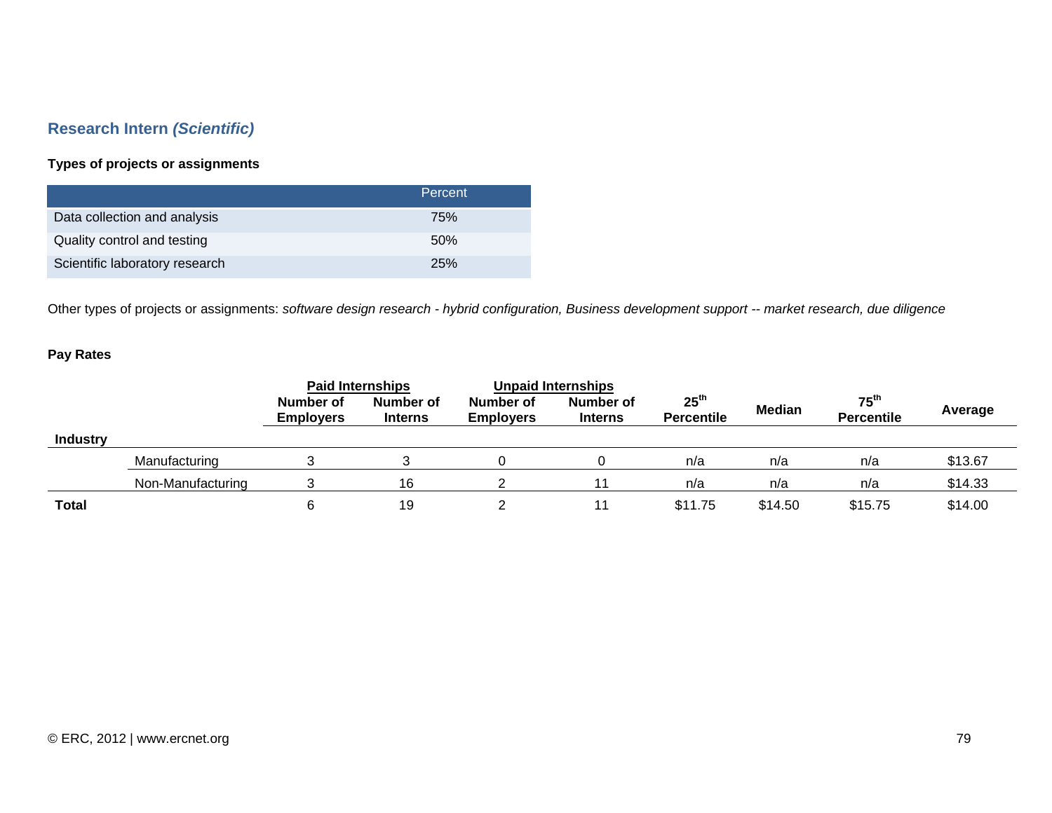## Research Intern *(Scientific)*

**Types of projects or assignments**

| | Percent |
|---|---|
| Data collection and analysis | 75% |
| Quality control and testing | 50% |
| Scientific laboratory research | 25% |

Other types of projects or assignments: *software design research - hybrid configuration, Business development support -- market research, due diligence*

**Pay Rates**

| | | Paid Internships | | Unpaid Internships | | | | | |
|---|---|---|---|---|---|---|---|---|---|
| | | Number of Employers | Number of Interns | Number of Employers | Number of Interns | 25th Percentile | Median | 75th Percentile | Average |
| **Industry** | | | | | | | | | |
| | Manufacturing | 3 | 3 | 0 | 0 | n/a | n/a | n/a | $13.67 |
| | Non-Manufacturing | 3 | 16 | 2 | 11 | n/a | n/a | n/a | $14.33 |
| **Total** | | 6 | 19 | 2 | 11 | $11.75 | $14.50 | $15.75 | $14.00 |

© ERC, 2012 | www.ercnet.org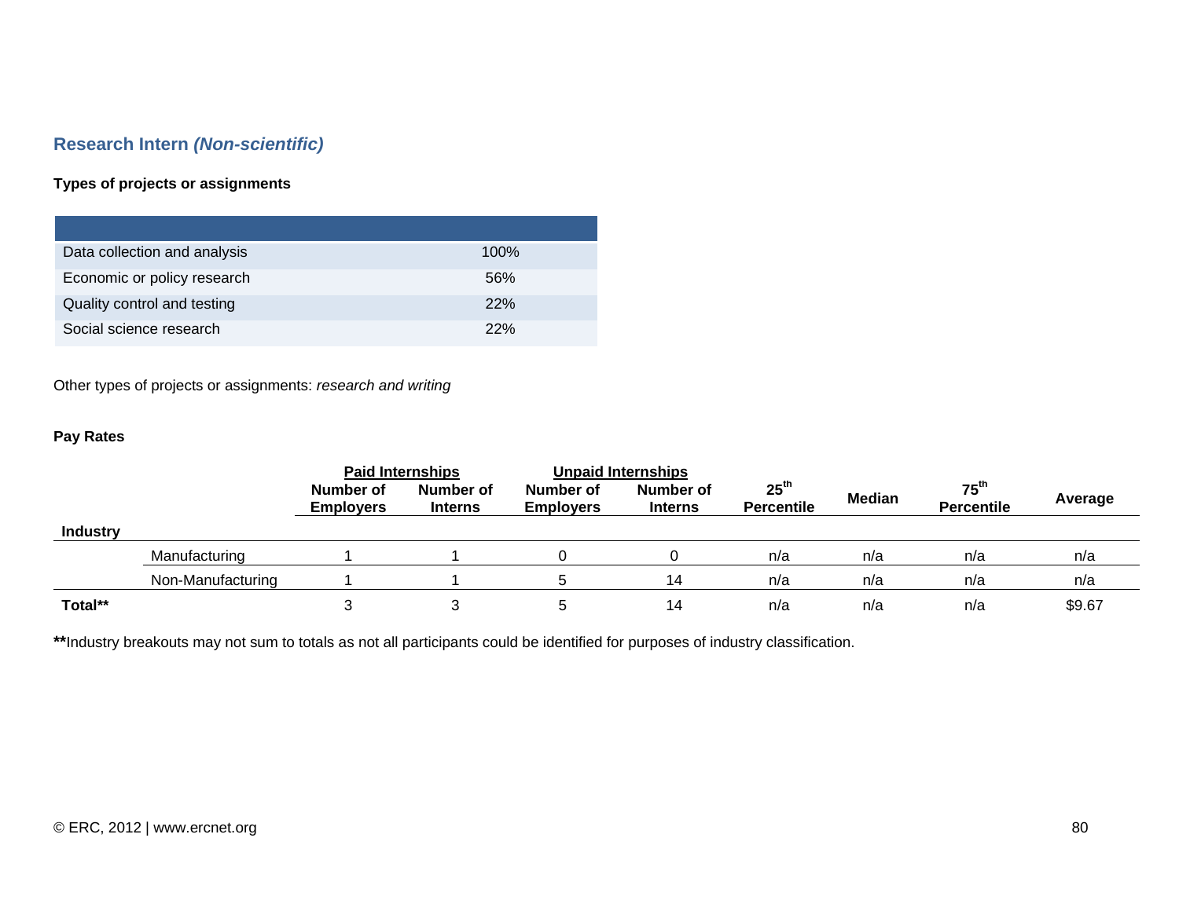## Research Intern *(Non-scientific)*

**Types of projects or assignments**

| | |
|---|---|
| Data collection and analysis | 100% |
| Economic or policy research | 56% |
| Quality control and testing | 22% |
| Social science research | 22% |

Other types of projects or assignments: *research and writing*

**Pay Rates**

| | | Paid Internships | | Unpaid Internships | | | | | |
|---|---|---|---|---|---|---|---|---|---|
| | | **Number of Employers** | **Number of Interns** | **Number of Employers** | **Number of Interns** | **25th Percentile** | **Median** | **75th Percentile** | **Average** |
| **Industry** | | | | | | | | | |
| | Manufacturing | 1 | 1 | 0 | 0 | n/a | n/a | n/a | n/a |
| | Non-Manufacturing | 1 | 1 | 5 | 14 | n/a | n/a | n/a | n/a |
| **Total**** | | 3 | 3 | 5 | 14 | n/a | n/a | n/a | $9.67 |

******Industry breakouts may not sum to totals as not all participants could be identified for purposes of industry classification.

© ERC, 2012 | www.ercnet.org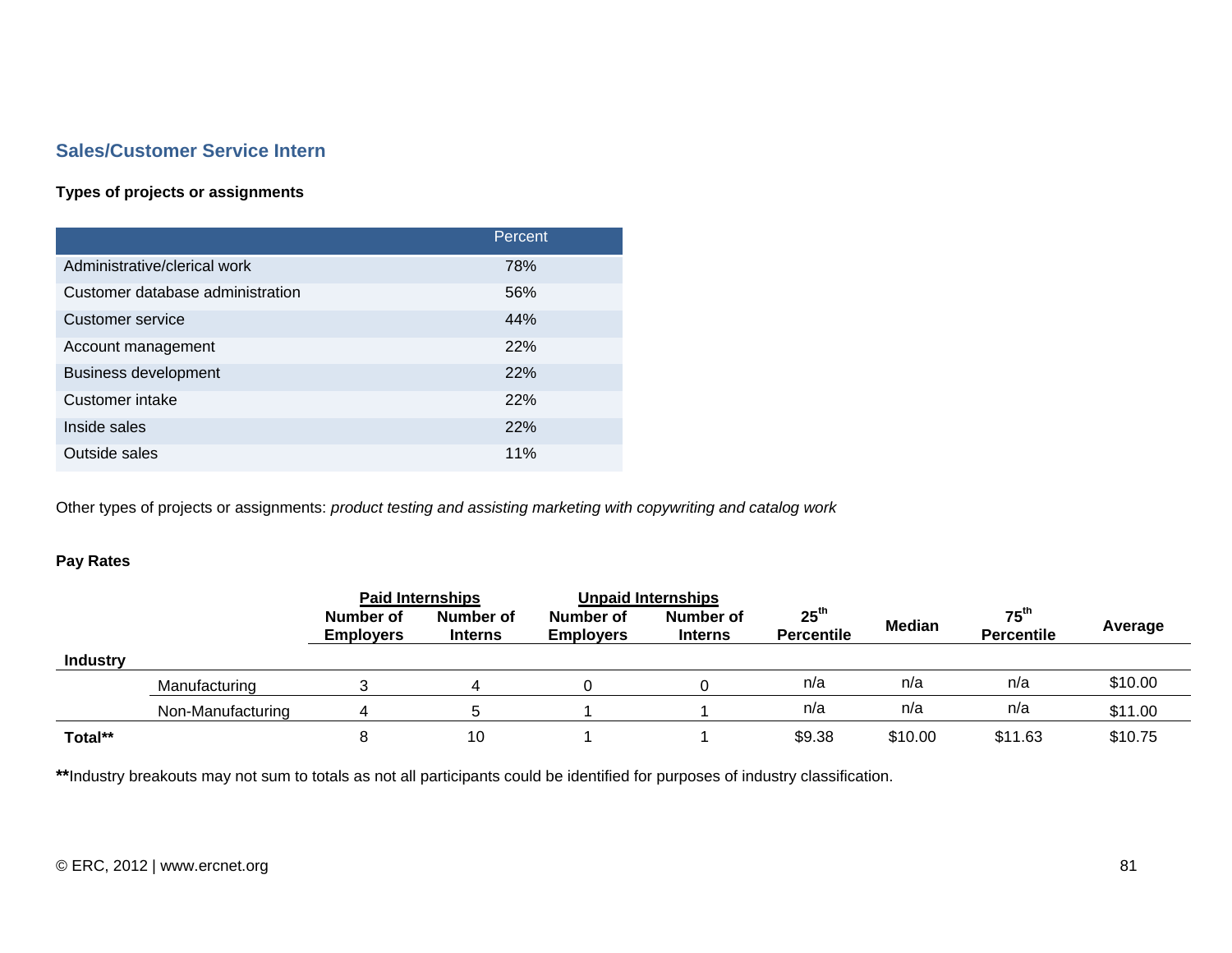## Sales/Customer Service Intern

### Types of projects or assignments

| | Percent |
|---|---|
| Administrative/clerical work | 78% |
| Customer database administration | 56% |
| Customer service | 44% |
| Account management | 22% |
| Business development | 22% |
| Customer intake | 22% |
| Inside sales | 22% |
| Outside sales | 11% |

Other types of projects or assignments: *product testing and assisting marketing with copywriting and catalog work*

### Pay Rates

| | | Paid Internships | | Unpaid Internships | | | | | |
|---|---|---|---|---|---|---|---|---|---|
| | | Number of Employers | Number of Interns | Number of Employers | Number of Interns | 25th Percentile | Median | 75th Percentile | Average |
| **Industry** | | | | | | | | | |
| | Manufacturing | 3 | 4 | 0 | 0 | n/a | n/a | n/a | $10.00 |
| | Non-Manufacturing | 4 | 5 | 1 | 1 | n/a | n/a | n/a | $11.00 |
| **Total\*\*** | | 8 | 10 | 1 | 1 | $9.38 | $10.00 | $11.63 | $10.75 |

**\*\***Industry breakouts may not sum to totals as not all participants could be identified for purposes of industry classification.

© ERC, 2012 | www.ercnet.org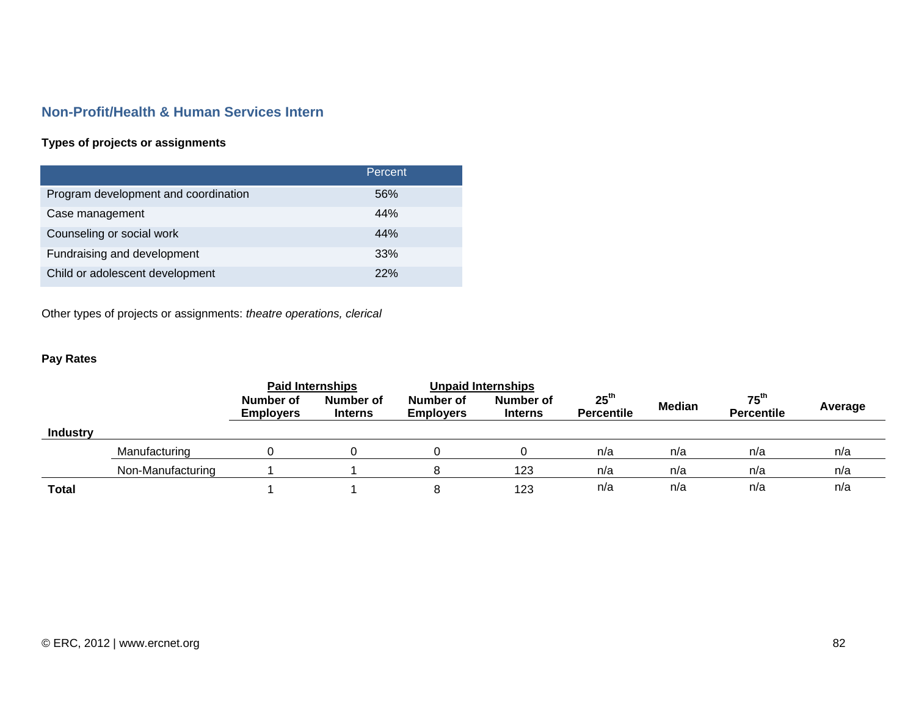## Non-Profit/Health & Human Services Intern

**Types of projects or assignments**

| | Percent |
|---|---|
| Program development and coordination | 56% |
| Case management | 44% |
| Counseling or social work | 44% |
| Fundraising and development | 33% |
| Child or adolescent development | 22% |

Other types of projects or assignments: *theatre operations, clerical*

**Pay Rates**

| | | Paid Internships | | Unpaid Internships | | | | | |
|---|---|---|---|---|---|---|---|---|---|
| | | Number of Employers | Number of Interns | Number of Employers | Number of Interns | 25th Percentile | Median | 75th Percentile | Average |
| **Industry** | | | | | | | | | |
| | Manufacturing | 0 | 0 | 0 | 0 | n/a | n/a | n/a | n/a |
| | Non-Manufacturing | 1 | 1 | 8 | 123 | n/a | n/a | n/a | n/a |
| **Total** | | 1 | 1 | 8 | 123 | n/a | n/a | n/a | n/a |

© ERC, 2012 | www.ercnet.org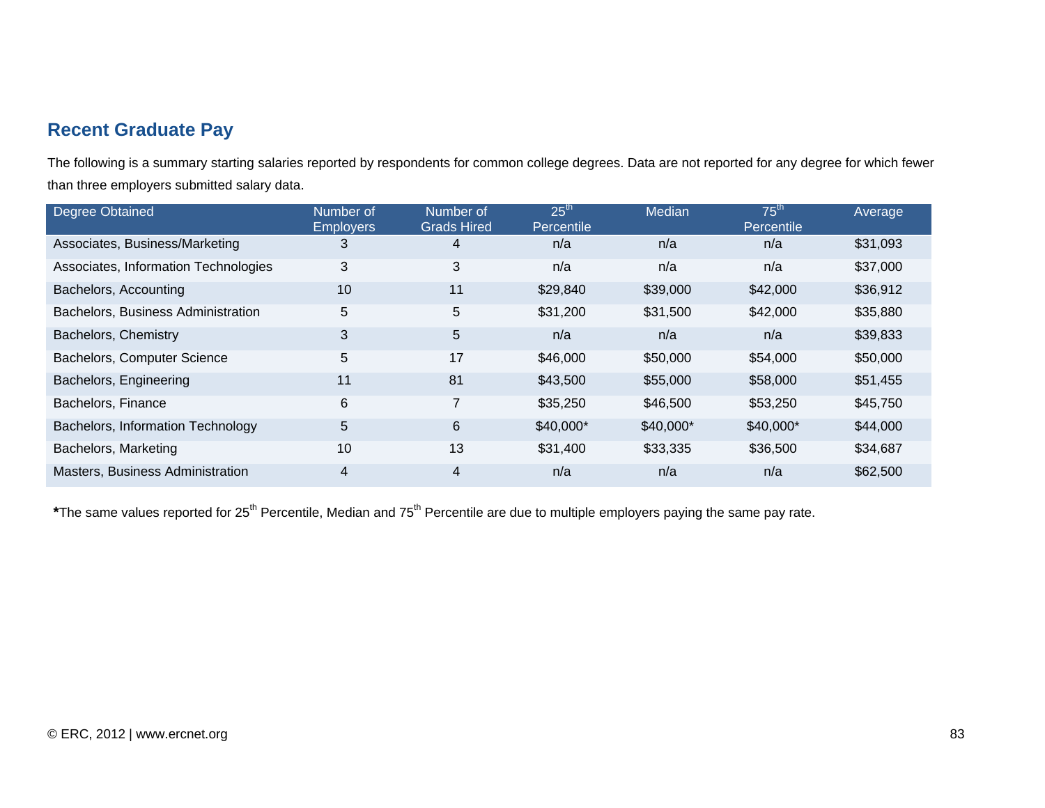## Recent Graduate Pay

The following is a summary starting salaries reported by respondents for common college degrees. Data are not reported for any degree for which fewer than three employers submitted salary data.

| Degree Obtained | Number of Employers | Number of Grads Hired | 25th Percentile | Median | 75th Percentile | Average |
|---|---|---|---|---|---|---|
| Associates, Business/Marketing | 3 | 4 | n/a | n/a | n/a | $31,093 |
| Associates, Information Technologies | 3 | 3 | n/a | n/a | n/a | $37,000 |
| Bachelors, Accounting | 10 | 11 | $29,840 | $39,000 | $42,000 | $36,912 |
| Bachelors, Business Administration | 5 | 5 | $31,200 | $31,500 | $42,000 | $35,880 |
| Bachelors, Chemistry | 3 | 5 | n/a | n/a | n/a | $39,833 |
| Bachelors, Computer Science | 5 | 17 | $46,000 | $50,000 | $54,000 | $50,000 |
| Bachelors, Engineering | 11 | 81 | $43,500 | $55,000 | $58,000 | $51,455 |
| Bachelors, Finance | 6 | 7 | $35,250 | $46,500 | $53,250 | $45,750 |
| Bachelors, Information Technology | 5 | 6 | $40,000* | $40,000* | $40,000* | $44,000 |
| Bachelors, Marketing | 10 | 13 | $31,400 | $33,335 | $36,500 | $34,687 |
| Masters, Business Administration | 4 | 4 | n/a | n/a | n/a | $62,500 |

***The same values reported for 25th Percentile, Median and 75th Percentile are due to multiple employers paying the same pay rate.**

© ERC, 2012 | www.ercnet.org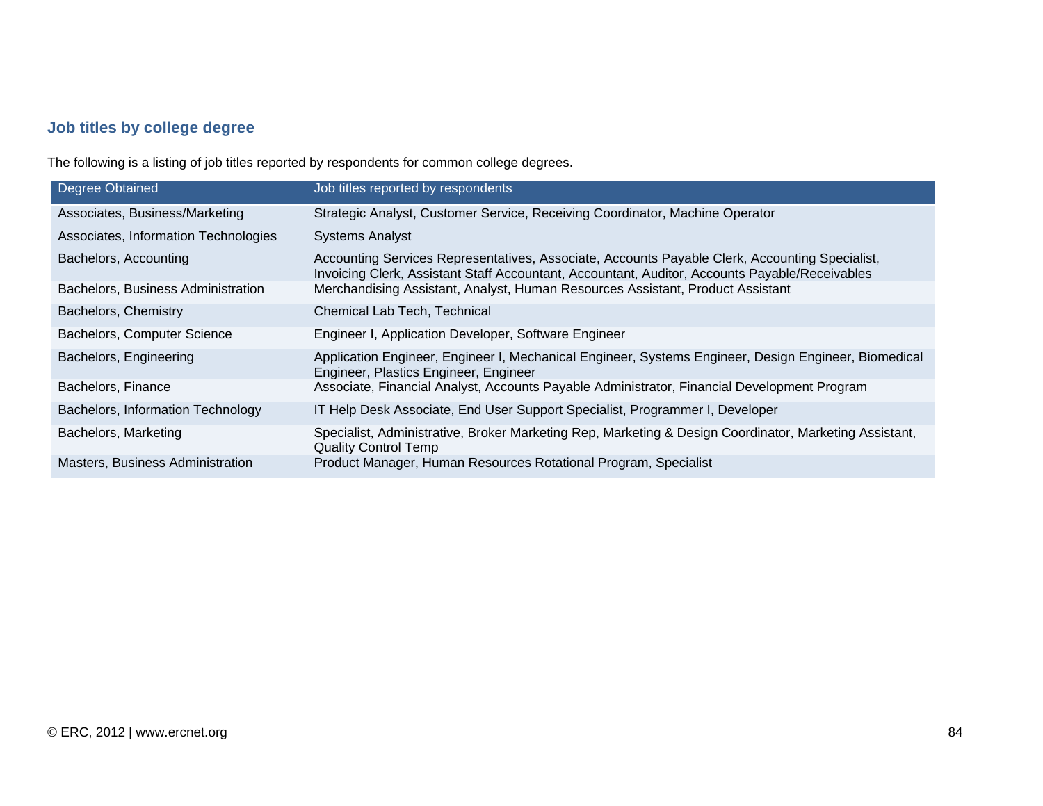### Job titles by college degree

The following is a listing of job titles reported by respondents for common college degrees.

| Degree Obtained | Job titles reported by respondents |
| --- | --- |
| Associates, Business/Marketing | Strategic Analyst, Customer Service, Receiving Coordinator, Machine Operator |
| Associates, Information Technologies | Systems Analyst |
| Bachelors, Accounting | Accounting Services Representatives, Associate, Accounts Payable Clerk, Accounting Specialist, Invoicing Clerk, Assistant Staff Accountant, Accountant, Auditor, Accounts Payable/Receivables |
| Bachelors, Business Administration | Merchandising Assistant, Analyst, Human Resources Assistant, Product Assistant |
| Bachelors, Chemistry | Chemical Lab Tech, Technical |
| Bachelors, Computer Science | Engineer I, Application Developer, Software Engineer |
| Bachelors, Engineering | Application Engineer, Engineer I, Mechanical Engineer, Systems Engineer, Design Engineer, Biomedical Engineer, Plastics Engineer, Engineer |
| Bachelors, Finance | Associate, Financial Analyst, Accounts Payable Administrator, Financial Development Program |
| Bachelors, Information Technology | IT Help Desk Associate, End User Support Specialist, Programmer I, Developer |
| Bachelors, Marketing | Specialist, Administrative, Broker Marketing Rep, Marketing & Design Coordinator, Marketing Assistant, Quality Control Temp |
| Masters, Business Administration | Product Manager, Human Resources Rotational Program, Specialist |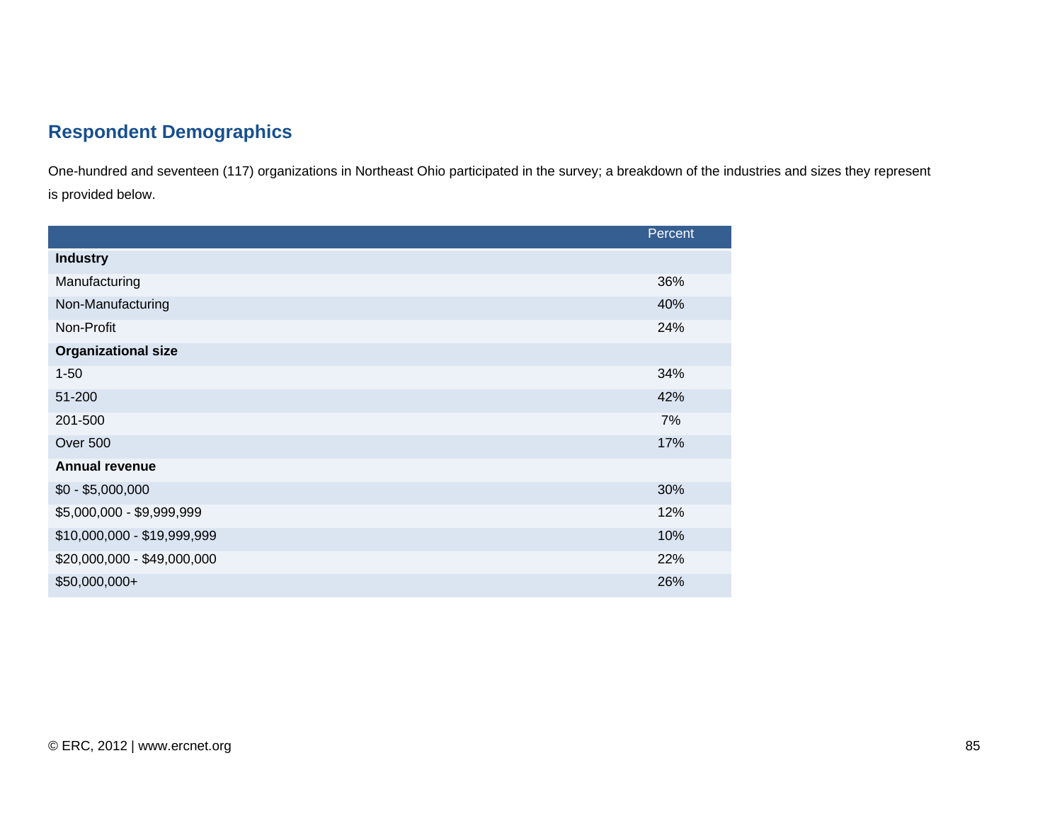## Respondent Demographics

One-hundred and seventeen (117) organizations in Northeast Ohio participated in the survey; a breakdown of the industries and sizes they represent is provided below.

| | Percent |
|---|---|
| **Industry** | |
| Manufacturing | 36% |
| Non-Manufacturing | 40% |
| Non-Profit | 24% |
| **Organizational size** | |
| 1-50 | 34% |
| 51-200 | 42% |
| 201-500 | 7% |
| Over 500 | 17% |
| **Annual revenue** | |
| $0 - $5,000,000 | 30% |
| $5,000,000 - $9,999,999 | 12% |
| $10,000,000 - $19,999,999 | 10% |
| $20,000,000 - $49,000,000 | 22% |
| $50,000,000+ | 26% |

© ERC, 2012 | www.ercnet.org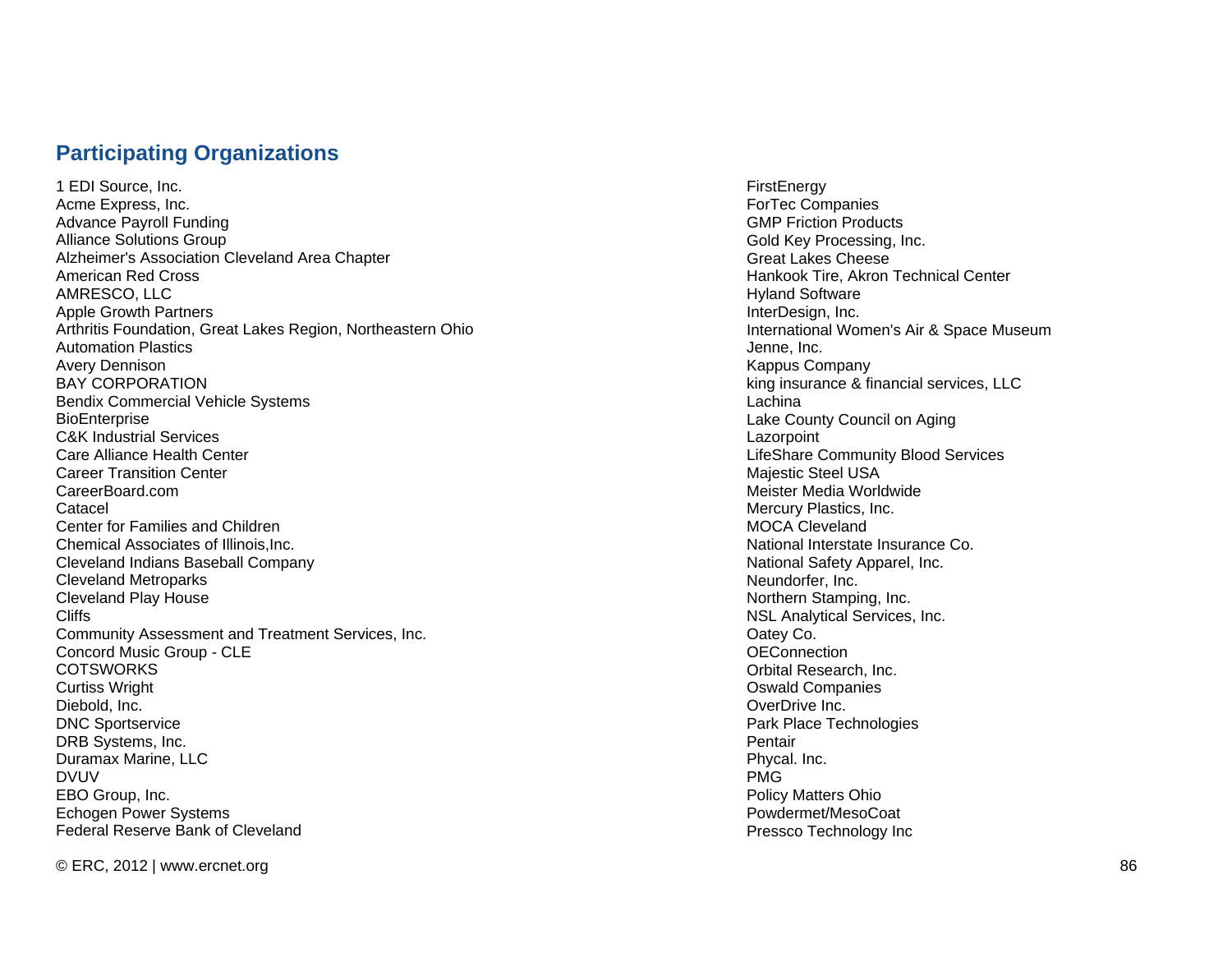## Participating Organizations

1 EDI Source, Inc.
Acme Express, Inc.
Advance Payroll Funding
Alliance Solutions Group
Alzheimer's Association Cleveland Area Chapter
American Red Cross
AMRESCO, LLC
Apple Growth Partners
Arthritis Foundation, Great Lakes Region, Northeastern Ohio
Automation Plastics
Avery Dennison
BAY CORPORATION
Bendix Commercial Vehicle Systems
BioEnterprise
C&K Industrial Services
Care Alliance Health Center
Career Transition Center
CareerBoard.com
Catacel
Center for Families and Children
Chemical Associates of Illinois,Inc.
Cleveland Indians Baseball Company
Cleveland Metroparks
Cleveland Play House
Cliffs
Community Assessment and Treatment Services, Inc.
Concord Music Group - CLE
COTSWORKS
Curtiss Wright
Diebold, Inc.
DNC Sportservice
DRB Systems, Inc.
Duramax Marine, LLC
DVUV
EBO Group, Inc.
Echogen Power Systems
Federal Reserve Bank of Cleveland
FirstEnergy
ForTec Companies
GMP Friction Products
Gold Key Processing, Inc.
Great Lakes Cheese
Hankook Tire, Akron Technical Center
Hyland Software
InterDesign, Inc.
International Women's Air & Space Museum
Jenne, Inc.
Kappus Company
king insurance & financial services, LLC
Lachina
Lake County Council on Aging
Lazorpoint
LifeShare Community Blood Services
Majestic Steel USA
Meister Media Worldwide
Mercury Plastics, Inc.
MOCA Cleveland
National Interstate Insurance Co.
National Safety Apparel, Inc.
Neundorfer, Inc.
Northern Stamping, Inc.
NSL Analytical Services, Inc.
Oatey Co.
OEConnection
Orbital Research, Inc.
Oswald Companies
OverDrive Inc.
Park Place Technologies
Pentair
Phycal. Inc.
PMG
Policy Matters Ohio
Powdermet/MesoCoat
Pressco Technology Inc

© ERC, 2012 | www.ercnet.org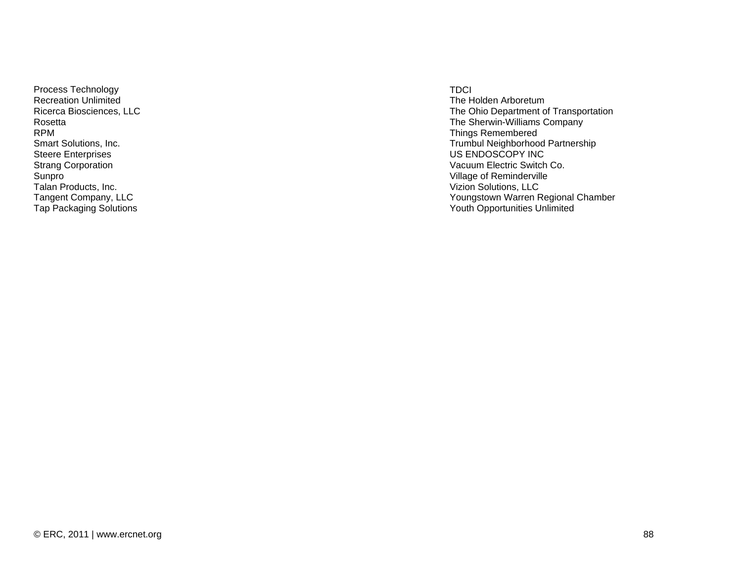Process Technology
Recreation Unlimited
Ricerca Biosciences, LLC
Rosetta
RPM
Smart Solutions, Inc.
Steere Enterprises
Strang Corporation
Sunpro
Talan Products, Inc.
Tangent Company, LLC
Tap Packaging Solutions

TDCI
The Holden Arboretum
The Ohio Department of Transportation
The Sherwin-Williams Company
Things Remembered
Trumbul Neighborhood Partnership
US ENDOSCOPY INC
Vacuum Electric Switch Co.
Village of Reminderville
Vizion Solutions, LLC
Youngstown Warren Regional Chamber
Youth Opportunities Unlimited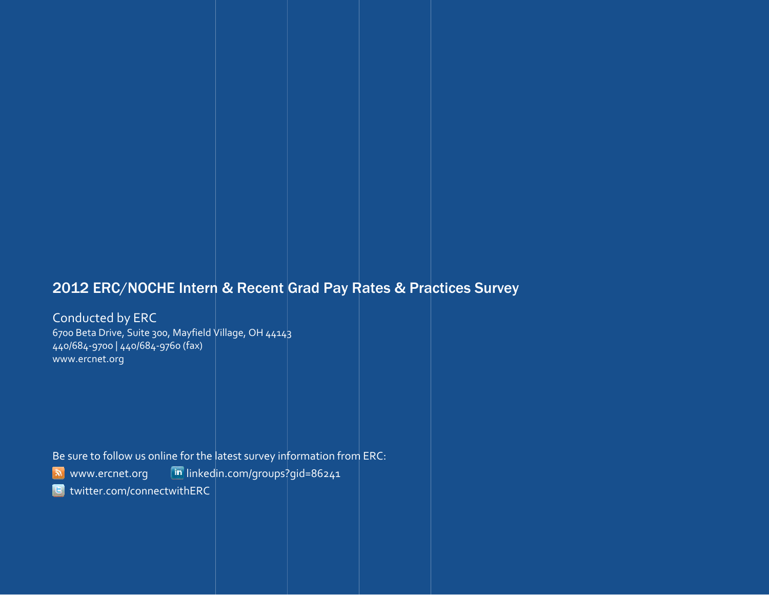# 2012 ERC/NOCHE Intern & Recent Grad Pay Rates & Practices Survey

Conducted by ERC
6700 Beta Drive, Suite 300, Mayfield Village, OH 44143
440/684-9700 | 440/684-9760 (fax)
www.ercnet.org

Be sure to follow us online for the latest survey information from ERC:

www.ercnet.org linkedin.com/groups?gid=86241

twitter.com/connectwithERC